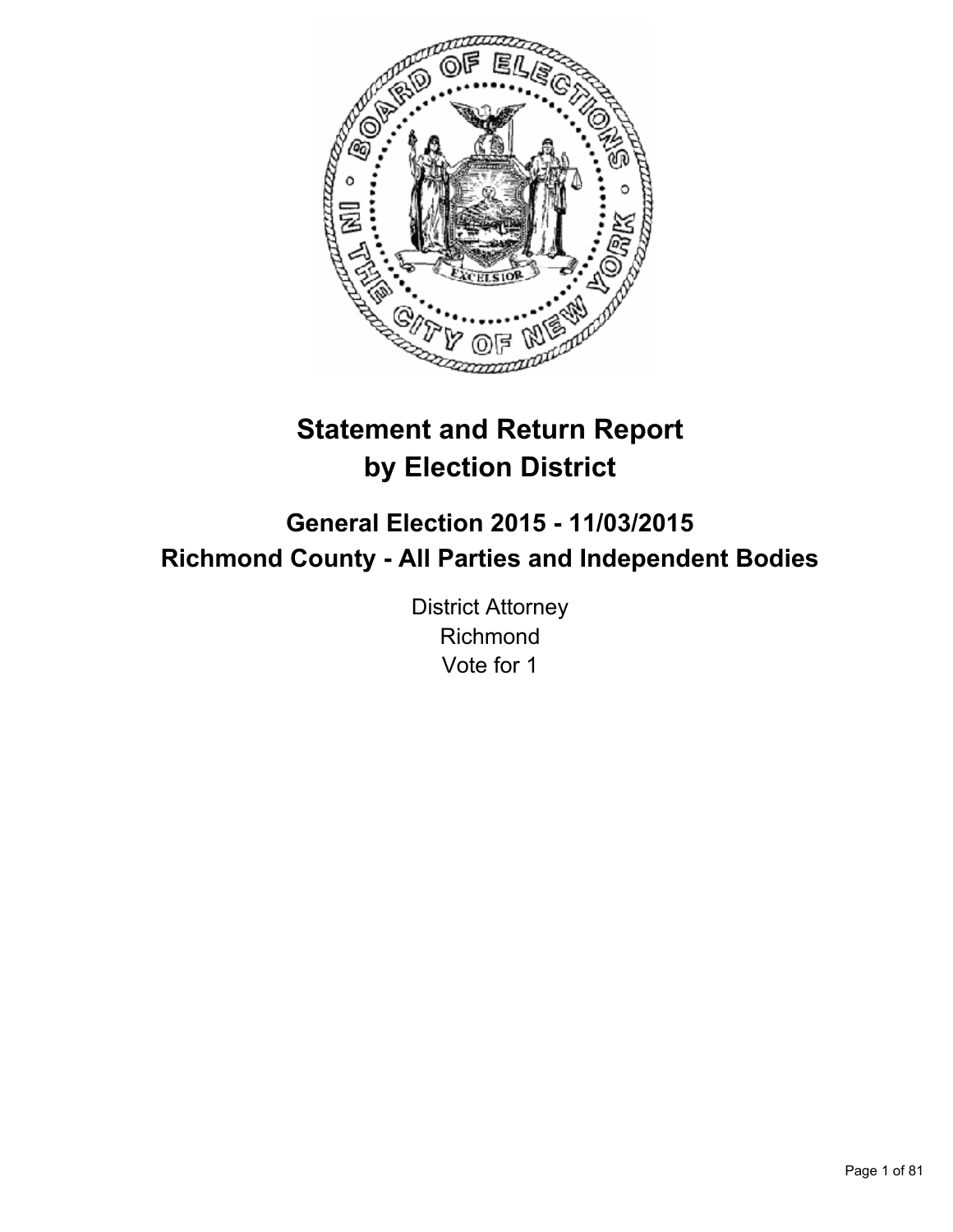# Statement and Return Report by Election District

## General Election 2015 - 11/03/2015

## Richmond County - All Parties and Independent Bodies

District Attorney
Richmond
Vote for 1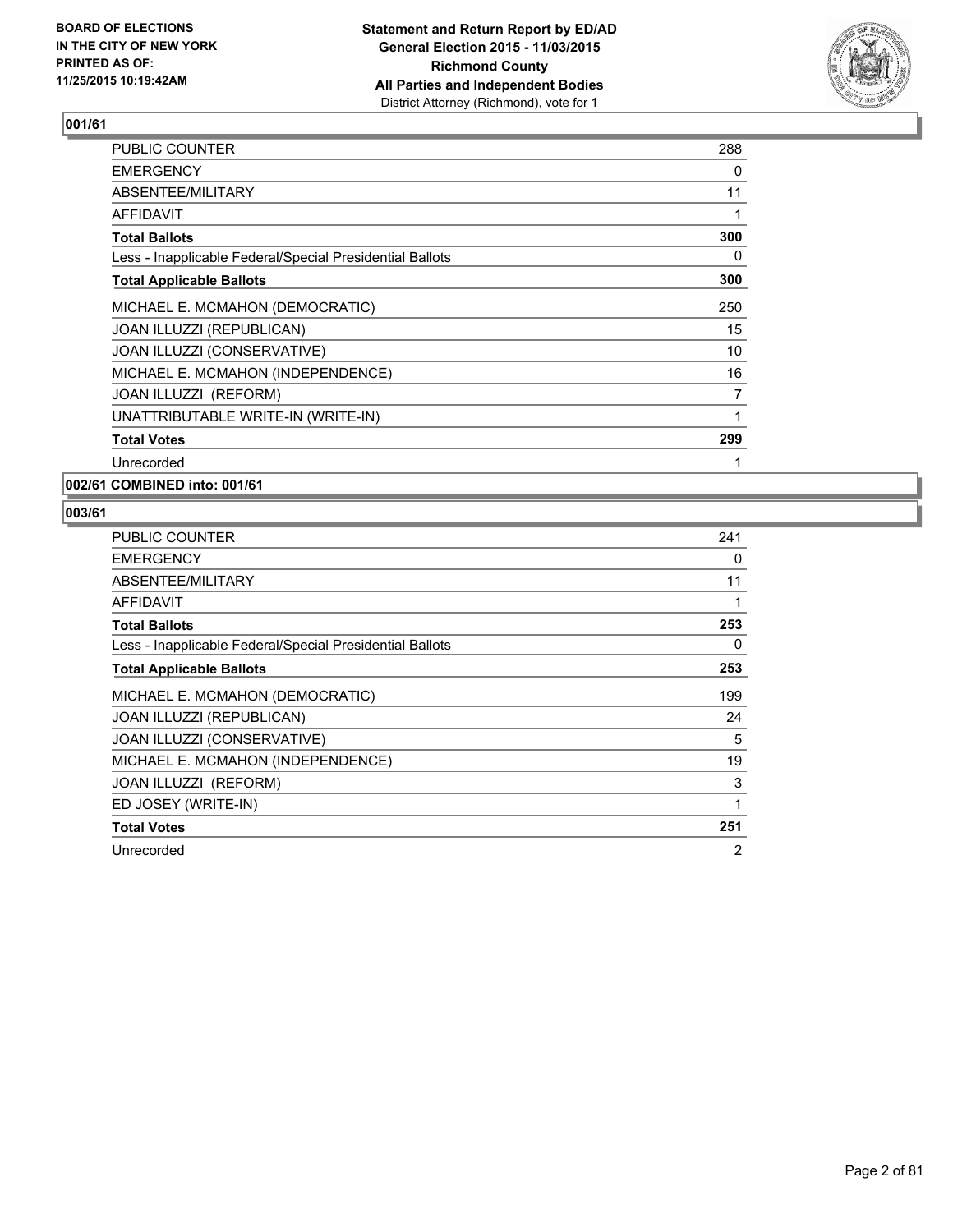**BOARD OF ELECTIONS IN THE CITY OF NEW YORK PRINTED AS OF: 11/25/2015 10:19:42AM**

**Statement and Return Report by ED/AD General Election 2015 - 11/03/2015 Richmond County All Parties and Independent Bodies**
District Attorney (Richmond), vote for 1

## 001/61

| | |
|---|---|
| PUBLIC COUNTER | 288 |
| EMERGENCY | 0 |
| ABSENTEE/MILITARY | 11 |
| AFFIDAVIT | 1 |
| **Total Ballots** | **300** |
| Less - Inapplicable Federal/Special Presidential Ballots | 0 |
| **Total Applicable Ballots** | **300** |
| MICHAEL E. MCMAHON (DEMOCRATIC) | 250 |
| JOAN ILLUZZI (REPUBLICAN) | 15 |
| JOAN ILLUZZI (CONSERVATIVE) | 10 |
| MICHAEL E. MCMAHON (INDEPENDENCE) | 16 |
| JOAN ILLUZZI (REFORM) | 7 |
| UNATTRIBUTABLE WRITE-IN (WRITE-IN) | 1 |
| **Total Votes** | **299** |
| Unrecorded | 1 |

## 002/61 COMBINED into: 001/61

## 003/61

| | |
|---|---|
| PUBLIC COUNTER | 241 |
| EMERGENCY | 0 |
| ABSENTEE/MILITARY | 11 |
| AFFIDAVIT | 1 |
| **Total Ballots** | **253** |
| Less - Inapplicable Federal/Special Presidential Ballots | 0 |
| **Total Applicable Ballots** | **253** |
| MICHAEL E. MCMAHON (DEMOCRATIC) | 199 |
| JOAN ILLUZZI (REPUBLICAN) | 24 |
| JOAN ILLUZZI (CONSERVATIVE) | 5 |
| MICHAEL E. MCMAHON (INDEPENDENCE) | 19 |
| JOAN ILLUZZI (REFORM) | 3 |
| ED JOSEY (WRITE-IN) | 1 |
| **Total Votes** | **251** |
| Unrecorded | 2 |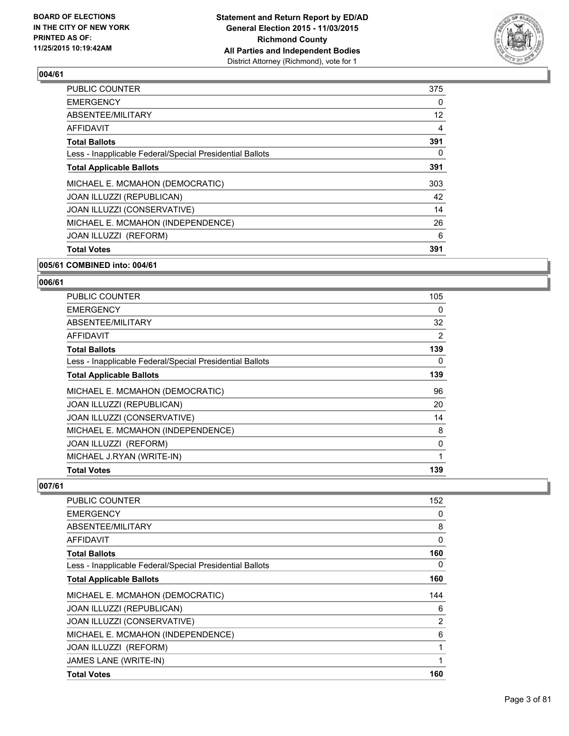### 004/61

| | |
|---|---|
| PUBLIC COUNTER | 375 |
| EMERGENCY | 0 |
| ABSENTEE/MILITARY | 12 |
| AFFIDAVIT | 4 |
| **Total Ballots** | **391** |
| Less - Inapplicable Federal/Special Presidential Ballots | 0 |
| **Total Applicable Ballots** | **391** |
| MICHAEL E. MCMAHON (DEMOCRATIC) | 303 |
| JOAN ILLUZZI (REPUBLICAN) | 42 |
| JOAN ILLUZZI (CONSERVATIVE) | 14 |
| MICHAEL E. MCMAHON (INDEPENDENCE) | 26 |
| JOAN ILLUZZI (REFORM) | 6 |
| **Total Votes** | **391** |

### 005/61 COMBINED into: 004/61

### 006/61

| | |
|---|---|
| PUBLIC COUNTER | 105 |
| EMERGENCY | 0 |
| ABSENTEE/MILITARY | 32 |
| AFFIDAVIT | 2 |
| **Total Ballots** | **139** |
| Less - Inapplicable Federal/Special Presidential Ballots | 0 |
| **Total Applicable Ballots** | **139** |
| MICHAEL E. MCMAHON (DEMOCRATIC) | 96 |
| JOAN ILLUZZI (REPUBLICAN) | 20 |
| JOAN ILLUZZI (CONSERVATIVE) | 14 |
| MICHAEL E. MCMAHON (INDEPENDENCE) | 8 |
| JOAN ILLUZZI (REFORM) | 0 |
| MICHAEL J.RYAN (WRITE-IN) | 1 |
| **Total Votes** | **139** |

### 007/61

| | |
|---|---|
| PUBLIC COUNTER | 152 |
| EMERGENCY | 0 |
| ABSENTEE/MILITARY | 8 |
| AFFIDAVIT | 0 |
| **Total Ballots** | **160** |
| Less - Inapplicable Federal/Special Presidential Ballots | 0 |
| **Total Applicable Ballots** | **160** |
| MICHAEL E. MCMAHON (DEMOCRATIC) | 144 |
| JOAN ILLUZZI (REPUBLICAN) | 6 |
| JOAN ILLUZZI (CONSERVATIVE) | 2 |
| MICHAEL E. MCMAHON (INDEPENDENCE) | 6 |
| JOAN ILLUZZI (REFORM) | 1 |
| JAMES LANE (WRITE-IN) | 1 |
| **Total Votes** | **160** |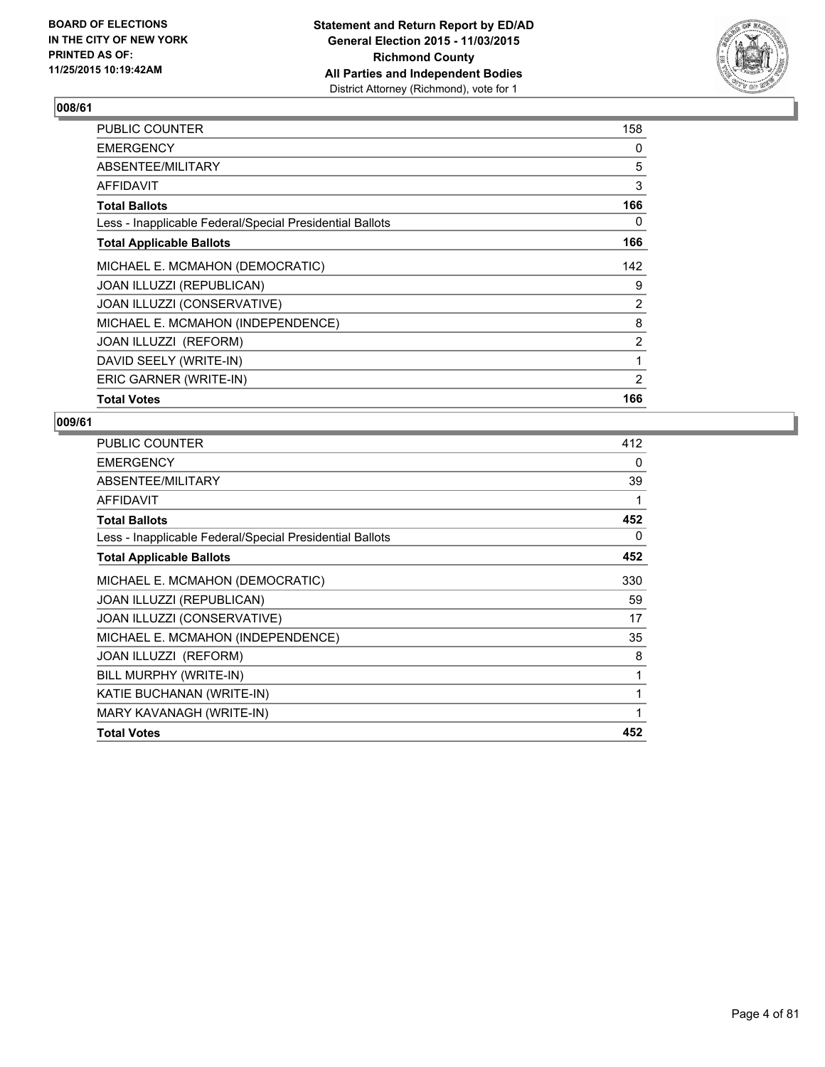**BOARD OF ELECTIONS**
**IN THE CITY OF NEW YORK**
**PRINTED AS OF:**
**11/25/2015 10:19:42AM**

**Statement and Return Report by ED/AD**
**General Election 2015 - 11/03/2015**
**Richmond County**
**All Parties and Independent Bodies**
District Attorney (Richmond), vote for 1

## 008/61

| | |
|---|---|
| PUBLIC COUNTER | 158 |
| EMERGENCY | 0 |
| ABSENTEE/MILITARY | 5 |
| AFFIDAVIT | 3 |
| **Total Ballots** | **166** |
| Less - Inapplicable Federal/Special Presidential Ballots | 0 |
| **Total Applicable Ballots** | **166** |
| MICHAEL E. MCMAHON (DEMOCRATIC) | 142 |
| JOAN ILLUZZI (REPUBLICAN) | 9 |
| JOAN ILLUZZI (CONSERVATIVE) | 2 |
| MICHAEL E. MCMAHON (INDEPENDENCE) | 8 |
| JOAN ILLUZZI (REFORM) | 2 |
| DAVID SEELY (WRITE-IN) | 1 |
| ERIC GARNER (WRITE-IN) | 2 |
| **Total Votes** | **166** |

## 009/61

| | |
|---|---|
| PUBLIC COUNTER | 412 |
| EMERGENCY | 0 |
| ABSENTEE/MILITARY | 39 |
| AFFIDAVIT | 1 |
| **Total Ballots** | **452** |
| Less - Inapplicable Federal/Special Presidential Ballots | 0 |
| **Total Applicable Ballots** | **452** |
| MICHAEL E. MCMAHON (DEMOCRATIC) | 330 |
| JOAN ILLUZZI (REPUBLICAN) | 59 |
| JOAN ILLUZZI (CONSERVATIVE) | 17 |
| MICHAEL E. MCMAHON (INDEPENDENCE) | 35 |
| JOAN ILLUZZI (REFORM) | 8 |
| BILL MURPHY (WRITE-IN) | 1 |
| KATIE BUCHANAN (WRITE-IN) | 1 |
| MARY KAVANAGH (WRITE-IN) | 1 |
| **Total Votes** | **452** |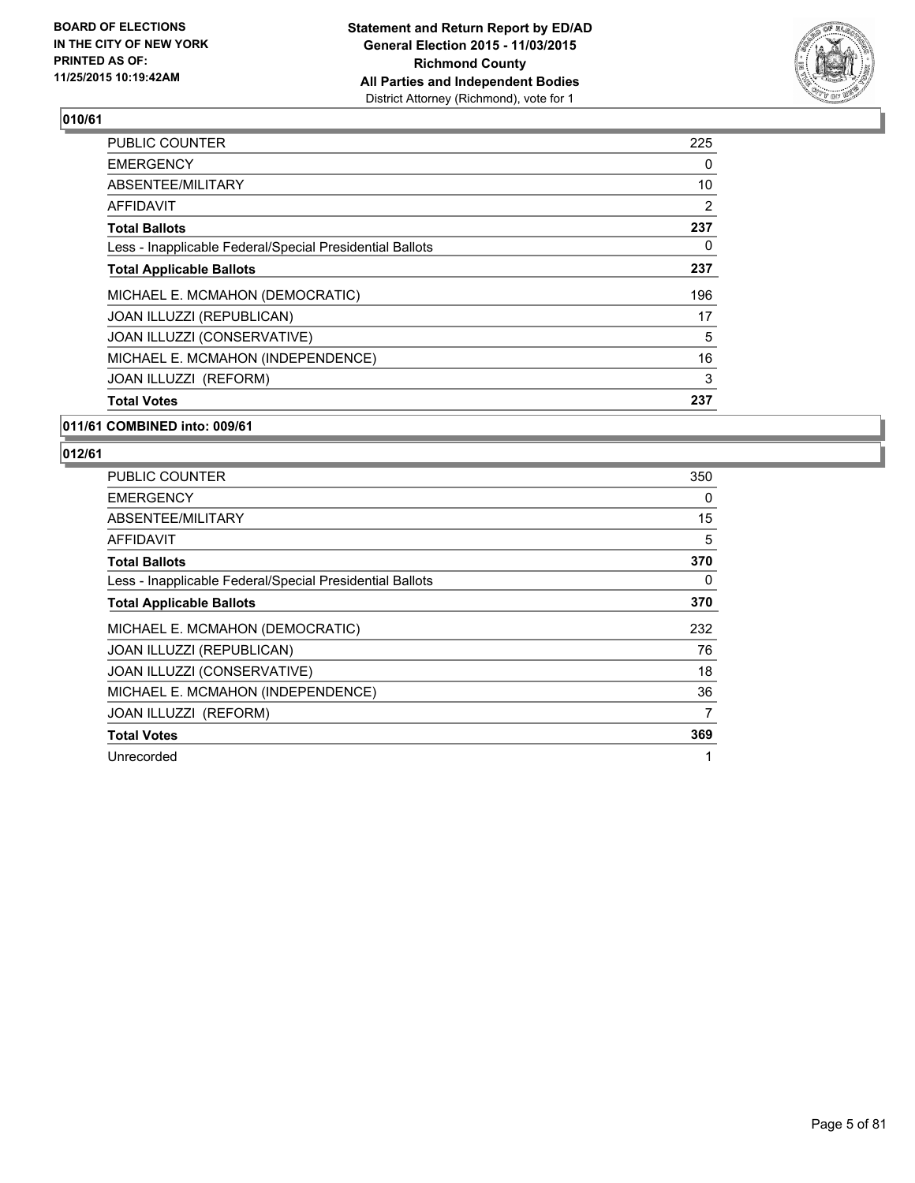**010/61**

| | |
|---|---|
| PUBLIC COUNTER | 225 |
| EMERGENCY | 0 |
| ABSENTEE/MILITARY | 10 |
| AFFIDAVIT | 2 |
| **Total Ballots** | **237** |
| Less - Inapplicable Federal/Special Presidential Ballots | 0 |
| **Total Applicable Ballots** | **237** |
| MICHAEL E. MCMAHON (DEMOCRATIC) | 196 |
| JOAN ILLUZZI (REPUBLICAN) | 17 |
| JOAN ILLUZZI (CONSERVATIVE) | 5 |
| MICHAEL E. MCMAHON (INDEPENDENCE) | 16 |
| JOAN ILLUZZI (REFORM) | 3 |
| **Total Votes** | **237** |

**011/61 COMBINED into: 009/61**

**012/61**

| | |
|---|---|
| PUBLIC COUNTER | 350 |
| EMERGENCY | 0 |
| ABSENTEE/MILITARY | 15 |
| AFFIDAVIT | 5 |
| **Total Ballots** | **370** |
| Less - Inapplicable Federal/Special Presidential Ballots | 0 |
| **Total Applicable Ballots** | **370** |
| MICHAEL E. MCMAHON (DEMOCRATIC) | 232 |
| JOAN ILLUZZI (REPUBLICAN) | 76 |
| JOAN ILLUZZI (CONSERVATIVE) | 18 |
| MICHAEL E. MCMAHON (INDEPENDENCE) | 36 |
| JOAN ILLUZZI (REFORM) | 7 |
| **Total Votes** | **369** |
| Unrecorded | 1 |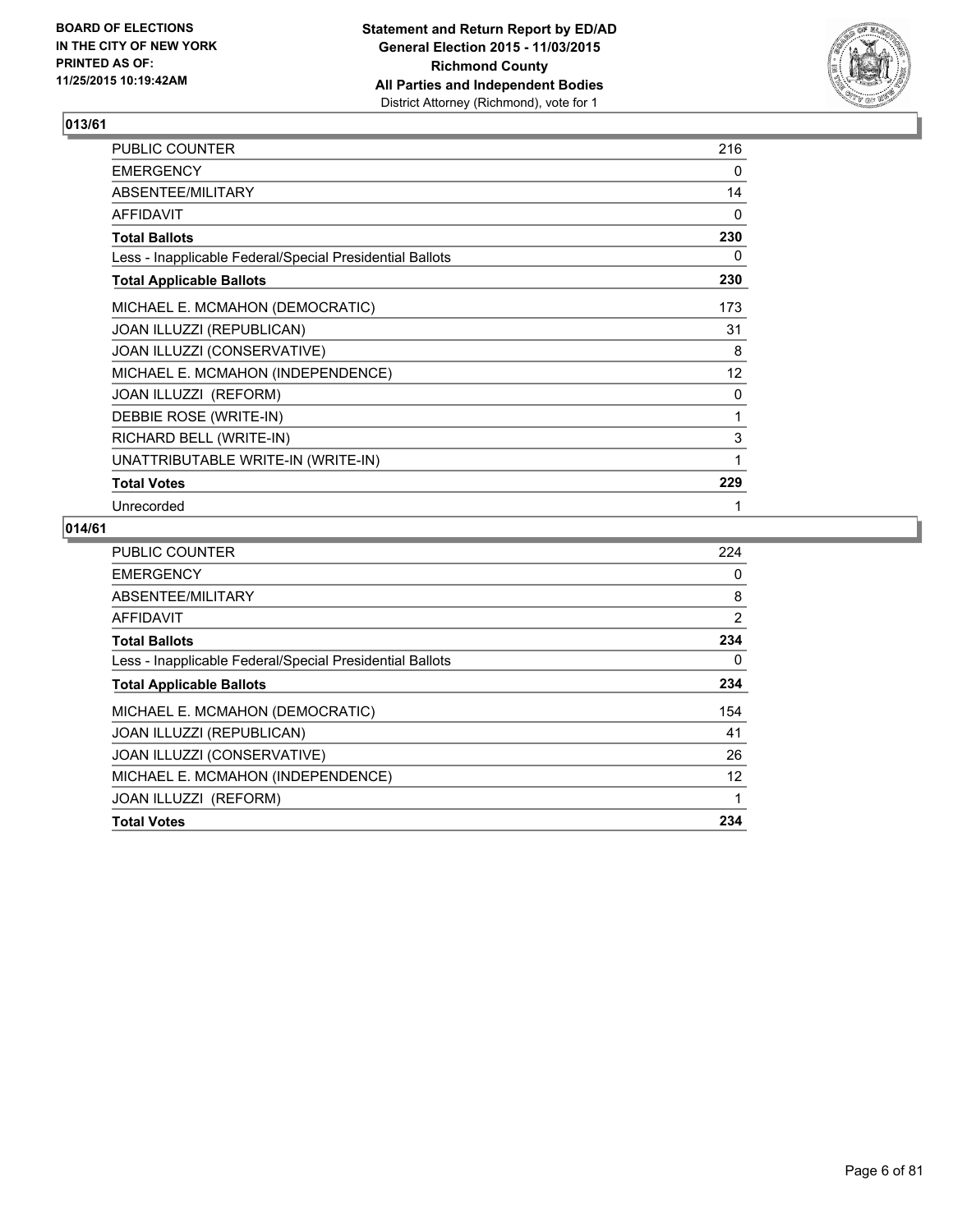**BOARD OF ELECTIONS IN THE CITY OF NEW YORK PRINTED AS OF: 11/25/2015 10:19:42AM**

**Statement and Return Report by ED/AD General Election 2015 - 11/03/2015 Richmond County All Parties and Independent Bodies**
District Attorney (Richmond), vote for 1

## 013/61

| | |
|---|---|
| PUBLIC COUNTER | 216 |
| EMERGENCY | 0 |
| ABSENTEE/MILITARY | 14 |
| AFFIDAVIT | 0 |
| **Total Ballots** | **230** |
| Less - Inapplicable Federal/Special Presidential Ballots | 0 |
| **Total Applicable Ballots** | **230** |
| MICHAEL E. MCMAHON (DEMOCRATIC) | 173 |
| JOAN ILLUZZI (REPUBLICAN) | 31 |
| JOAN ILLUZZI (CONSERVATIVE) | 8 |
| MICHAEL E. MCMAHON (INDEPENDENCE) | 12 |
| JOAN ILLUZZI (REFORM) | 0 |
| DEBBIE ROSE (WRITE-IN) | 1 |
| RICHARD BELL (WRITE-IN) | 3 |
| UNATTRIBUTABLE WRITE-IN (WRITE-IN) | 1 |
| **Total Votes** | **229** |
| Unrecorded | 1 |

## 014/61

| | |
|---|---|
| PUBLIC COUNTER | 224 |
| EMERGENCY | 0 |
| ABSENTEE/MILITARY | 8 |
| AFFIDAVIT | 2 |
| **Total Ballots** | **234** |
| Less - Inapplicable Federal/Special Presidential Ballots | 0 |
| **Total Applicable Ballots** | **234** |
| MICHAEL E. MCMAHON (DEMOCRATIC) | 154 |
| JOAN ILLUZZI (REPUBLICAN) | 41 |
| JOAN ILLUZZI (CONSERVATIVE) | 26 |
| MICHAEL E. MCMAHON (INDEPENDENCE) | 12 |
| JOAN ILLUZZI (REFORM) | 1 |
| **Total Votes** | **234** |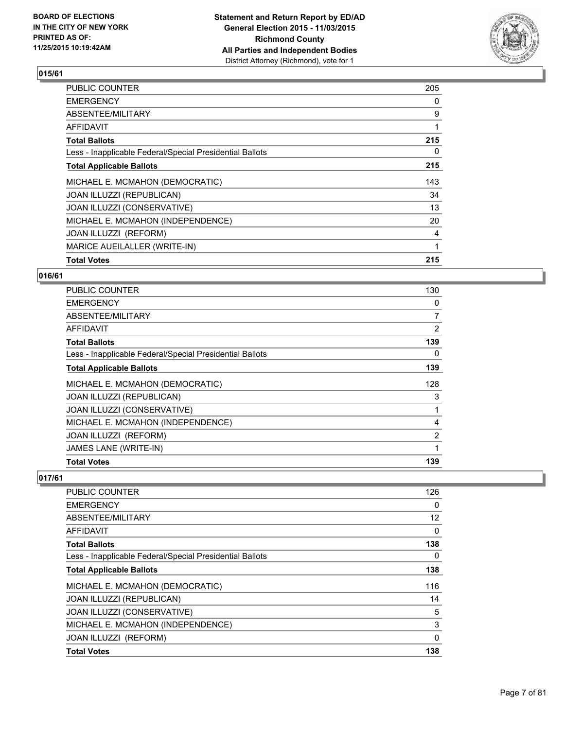**Statement and Return Report by ED/AD**
**General Election 2015 - 11/03/2015**
**Richmond County**
**All Parties and Independent Bodies**
District Attorney (Richmond), vote for 1

BOARD OF ELECTIONS
IN THE CITY OF NEW YORK
PRINTED AS OF:
11/25/2015 10:19:42AM

## 015/61

| | |
|---|---|
| PUBLIC COUNTER | 205 |
| EMERGENCY | 0 |
| ABSENTEE/MILITARY | 9 |
| AFFIDAVIT | 1 |
| **Total Ballots** | **215** |
| Less - Inapplicable Federal/Special Presidential Ballots | 0 |
| **Total Applicable Ballots** | **215** |
| MICHAEL E. MCMAHON (DEMOCRATIC) | 143 |
| JOAN ILLUZZI (REPUBLICAN) | 34 |
| JOAN ILLUZZI (CONSERVATIVE) | 13 |
| MICHAEL E. MCMAHON (INDEPENDENCE) | 20 |
| JOAN ILLUZZI (REFORM) | 4 |
| MARICE AUEILALLER (WRITE-IN) | 1 |
| **Total Votes** | **215** |

## 016/61

| | |
|---|---|
| PUBLIC COUNTER | 130 |
| EMERGENCY | 0 |
| ABSENTEE/MILITARY | 7 |
| AFFIDAVIT | 2 |
| **Total Ballots** | **139** |
| Less - Inapplicable Federal/Special Presidential Ballots | 0 |
| **Total Applicable Ballots** | **139** |
| MICHAEL E. MCMAHON (DEMOCRATIC) | 128 |
| JOAN ILLUZZI (REPUBLICAN) | 3 |
| JOAN ILLUZZI (CONSERVATIVE) | 1 |
| MICHAEL E. MCMAHON (INDEPENDENCE) | 4 |
| JOAN ILLUZZI (REFORM) | 2 |
| JAMES LANE (WRITE-IN) | 1 |
| **Total Votes** | **139** |

## 017/61

| | |
|---|---|
| PUBLIC COUNTER | 126 |
| EMERGENCY | 0 |
| ABSENTEE/MILITARY | 12 |
| AFFIDAVIT | 0 |
| **Total Ballots** | **138** |
| Less - Inapplicable Federal/Special Presidential Ballots | 0 |
| **Total Applicable Ballots** | **138** |
| MICHAEL E. MCMAHON (DEMOCRATIC) | 116 |
| JOAN ILLUZZI (REPUBLICAN) | 14 |
| JOAN ILLUZZI (CONSERVATIVE) | 5 |
| MICHAEL E. MCMAHON (INDEPENDENCE) | 3 |
| JOAN ILLUZZI (REFORM) | 0 |
| **Total Votes** | **138** |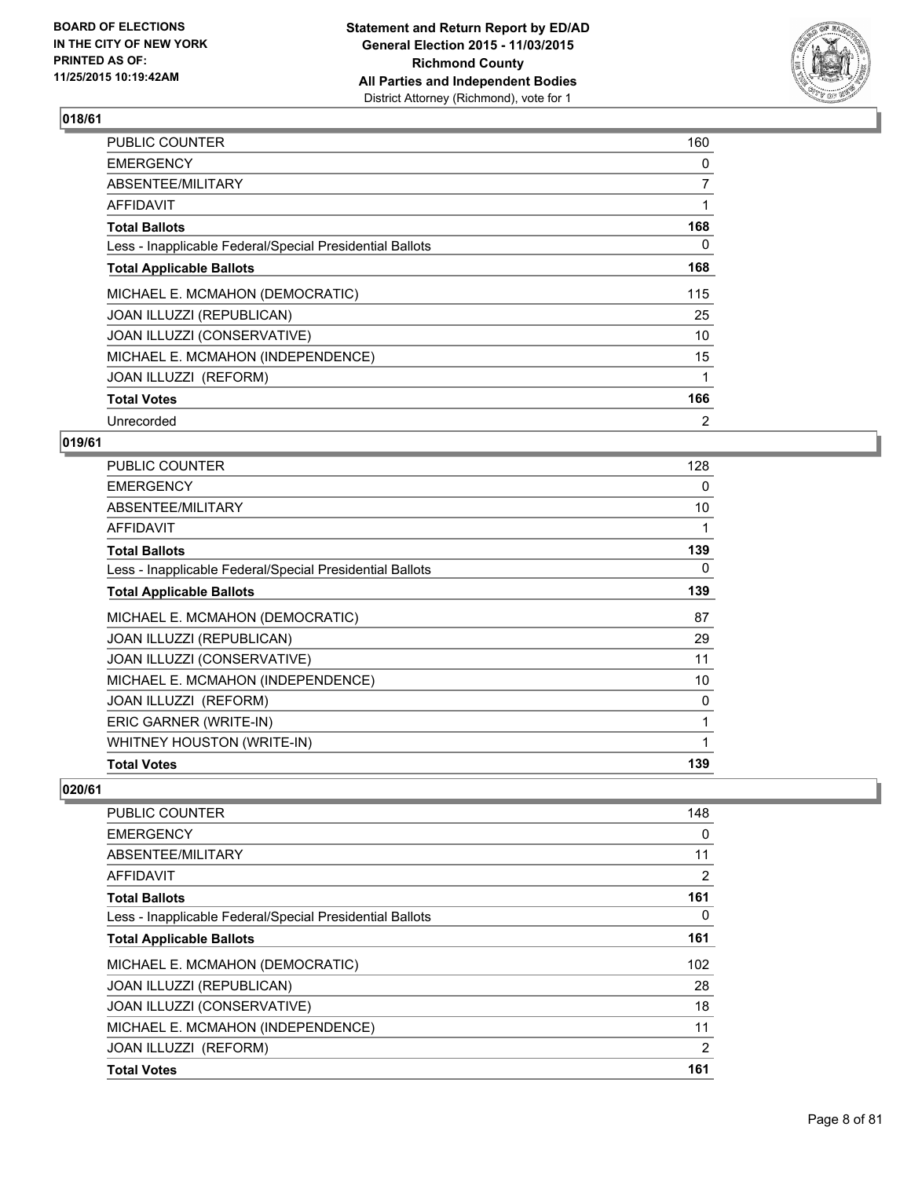**Statement and Return Report by ED/AD**
**General Election 2015 - 11/03/2015**
**Richmond County**
**All Parties and Independent Bodies**
District Attorney (Richmond), vote for 1

BOARD OF ELECTIONS
IN THE CITY OF NEW YORK
PRINTED AS OF:
11/25/2015 10:19:42AM

## 018/61

| | |
|---|---|
| PUBLIC COUNTER | 160 |
| EMERGENCY | 0 |
| ABSENTEE/MILITARY | 7 |
| AFFIDAVIT | 1 |
| **Total Ballots** | **168** |
| Less - Inapplicable Federal/Special Presidential Ballots | 0 |
| **Total Applicable Ballots** | **168** |
| MICHAEL E. MCMAHON (DEMOCRATIC) | 115 |
| JOAN ILLUZZI (REPUBLICAN) | 25 |
| JOAN ILLUZZI (CONSERVATIVE) | 10 |
| MICHAEL E. MCMAHON (INDEPENDENCE) | 15 |
| JOAN ILLUZZI (REFORM) | 1 |
| **Total Votes** | **166** |
| Unrecorded | 2 |

## 019/61

| | |
|---|---|
| PUBLIC COUNTER | 128 |
| EMERGENCY | 0 |
| ABSENTEE/MILITARY | 10 |
| AFFIDAVIT | 1 |
| **Total Ballots** | **139** |
| Less - Inapplicable Federal/Special Presidential Ballots | 0 |
| **Total Applicable Ballots** | **139** |
| MICHAEL E. MCMAHON (DEMOCRATIC) | 87 |
| JOAN ILLUZZI (REPUBLICAN) | 29 |
| JOAN ILLUZZI (CONSERVATIVE) | 11 |
| MICHAEL E. MCMAHON (INDEPENDENCE) | 10 |
| JOAN ILLUZZI (REFORM) | 0 |
| ERIC GARNER (WRITE-IN) | 1 |
| WHITNEY HOUSTON (WRITE-IN) | 1 |
| **Total Votes** | **139** |

## 020/61

| | |
|---|---|
| PUBLIC COUNTER | 148 |
| EMERGENCY | 0 |
| ABSENTEE/MILITARY | 11 |
| AFFIDAVIT | 2 |
| **Total Ballots** | **161** |
| Less - Inapplicable Federal/Special Presidential Ballots | 0 |
| **Total Applicable Ballots** | **161** |
| MICHAEL E. MCMAHON (DEMOCRATIC) | 102 |
| JOAN ILLUZZI (REPUBLICAN) | 28 |
| JOAN ILLUZZI (CONSERVATIVE) | 18 |
| MICHAEL E. MCMAHON (INDEPENDENCE) | 11 |
| JOAN ILLUZZI (REFORM) | 2 |
| **Total Votes** | **161** |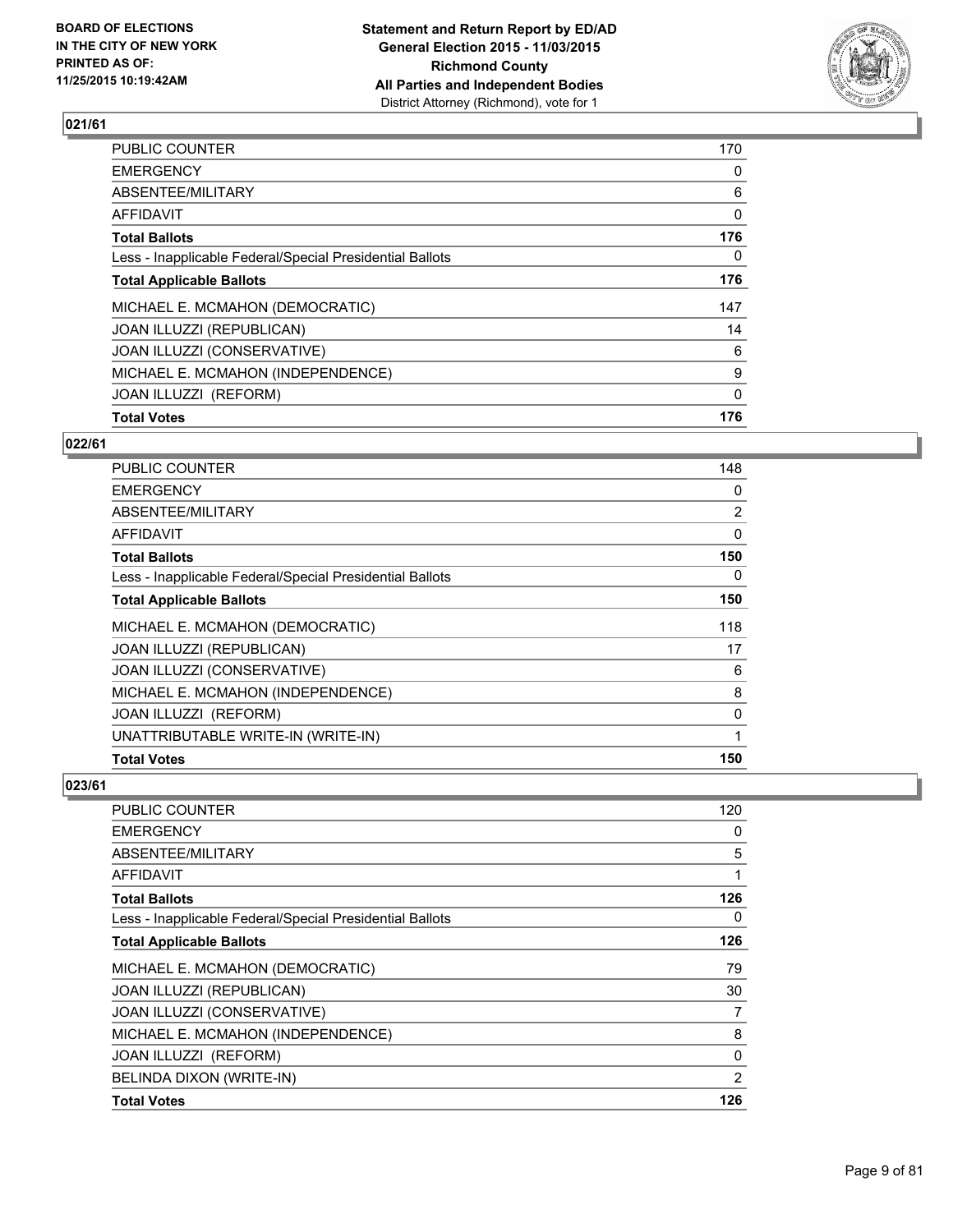## 021/61

| | |
|---|---|
| PUBLIC COUNTER | 170 |
| EMERGENCY | 0 |
| ABSENTEE/MILITARY | 6 |
| AFFIDAVIT | 0 |
| **Total Ballots** | **176** |
| Less - Inapplicable Federal/Special Presidential Ballots | 0 |
| **Total Applicable Ballots** | **176** |
| MICHAEL E. MCMAHON (DEMOCRATIC) | 147 |
| JOAN ILLUZZI (REPUBLICAN) | 14 |
| JOAN ILLUZZI (CONSERVATIVE) | 6 |
| MICHAEL E. MCMAHON (INDEPENDENCE) | 9 |
| JOAN ILLUZZI (REFORM) | 0 |
| **Total Votes** | **176** |

## 022/61

| | |
|---|---|
| PUBLIC COUNTER | 148 |
| EMERGENCY | 0 |
| ABSENTEE/MILITARY | 2 |
| AFFIDAVIT | 0 |
| **Total Ballots** | **150** |
| Less - Inapplicable Federal/Special Presidential Ballots | 0 |
| **Total Applicable Ballots** | **150** |
| MICHAEL E. MCMAHON (DEMOCRATIC) | 118 |
| JOAN ILLUZZI (REPUBLICAN) | 17 |
| JOAN ILLUZZI (CONSERVATIVE) | 6 |
| MICHAEL E. MCMAHON (INDEPENDENCE) | 8 |
| JOAN ILLUZZI (REFORM) | 0 |
| UNATTRIBUTABLE WRITE-IN (WRITE-IN) | 1 |
| **Total Votes** | **150** |

## 023/61

| | |
|---|---|
| PUBLIC COUNTER | 120 |
| EMERGENCY | 0 |
| ABSENTEE/MILITARY | 5 |
| AFFIDAVIT | 1 |
| **Total Ballots** | **126** |
| Less - Inapplicable Federal/Special Presidential Ballots | 0 |
| **Total Applicable Ballots** | **126** |
| MICHAEL E. MCMAHON (DEMOCRATIC) | 79 |
| JOAN ILLUZZI (REPUBLICAN) | 30 |
| JOAN ILLUZZI (CONSERVATIVE) | 7 |
| MICHAEL E. MCMAHON (INDEPENDENCE) | 8 |
| JOAN ILLUZZI (REFORM) | 0 |
| BELINDA DIXON (WRITE-IN) | 2 |
| **Total Votes** | **126** |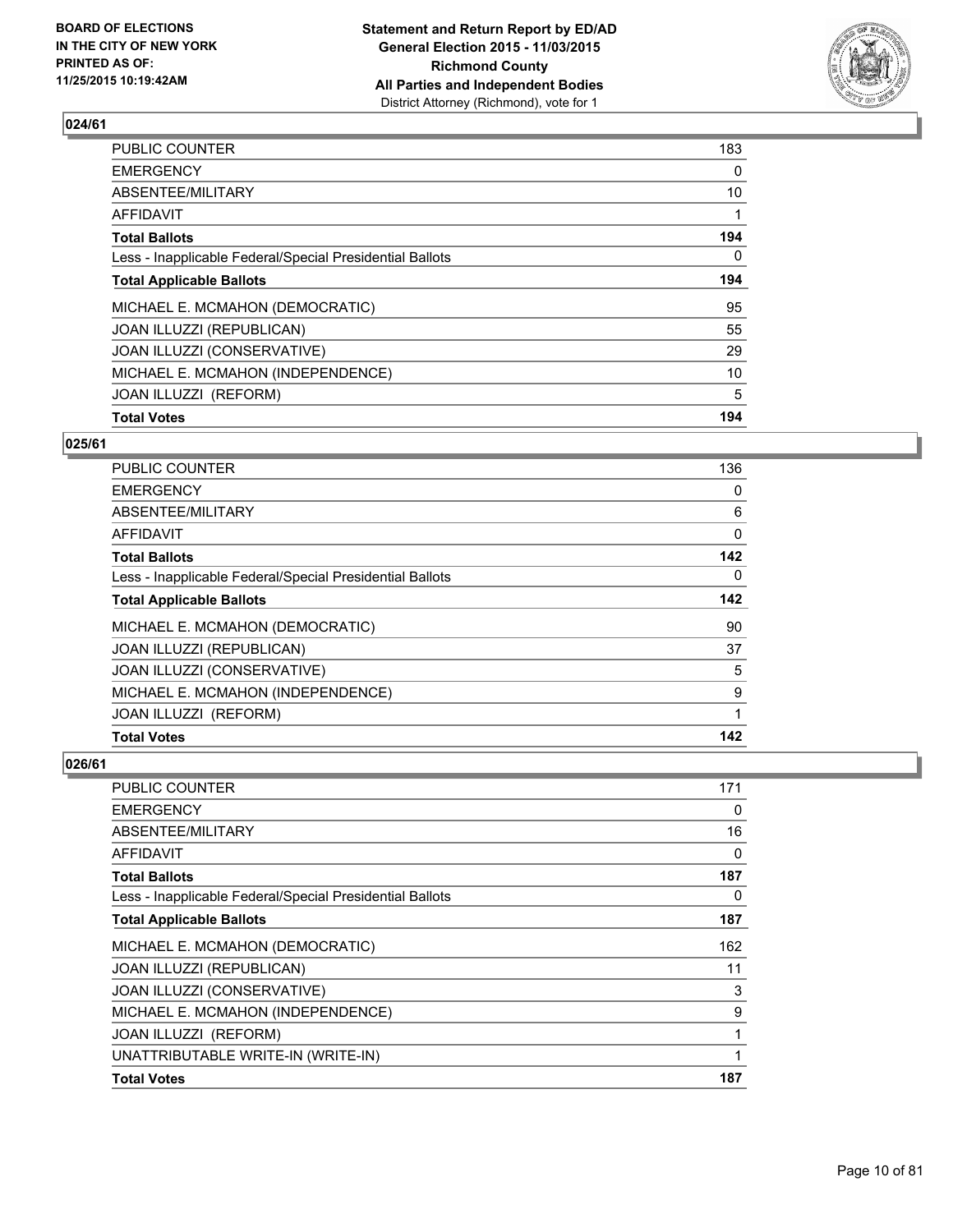**Statement and Return Report by ED/AD**
**General Election 2015 - 11/03/2015**
**Richmond County**
**All Parties and Independent Bodies**
District Attorney (Richmond), vote for 1

BOARD OF ELECTIONS
IN THE CITY OF NEW YORK
PRINTED AS OF:
11/25/2015 10:19:42AM

## 024/61

| | |
|---|---|
| PUBLIC COUNTER | 183 |
| EMERGENCY | 0 |
| ABSENTEE/MILITARY | 10 |
| AFFIDAVIT | 1 |
| **Total Ballots** | **194** |
| Less - Inapplicable Federal/Special Presidential Ballots | 0 |
| **Total Applicable Ballots** | **194** |
| MICHAEL E. MCMAHON (DEMOCRATIC) | 95 |
| JOAN ILLUZZI (REPUBLICAN) | 55 |
| JOAN ILLUZZI (CONSERVATIVE) | 29 |
| MICHAEL E. MCMAHON (INDEPENDENCE) | 10 |
| JOAN ILLUZZI (REFORM) | 5 |
| **Total Votes** | **194** |

## 025/61

| | |
|---|---|
| PUBLIC COUNTER | 136 |
| EMERGENCY | 0 |
| ABSENTEE/MILITARY | 6 |
| AFFIDAVIT | 0 |
| **Total Ballots** | **142** |
| Less - Inapplicable Federal/Special Presidential Ballots | 0 |
| **Total Applicable Ballots** | **142** |
| MICHAEL E. MCMAHON (DEMOCRATIC) | 90 |
| JOAN ILLUZZI (REPUBLICAN) | 37 |
| JOAN ILLUZZI (CONSERVATIVE) | 5 |
| MICHAEL E. MCMAHON (INDEPENDENCE) | 9 |
| JOAN ILLUZZI (REFORM) | 1 |
| **Total Votes** | **142** |

## 026/61

| | |
|---|---|
| PUBLIC COUNTER | 171 |
| EMERGENCY | 0 |
| ABSENTEE/MILITARY | 16 |
| AFFIDAVIT | 0 |
| **Total Ballots** | **187** |
| Less - Inapplicable Federal/Special Presidential Ballots | 0 |
| **Total Applicable Ballots** | **187** |
| MICHAEL E. MCMAHON (DEMOCRATIC) | 162 |
| JOAN ILLUZZI (REPUBLICAN) | 11 |
| JOAN ILLUZZI (CONSERVATIVE) | 3 |
| MICHAEL E. MCMAHON (INDEPENDENCE) | 9 |
| JOAN ILLUZZI (REFORM) | 1 |
| UNATTRIBUTABLE WRITE-IN (WRITE-IN) | 1 |
| **Total Votes** | **187** |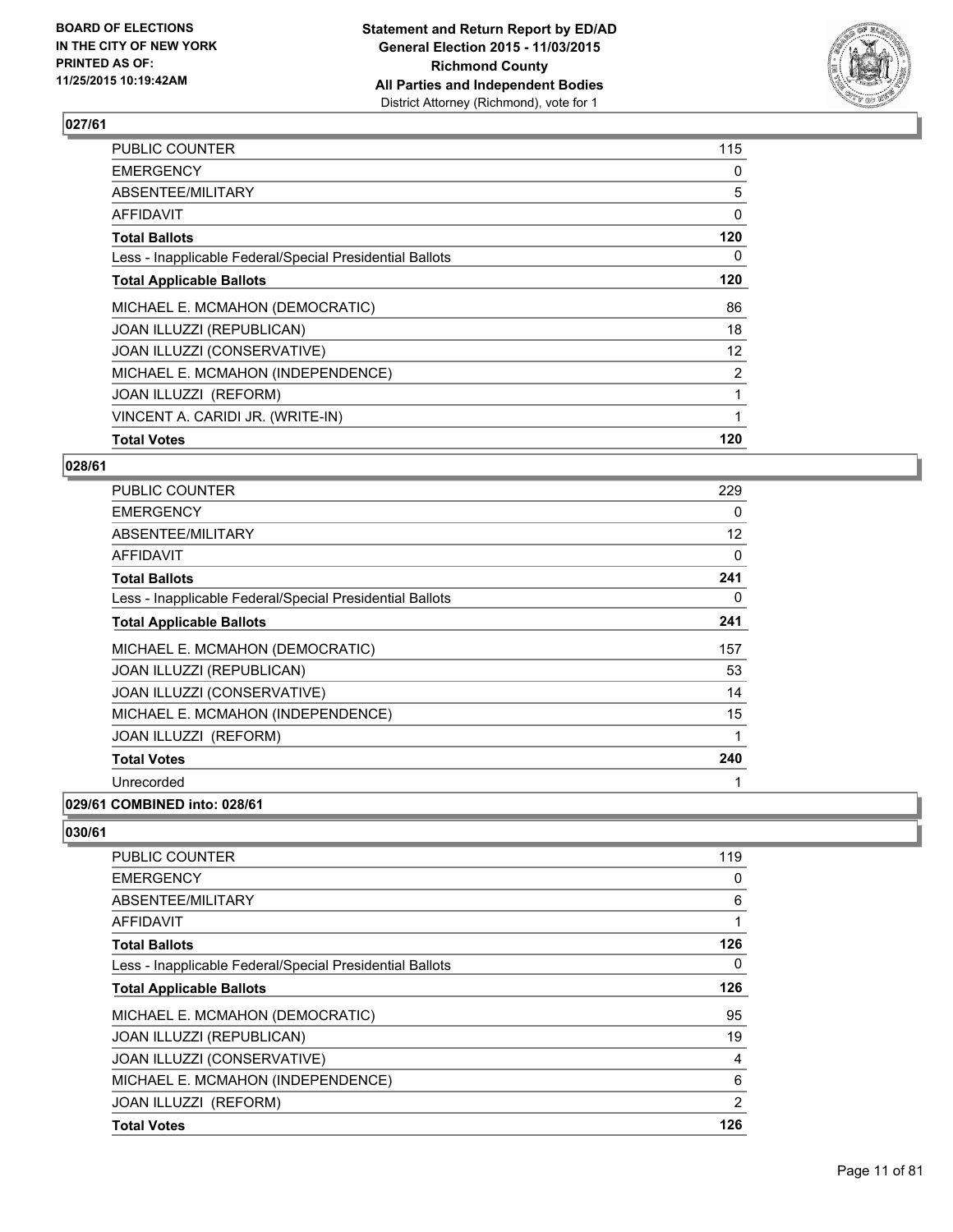### 027/61

| | |
|---|---|
| PUBLIC COUNTER | 115 |
| EMERGENCY | 0 |
| ABSENTEE/MILITARY | 5 |
| AFFIDAVIT | 0 |
| **Total Ballots** | **120** |
| Less - Inapplicable Federal/Special Presidential Ballots | 0 |
| **Total Applicable Ballots** | **120** |
| MICHAEL E. MCMAHON (DEMOCRATIC) | 86 |
| JOAN ILLUZZI (REPUBLICAN) | 18 |
| JOAN ILLUZZI (CONSERVATIVE) | 12 |
| MICHAEL E. MCMAHON (INDEPENDENCE) | 2 |
| JOAN ILLUZZI (REFORM) | 1 |
| VINCENT A. CARIDI JR. (WRITE-IN) | 1 |
| **Total Votes** | **120** |

### 028/61

| | |
|---|---|
| PUBLIC COUNTER | 229 |
| EMERGENCY | 0 |
| ABSENTEE/MILITARY | 12 |
| AFFIDAVIT | 0 |
| **Total Ballots** | **241** |
| Less - Inapplicable Federal/Special Presidential Ballots | 0 |
| **Total Applicable Ballots** | **241** |
| MICHAEL E. MCMAHON (DEMOCRATIC) | 157 |
| JOAN ILLUZZI (REPUBLICAN) | 53 |
| JOAN ILLUZZI (CONSERVATIVE) | 14 |
| MICHAEL E. MCMAHON (INDEPENDENCE) | 15 |
| JOAN ILLUZZI (REFORM) | 1 |
| **Total Votes** | **240** |
| Unrecorded | 1 |

### 029/61 COMBINED into: 028/61

### 030/61

| | |
|---|---|
| PUBLIC COUNTER | 119 |
| EMERGENCY | 0 |
| ABSENTEE/MILITARY | 6 |
| AFFIDAVIT | 1 |
| **Total Ballots** | **126** |
| Less - Inapplicable Federal/Special Presidential Ballots | 0 |
| **Total Applicable Ballots** | **126** |
| MICHAEL E. MCMAHON (DEMOCRATIC) | 95 |
| JOAN ILLUZZI (REPUBLICAN) | 19 |
| JOAN ILLUZZI (CONSERVATIVE) | 4 |
| MICHAEL E. MCMAHON (INDEPENDENCE) | 6 |
| JOAN ILLUZZI (REFORM) | 2 |
| **Total Votes** | **126** |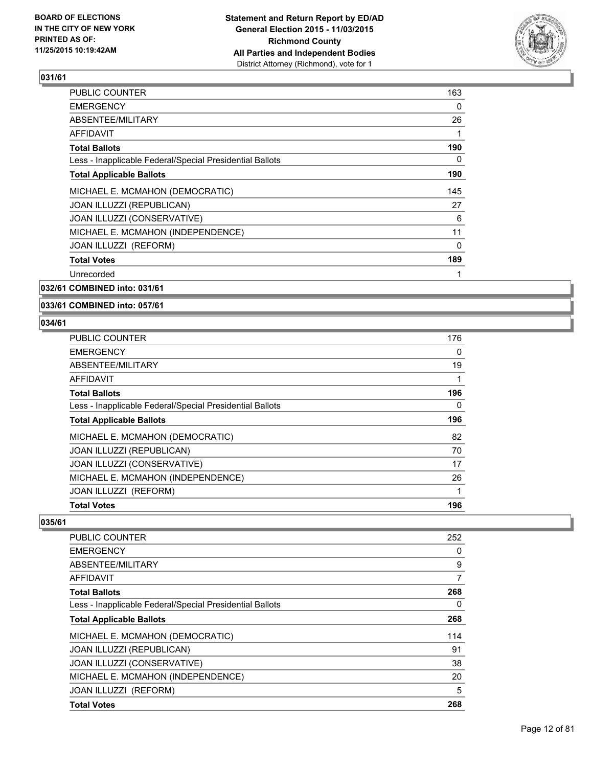**Statement and Return Report by ED/AD**
**General Election 2015 - 11/03/2015**
**Richmond County**
**All Parties and Independent Bodies**
District Attorney (Richmond), vote for 1

BOARD OF ELECTIONS
IN THE CITY OF NEW YORK
PRINTED AS OF:
11/25/2015 10:19:42AM

### 031/61

| | |
|---|---|
| PUBLIC COUNTER | 163 |
| EMERGENCY | 0 |
| ABSENTEE/MILITARY | 26 |
| AFFIDAVIT | 1 |
| **Total Ballots** | **190** |
| Less - Inapplicable Federal/Special Presidential Ballots | 0 |
| **Total Applicable Ballots** | **190** |
| MICHAEL E. MCMAHON (DEMOCRATIC) | 145 |
| JOAN ILLUZZI (REPUBLICAN) | 27 |
| JOAN ILLUZZI (CONSERVATIVE) | 6 |
| MICHAEL E. MCMAHON (INDEPENDENCE) | 11 |
| JOAN ILLUZZI (REFORM) | 0 |
| **Total Votes** | **189** |
| Unrecorded | 1 |

### 032/61 COMBINED into: 031/61

### 033/61 COMBINED into: 057/61

### 034/61

| | |
|---|---|
| PUBLIC COUNTER | 176 |
| EMERGENCY | 0 |
| ABSENTEE/MILITARY | 19 |
| AFFIDAVIT | 1 |
| **Total Ballots** | **196** |
| Less - Inapplicable Federal/Special Presidential Ballots | 0 |
| **Total Applicable Ballots** | **196** |
| MICHAEL E. MCMAHON (DEMOCRATIC) | 82 |
| JOAN ILLUZZI (REPUBLICAN) | 70 |
| JOAN ILLUZZI (CONSERVATIVE) | 17 |
| MICHAEL E. MCMAHON (INDEPENDENCE) | 26 |
| JOAN ILLUZZI (REFORM) | 1 |
| **Total Votes** | **196** |

### 035/61

| | |
|---|---|
| PUBLIC COUNTER | 252 |
| EMERGENCY | 0 |
| ABSENTEE/MILITARY | 9 |
| AFFIDAVIT | 7 |
| **Total Ballots** | **268** |
| Less - Inapplicable Federal/Special Presidential Ballots | 0 |
| **Total Applicable Ballots** | **268** |
| MICHAEL E. MCMAHON (DEMOCRATIC) | 114 |
| JOAN ILLUZZI (REPUBLICAN) | 91 |
| JOAN ILLUZZI (CONSERVATIVE) | 38 |
| MICHAEL E. MCMAHON (INDEPENDENCE) | 20 |
| JOAN ILLUZZI (REFORM) | 5 |
| **Total Votes** | **268** |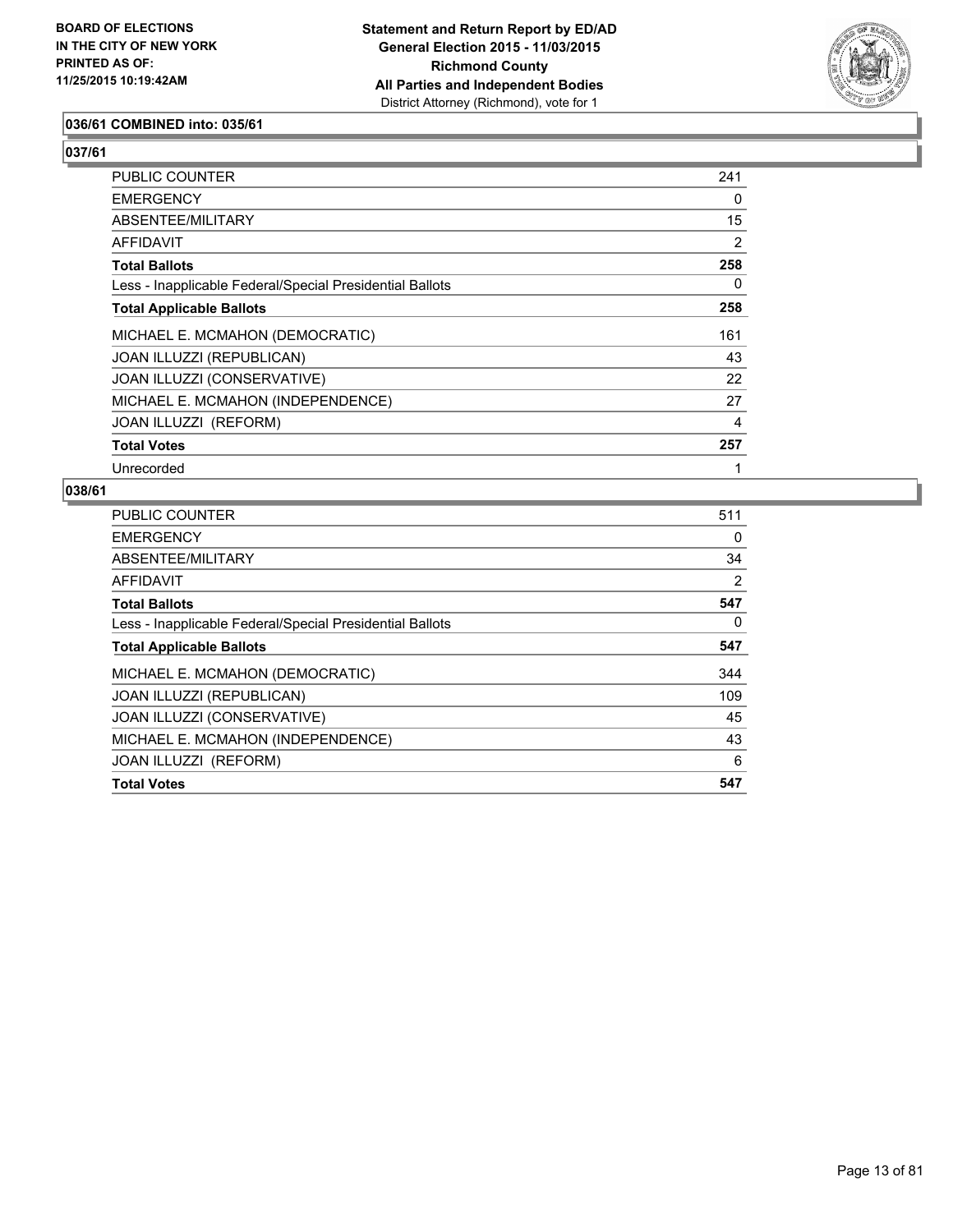**036/61 COMBINED into: 035/61**

**037/61**

| | |
|---|---|
| PUBLIC COUNTER | 241 |
| EMERGENCY | 0 |
| ABSENTEE/MILITARY | 15 |
| AFFIDAVIT | 2 |
| **Total Ballots** | **258** |
| Less - Inapplicable Federal/Special Presidential Ballots | 0 |
| **Total Applicable Ballots** | **258** |
| MICHAEL E. MCMAHON (DEMOCRATIC) | 161 |
| JOAN ILLUZZI (REPUBLICAN) | 43 |
| JOAN ILLUZZI (CONSERVATIVE) | 22 |
| MICHAEL E. MCMAHON (INDEPENDENCE) | 27 |
| JOAN ILLUZZI (REFORM) | 4 |
| **Total Votes** | **257** |
| Unrecorded | 1 |

**038/61**

| | |
|---|---|
| PUBLIC COUNTER | 511 |
| EMERGENCY | 0 |
| ABSENTEE/MILITARY | 34 |
| AFFIDAVIT | 2 |
| **Total Ballots** | **547** |
| Less - Inapplicable Federal/Special Presidential Ballots | 0 |
| **Total Applicable Ballots** | **547** |
| MICHAEL E. MCMAHON (DEMOCRATIC) | 344 |
| JOAN ILLUZZI (REPUBLICAN) | 109 |
| JOAN ILLUZZI (CONSERVATIVE) | 45 |
| MICHAEL E. MCMAHON (INDEPENDENCE) | 43 |
| JOAN ILLUZZI (REFORM) | 6 |
| **Total Votes** | **547** |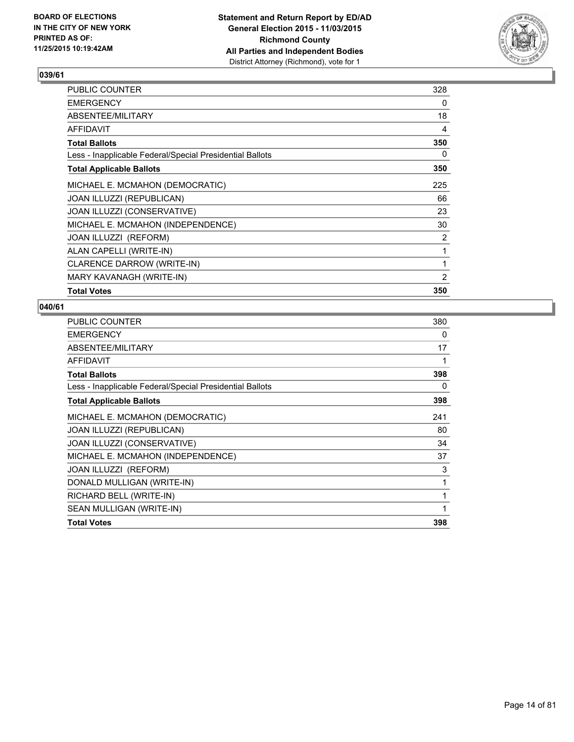**Statement and Return Report by ED/AD**
**General Election 2015 - 11/03/2015**
**Richmond County**
**All Parties and Independent Bodies**
District Attorney (Richmond), vote for 1

BOARD OF ELECTIONS
IN THE CITY OF NEW YORK
PRINTED AS OF:
11/25/2015 10:19:42AM

### 039/61

| | |
|---|---|
| PUBLIC COUNTER | 328 |
| EMERGENCY | 0 |
| ABSENTEE/MILITARY | 18 |
| AFFIDAVIT | 4 |
| **Total Ballots** | **350** |
| Less - Inapplicable Federal/Special Presidential Ballots | 0 |
| **Total Applicable Ballots** | **350** |
| MICHAEL E. MCMAHON (DEMOCRATIC) | 225 |
| JOAN ILLUZZI (REPUBLICAN) | 66 |
| JOAN ILLUZZI (CONSERVATIVE) | 23 |
| MICHAEL E. MCMAHON (INDEPENDENCE) | 30 |
| JOAN ILLUZZI (REFORM) | 2 |
| ALAN CAPELLI (WRITE-IN) | 1 |
| CLARENCE DARROW (WRITE-IN) | 1 |
| MARY KAVANAGH (WRITE-IN) | 2 |
| **Total Votes** | **350** |

### 040/61

| | |
|---|---|
| PUBLIC COUNTER | 380 |
| EMERGENCY | 0 |
| ABSENTEE/MILITARY | 17 |
| AFFIDAVIT | 1 |
| **Total Ballots** | **398** |
| Less - Inapplicable Federal/Special Presidential Ballots | 0 |
| **Total Applicable Ballots** | **398** |
| MICHAEL E. MCMAHON (DEMOCRATIC) | 241 |
| JOAN ILLUZZI (REPUBLICAN) | 80 |
| JOAN ILLUZZI (CONSERVATIVE) | 34 |
| MICHAEL E. MCMAHON (INDEPENDENCE) | 37 |
| JOAN ILLUZZI (REFORM) | 3 |
| DONALD MULLIGAN (WRITE-IN) | 1 |
| RICHARD BELL (WRITE-IN) | 1 |
| SEAN MULLIGAN (WRITE-IN) | 1 |
| **Total Votes** | **398** |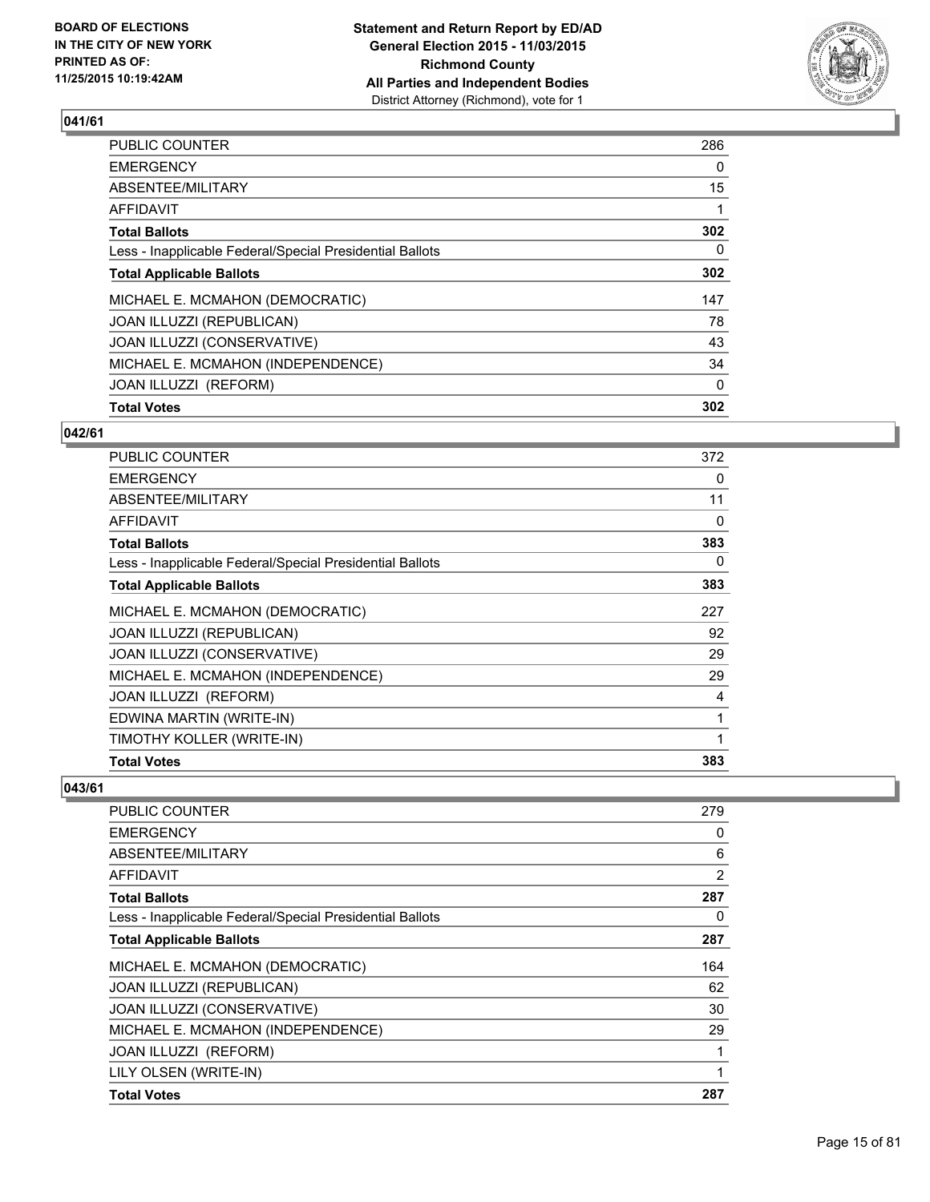**BOARD OF ELECTIONS IN THE CITY OF NEW YORK PRINTED AS OF: 11/25/2015 10:19:42AM**

**Statement and Return Report by ED/AD General Election 2015 - 11/03/2015 Richmond County All Parties and Independent Bodies**
District Attorney (Richmond), vote for 1

## 041/61

| | |
|---|---|
| PUBLIC COUNTER | 286 |
| EMERGENCY | 0 |
| ABSENTEE/MILITARY | 15 |
| AFFIDAVIT | 1 |
| **Total Ballots** | **302** |
| Less - Inapplicable Federal/Special Presidential Ballots | 0 |
| **Total Applicable Ballots** | **302** |
| MICHAEL E. MCMAHON (DEMOCRATIC) | 147 |
| JOAN ILLUZZI (REPUBLICAN) | 78 |
| JOAN ILLUZZI (CONSERVATIVE) | 43 |
| MICHAEL E. MCMAHON (INDEPENDENCE) | 34 |
| JOAN ILLUZZI (REFORM) | 0 |
| **Total Votes** | **302** |

## 042/61

| | |
|---|---|
| PUBLIC COUNTER | 372 |
| EMERGENCY | 0 |
| ABSENTEE/MILITARY | 11 |
| AFFIDAVIT | 0 |
| **Total Ballots** | **383** |
| Less - Inapplicable Federal/Special Presidential Ballots | 0 |
| **Total Applicable Ballots** | **383** |
| MICHAEL E. MCMAHON (DEMOCRATIC) | 227 |
| JOAN ILLUZZI (REPUBLICAN) | 92 |
| JOAN ILLUZZI (CONSERVATIVE) | 29 |
| MICHAEL E. MCMAHON (INDEPENDENCE) | 29 |
| JOAN ILLUZZI (REFORM) | 4 |
| EDWINA MARTIN (WRITE-IN) | 1 |
| TIMOTHY KOLLER (WRITE-IN) | 1 |
| **Total Votes** | **383** |

## 043/61

| | |
|---|---|
| PUBLIC COUNTER | 279 |
| EMERGENCY | 0 |
| ABSENTEE/MILITARY | 6 |
| AFFIDAVIT | 2 |
| **Total Ballots** | **287** |
| Less - Inapplicable Federal/Special Presidential Ballots | 0 |
| **Total Applicable Ballots** | **287** |
| MICHAEL E. MCMAHON (DEMOCRATIC) | 164 |
| JOAN ILLUZZI (REPUBLICAN) | 62 |
| JOAN ILLUZZI (CONSERVATIVE) | 30 |
| MICHAEL E. MCMAHON (INDEPENDENCE) | 29 |
| JOAN ILLUZZI (REFORM) | 1 |
| LILY OLSEN (WRITE-IN) | 1 |
| **Total Votes** | **287** |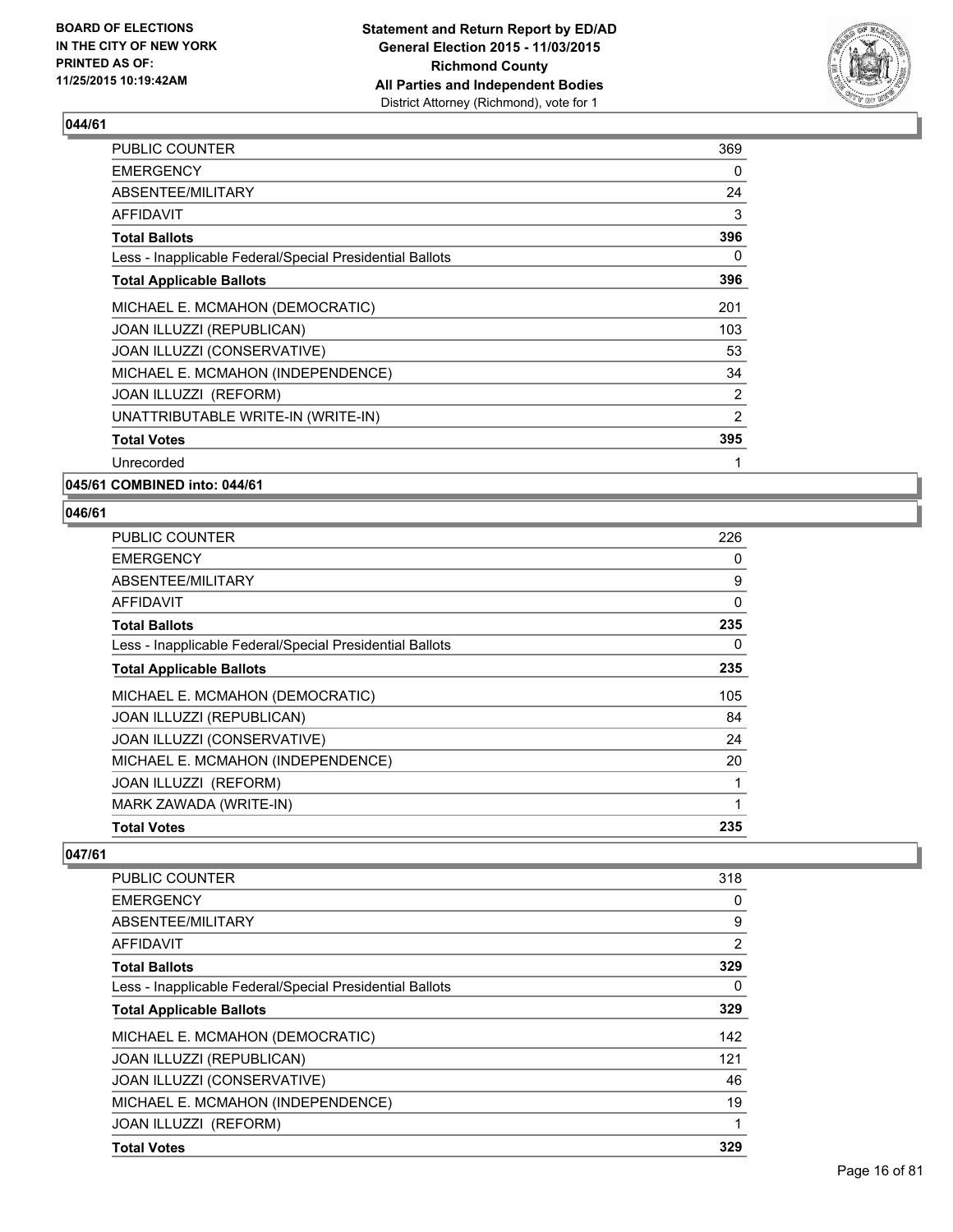### 044/61

| | |
|---|---|
| PUBLIC COUNTER | 369 |
| EMERGENCY | 0 |
| ABSENTEE/MILITARY | 24 |
| AFFIDAVIT | 3 |
| **Total Ballots** | **396** |
| Less - Inapplicable Federal/Special Presidential Ballots | 0 |
| **Total Applicable Ballots** | **396** |
| MICHAEL E. MCMAHON (DEMOCRATIC) | 201 |
| JOAN ILLUZZI (REPUBLICAN) | 103 |
| JOAN ILLUZZI (CONSERVATIVE) | 53 |
| MICHAEL E. MCMAHON (INDEPENDENCE) | 34 |
| JOAN ILLUZZI (REFORM) | 2 |
| UNATTRIBUTABLE WRITE-IN (WRITE-IN) | 2 |
| **Total Votes** | **395** |
| Unrecorded | 1 |

### 045/61 COMBINED into: 044/61

### 046/61

| | |
|---|---|
| PUBLIC COUNTER | 226 |
| EMERGENCY | 0 |
| ABSENTEE/MILITARY | 9 |
| AFFIDAVIT | 0 |
| **Total Ballots** | **235** |
| Less - Inapplicable Federal/Special Presidential Ballots | 0 |
| **Total Applicable Ballots** | **235** |
| MICHAEL E. MCMAHON (DEMOCRATIC) | 105 |
| JOAN ILLUZZI (REPUBLICAN) | 84 |
| JOAN ILLUZZI (CONSERVATIVE) | 24 |
| MICHAEL E. MCMAHON (INDEPENDENCE) | 20 |
| JOAN ILLUZZI (REFORM) | 1 |
| MARK ZAWADA (WRITE-IN) | 1 |
| **Total Votes** | **235** |

### 047/61

| | |
|---|---|
| PUBLIC COUNTER | 318 |
| EMERGENCY | 0 |
| ABSENTEE/MILITARY | 9 |
| AFFIDAVIT | 2 |
| **Total Ballots** | **329** |
| Less - Inapplicable Federal/Special Presidential Ballots | 0 |
| **Total Applicable Ballots** | **329** |
| MICHAEL E. MCMAHON (DEMOCRATIC) | 142 |
| JOAN ILLUZZI (REPUBLICAN) | 121 |
| JOAN ILLUZZI (CONSERVATIVE) | 46 |
| MICHAEL E. MCMAHON (INDEPENDENCE) | 19 |
| JOAN ILLUZZI (REFORM) | 1 |
| **Total Votes** | **329** |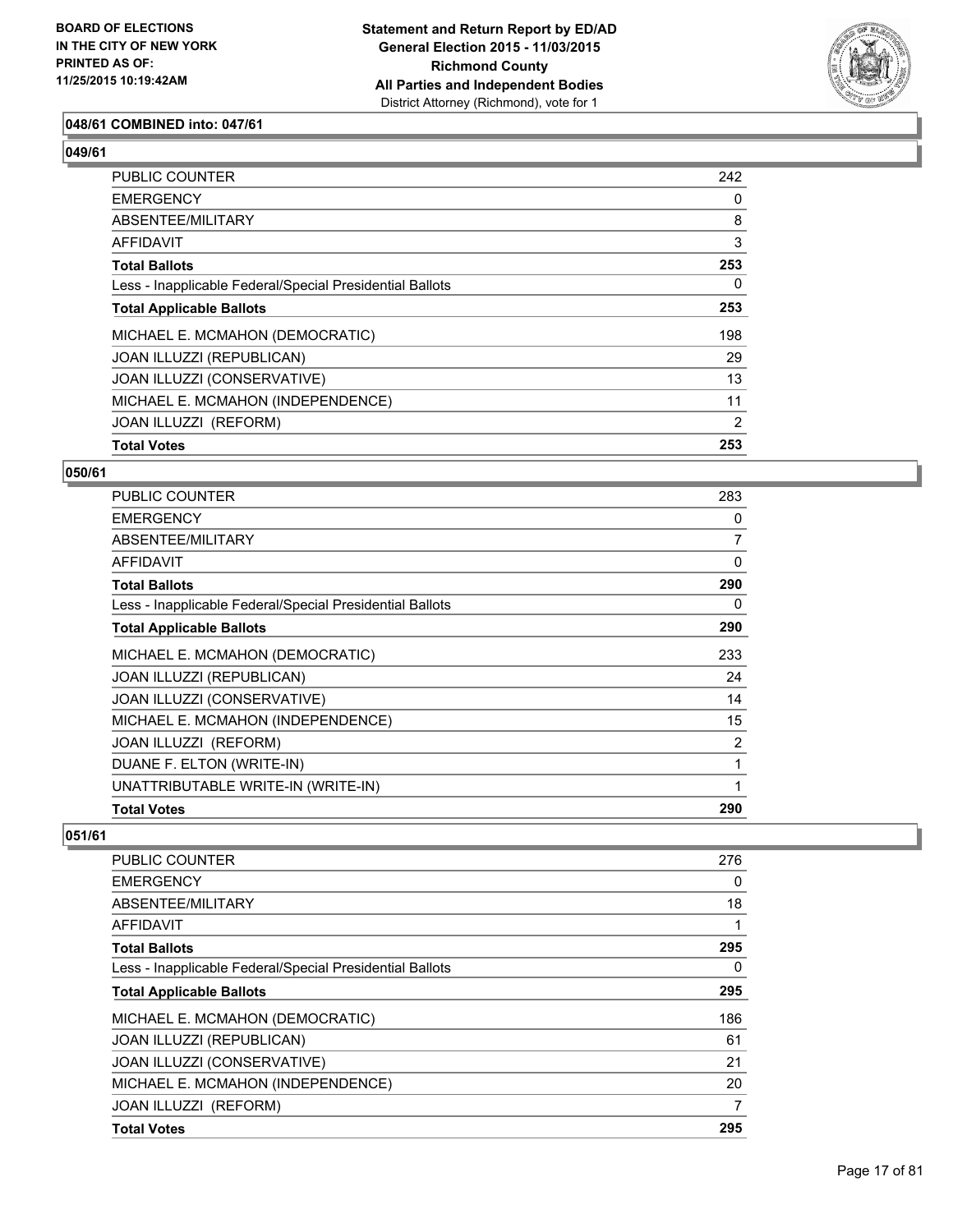### 048/61 COMBINED into: 047/61

### 049/61

| | |
|---|---|
| PUBLIC COUNTER | 242 |
| EMERGENCY | 0 |
| ABSENTEE/MILITARY | 8 |
| AFFIDAVIT | 3 |
| **Total Ballots** | **253** |
| Less - Inapplicable Federal/Special Presidential Ballots | 0 |
| **Total Applicable Ballots** | **253** |
| MICHAEL E. MCMAHON (DEMOCRATIC) | 198 |
| JOAN ILLUZZI (REPUBLICAN) | 29 |
| JOAN ILLUZZI (CONSERVATIVE) | 13 |
| MICHAEL E. MCMAHON (INDEPENDENCE) | 11 |
| JOAN ILLUZZI (REFORM) | 2 |
| **Total Votes** | **253** |

### 050/61

| | |
|---|---|
| PUBLIC COUNTER | 283 |
| EMERGENCY | 0 |
| ABSENTEE/MILITARY | 7 |
| AFFIDAVIT | 0 |
| **Total Ballots** | **290** |
| Less - Inapplicable Federal/Special Presidential Ballots | 0 |
| **Total Applicable Ballots** | **290** |
| MICHAEL E. MCMAHON (DEMOCRATIC) | 233 |
| JOAN ILLUZZI (REPUBLICAN) | 24 |
| JOAN ILLUZZI (CONSERVATIVE) | 14 |
| MICHAEL E. MCMAHON (INDEPENDENCE) | 15 |
| JOAN ILLUZZI (REFORM) | 2 |
| DUANE F. ELTON (WRITE-IN) | 1 |
| UNATTRIBUTABLE WRITE-IN (WRITE-IN) | 1 |
| **Total Votes** | **290** |

### 051/61

| | |
|---|---|
| PUBLIC COUNTER | 276 |
| EMERGENCY | 0 |
| ABSENTEE/MILITARY | 18 |
| AFFIDAVIT | 1 |
| **Total Ballots** | **295** |
| Less - Inapplicable Federal/Special Presidential Ballots | 0 |
| **Total Applicable Ballots** | **295** |
| MICHAEL E. MCMAHON (DEMOCRATIC) | 186 |
| JOAN ILLUZZI (REPUBLICAN) | 61 |
| JOAN ILLUZZI (CONSERVATIVE) | 21 |
| MICHAEL E. MCMAHON (INDEPENDENCE) | 20 |
| JOAN ILLUZZI (REFORM) | 7 |
| **Total Votes** | **295** |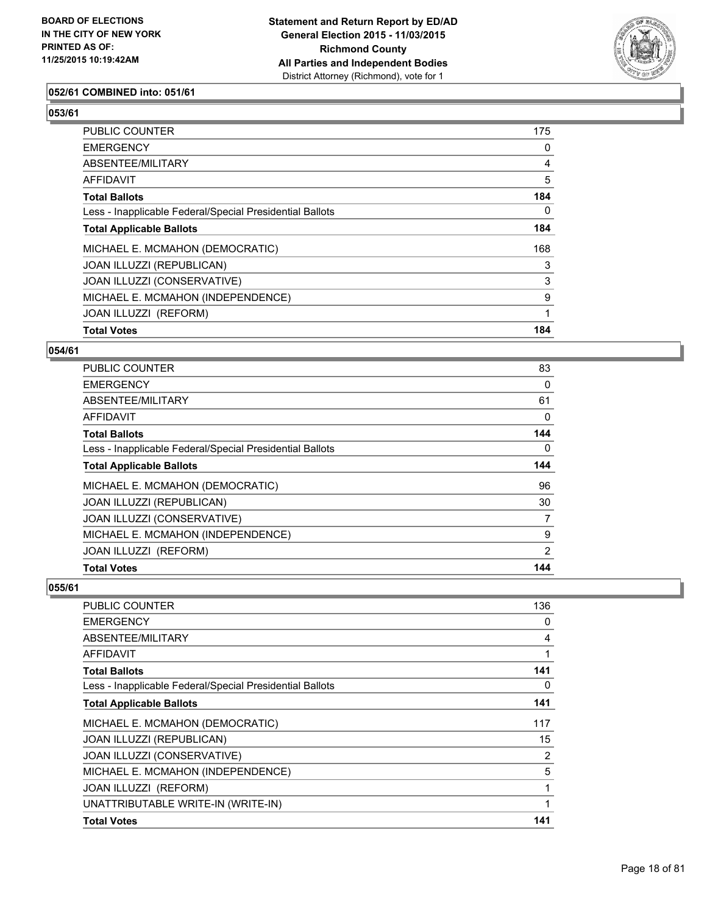### 052/61 COMBINED into: 051/61

### 053/61

| | |
|---|---|
| PUBLIC COUNTER | 175 |
| EMERGENCY | 0 |
| ABSENTEE/MILITARY | 4 |
| AFFIDAVIT | 5 |
| **Total Ballots** | **184** |
| Less - Inapplicable Federal/Special Presidential Ballots | 0 |
| **Total Applicable Ballots** | **184** |
| MICHAEL E. MCMAHON (DEMOCRATIC) | 168 |
| JOAN ILLUZZI (REPUBLICAN) | 3 |
| JOAN ILLUZZI (CONSERVATIVE) | 3 |
| MICHAEL E. MCMAHON (INDEPENDENCE) | 9 |
| JOAN ILLUZZI (REFORM) | 1 |
| **Total Votes** | **184** |

### 054/61

| | |
|---|---|
| PUBLIC COUNTER | 83 |
| EMERGENCY | 0 |
| ABSENTEE/MILITARY | 61 |
| AFFIDAVIT | 0 |
| **Total Ballots** | **144** |
| Less - Inapplicable Federal/Special Presidential Ballots | 0 |
| **Total Applicable Ballots** | **144** |
| MICHAEL E. MCMAHON (DEMOCRATIC) | 96 |
| JOAN ILLUZZI (REPUBLICAN) | 30 |
| JOAN ILLUZZI (CONSERVATIVE) | 7 |
| MICHAEL E. MCMAHON (INDEPENDENCE) | 9 |
| JOAN ILLUZZI (REFORM) | 2 |
| **Total Votes** | **144** |

### 055/61

| | |
|---|---|
| PUBLIC COUNTER | 136 |
| EMERGENCY | 0 |
| ABSENTEE/MILITARY | 4 |
| AFFIDAVIT | 1 |
| **Total Ballots** | **141** |
| Less - Inapplicable Federal/Special Presidential Ballots | 0 |
| **Total Applicable Ballots** | **141** |
| MICHAEL E. MCMAHON (DEMOCRATIC) | 117 |
| JOAN ILLUZZI (REPUBLICAN) | 15 |
| JOAN ILLUZZI (CONSERVATIVE) | 2 |
| MICHAEL E. MCMAHON (INDEPENDENCE) | 5 |
| JOAN ILLUZZI (REFORM) | 1 |
| UNATTRIBUTABLE WRITE-IN (WRITE-IN) | 1 |
| **Total Votes** | **141** |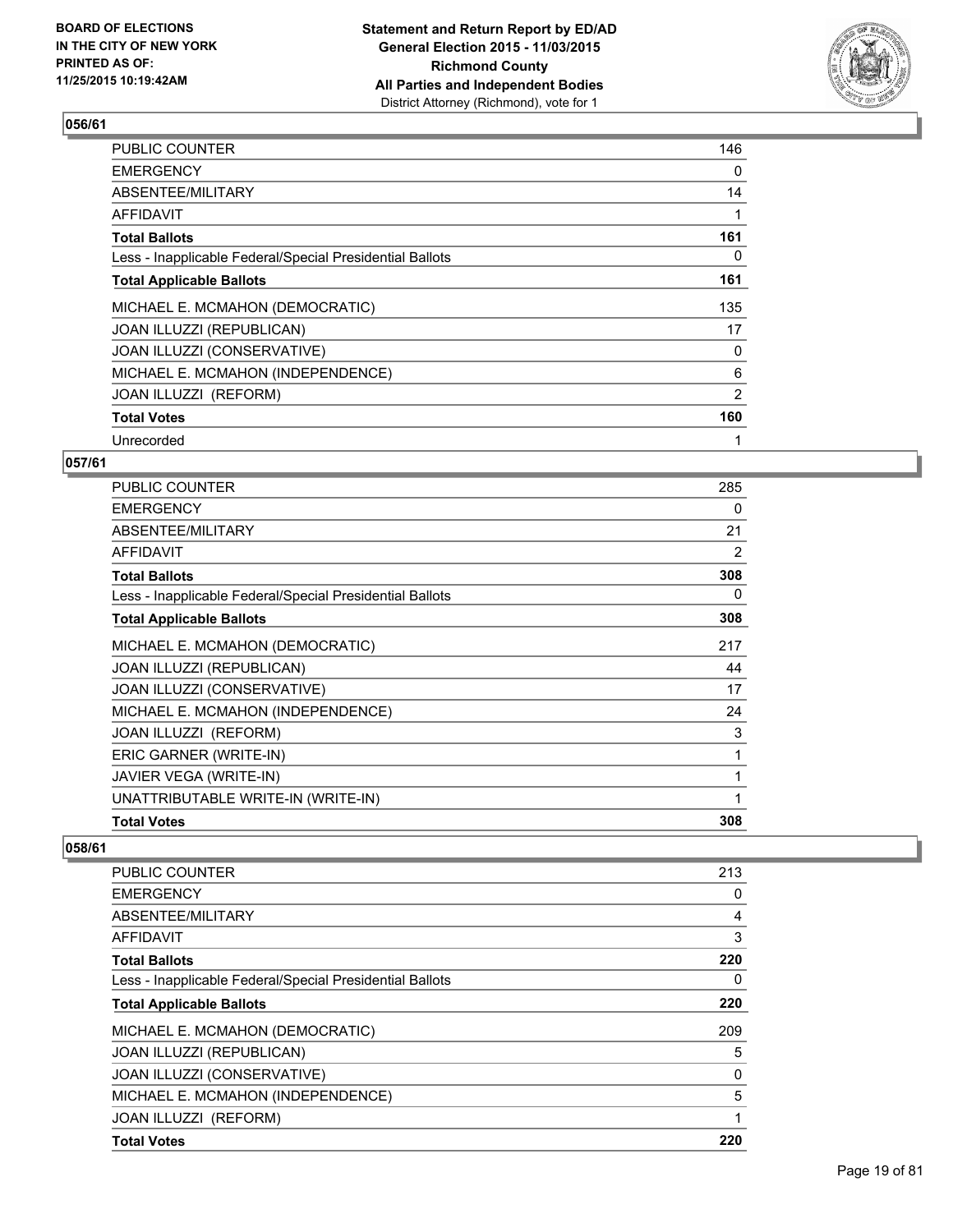**Statement and Return Report by ED/AD**
**General Election 2015 - 11/03/2015**
**Richmond County**
**All Parties and Independent Bodies**
District Attorney (Richmond), vote for 1

BOARD OF ELECTIONS IN THE CITY OF NEW YORK PRINTED AS OF: 11/25/2015 10:19:42AM

### 056/61

| | |
|---|---|
| PUBLIC COUNTER | 146 |
| EMERGENCY | 0 |
| ABSENTEE/MILITARY | 14 |
| AFFIDAVIT | 1 |
| **Total Ballots** | **161** |
| Less - Inapplicable Federal/Special Presidential Ballots | 0 |
| **Total Applicable Ballots** | **161** |
| MICHAEL E. MCMAHON (DEMOCRATIC) | 135 |
| JOAN ILLUZZI (REPUBLICAN) | 17 |
| JOAN ILLUZZI (CONSERVATIVE) | 0 |
| MICHAEL E. MCMAHON (INDEPENDENCE) | 6 |
| JOAN ILLUZZI (REFORM) | 2 |
| **Total Votes** | **160** |
| Unrecorded | 1 |

### 057/61

| | |
|---|---|
| PUBLIC COUNTER | 285 |
| EMERGENCY | 0 |
| ABSENTEE/MILITARY | 21 |
| AFFIDAVIT | 2 |
| **Total Ballots** | **308** |
| Less - Inapplicable Federal/Special Presidential Ballots | 0 |
| **Total Applicable Ballots** | **308** |
| MICHAEL E. MCMAHON (DEMOCRATIC) | 217 |
| JOAN ILLUZZI (REPUBLICAN) | 44 |
| JOAN ILLUZZI (CONSERVATIVE) | 17 |
| MICHAEL E. MCMAHON (INDEPENDENCE) | 24 |
| JOAN ILLUZZI (REFORM) | 3 |
| ERIC GARNER (WRITE-IN) | 1 |
| JAVIER VEGA (WRITE-IN) | 1 |
| UNATTRIBUTABLE WRITE-IN (WRITE-IN) | 1 |
| **Total Votes** | **308** |

### 058/61

| | |
|---|---|
| PUBLIC COUNTER | 213 |
| EMERGENCY | 0 |
| ABSENTEE/MILITARY | 4 |
| AFFIDAVIT | 3 |
| **Total Ballots** | **220** |
| Less - Inapplicable Federal/Special Presidential Ballots | 0 |
| **Total Applicable Ballots** | **220** |
| MICHAEL E. MCMAHON (DEMOCRATIC) | 209 |
| JOAN ILLUZZI (REPUBLICAN) | 5 |
| JOAN ILLUZZI (CONSERVATIVE) | 0 |
| MICHAEL E. MCMAHON (INDEPENDENCE) | 5 |
| JOAN ILLUZZI (REFORM) | 1 |
| **Total Votes** | **220** |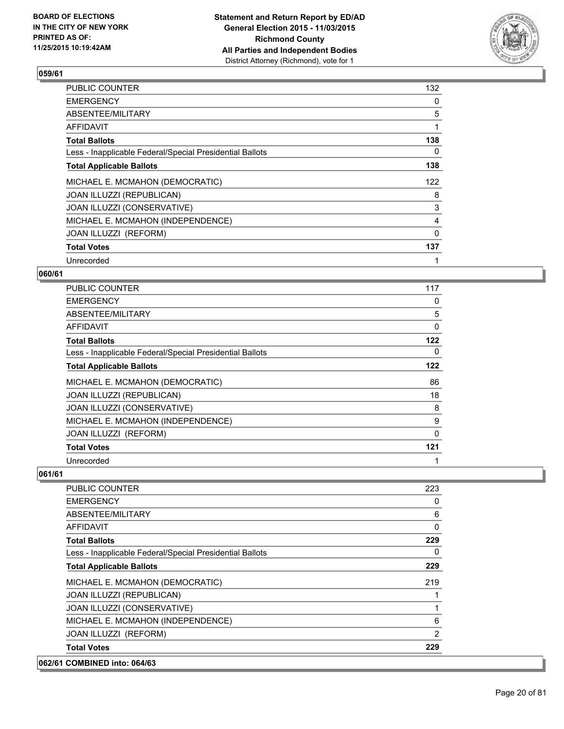## 059/61

| | |
|---|---|
| PUBLIC COUNTER | 132 |
| EMERGENCY | 0 |
| ABSENTEE/MILITARY | 5 |
| AFFIDAVIT | 1 |
| **Total Ballots** | **138** |
| Less - Inapplicable Federal/Special Presidential Ballots | 0 |
| **Total Applicable Ballots** | **138** |
| MICHAEL E. MCMAHON (DEMOCRATIC) | 122 |
| JOAN ILLUZZI (REPUBLICAN) | 8 |
| JOAN ILLUZZI (CONSERVATIVE) | 3 |
| MICHAEL E. MCMAHON (INDEPENDENCE) | 4 |
| JOAN ILLUZZI (REFORM) | 0 |
| **Total Votes** | **137** |
| Unrecorded | 1 |

## 060/61

| | |
|---|---|
| PUBLIC COUNTER | 117 |
| EMERGENCY | 0 |
| ABSENTEE/MILITARY | 5 |
| AFFIDAVIT | 0 |
| **Total Ballots** | **122** |
| Less - Inapplicable Federal/Special Presidential Ballots | 0 |
| **Total Applicable Ballots** | **122** |
| MICHAEL E. MCMAHON (DEMOCRATIC) | 86 |
| JOAN ILLUZZI (REPUBLICAN) | 18 |
| JOAN ILLUZZI (CONSERVATIVE) | 8 |
| MICHAEL E. MCMAHON (INDEPENDENCE) | 9 |
| JOAN ILLUZZI (REFORM) | 0 |
| **Total Votes** | **121** |
| Unrecorded | 1 |

## 061/61

| | |
|---|---|
| PUBLIC COUNTER | 223 |
| EMERGENCY | 0 |
| ABSENTEE/MILITARY | 6 |
| AFFIDAVIT | 0 |
| **Total Ballots** | **229** |
| Less - Inapplicable Federal/Special Presidential Ballots | 0 |
| **Total Applicable Ballots** | **229** |
| MICHAEL E. MCMAHON (DEMOCRATIC) | 219 |
| JOAN ILLUZZI (REPUBLICAN) | 1 |
| JOAN ILLUZZI (CONSERVATIVE) | 1 |
| MICHAEL E. MCMAHON (INDEPENDENCE) | 6 |
| JOAN ILLUZZI (REFORM) | 2 |
| **Total Votes** | **229** |

## 062/61 COMBINED into: 064/63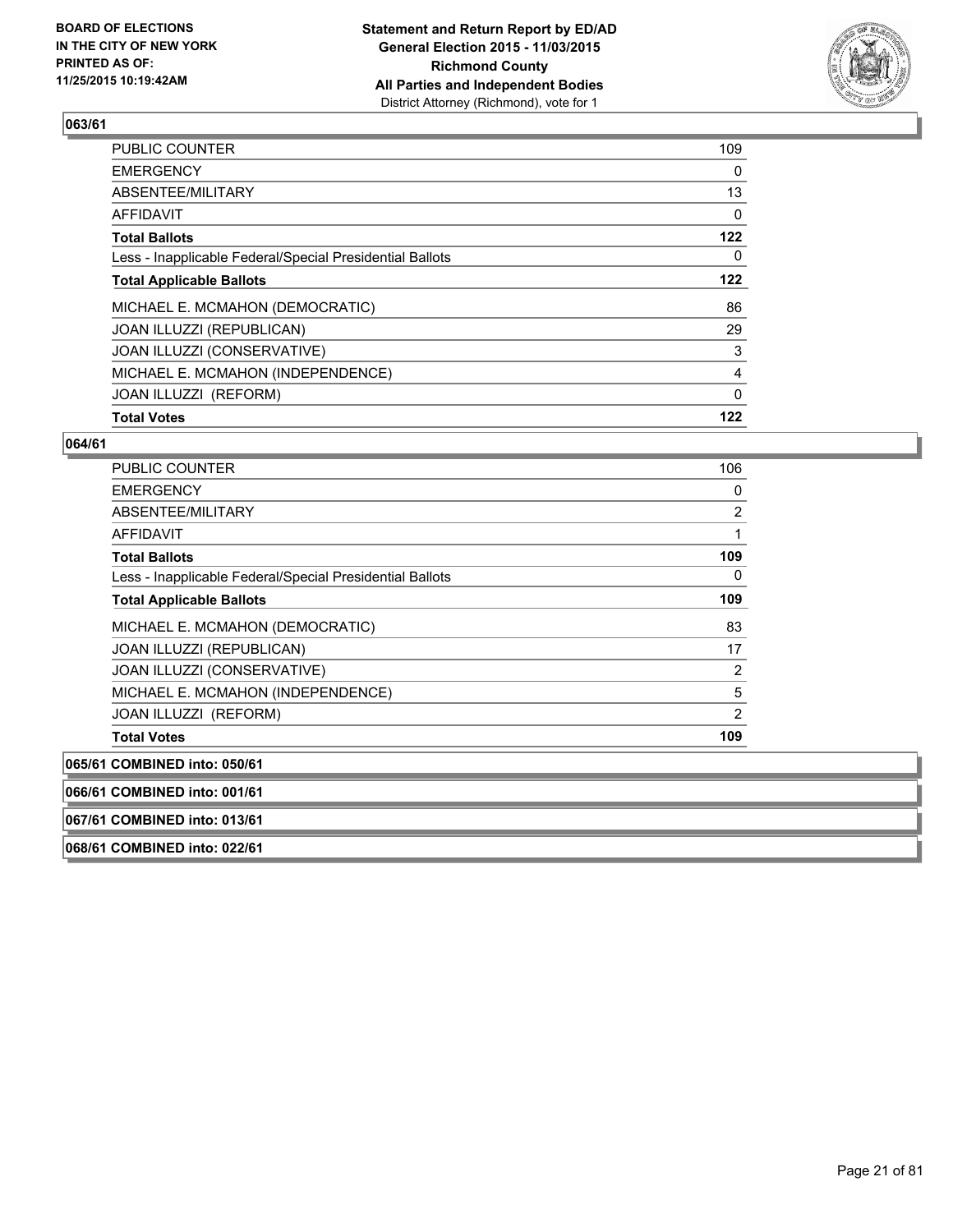**BOARD OF ELECTIONS IN THE CITY OF NEW YORK PRINTED AS OF: 11/25/2015 10:19:42AM**

**Statement and Return Report by ED/AD General Election 2015 - 11/03/2015 Richmond County All Parties and Independent Bodies**
District Attorney (Richmond), vote for 1

## 063/61

| | |
|---|---|
| PUBLIC COUNTER | 109 |
| EMERGENCY | 0 |
| ABSENTEE/MILITARY | 13 |
| AFFIDAVIT | 0 |
| **Total Ballots** | **122** |
| Less - Inapplicable Federal/Special Presidential Ballots | 0 |
| **Total Applicable Ballots** | **122** |
| MICHAEL E. MCMAHON (DEMOCRATIC) | 86 |
| JOAN ILLUZZI (REPUBLICAN) | 29 |
| JOAN ILLUZZI (CONSERVATIVE) | 3 |
| MICHAEL E. MCMAHON (INDEPENDENCE) | 4 |
| JOAN ILLUZZI (REFORM) | 0 |
| **Total Votes** | **122** |

## 064/61

| | |
|---|---|
| PUBLIC COUNTER | 106 |
| EMERGENCY | 0 |
| ABSENTEE/MILITARY | 2 |
| AFFIDAVIT | 1 |
| **Total Ballots** | **109** |
| Less - Inapplicable Federal/Special Presidential Ballots | 0 |
| **Total Applicable Ballots** | **109** |
| MICHAEL E. MCMAHON (DEMOCRATIC) | 83 |
| JOAN ILLUZZI (REPUBLICAN) | 17 |
| JOAN ILLUZZI (CONSERVATIVE) | 2 |
| MICHAEL E. MCMAHON (INDEPENDENCE) | 5 |
| JOAN ILLUZZI (REFORM) | 2 |
| **Total Votes** | **109** |

## 065/61 COMBINED into: 050/61

## 066/61 COMBINED into: 001/61

## 067/61 COMBINED into: 013/61

## 068/61 COMBINED into: 022/61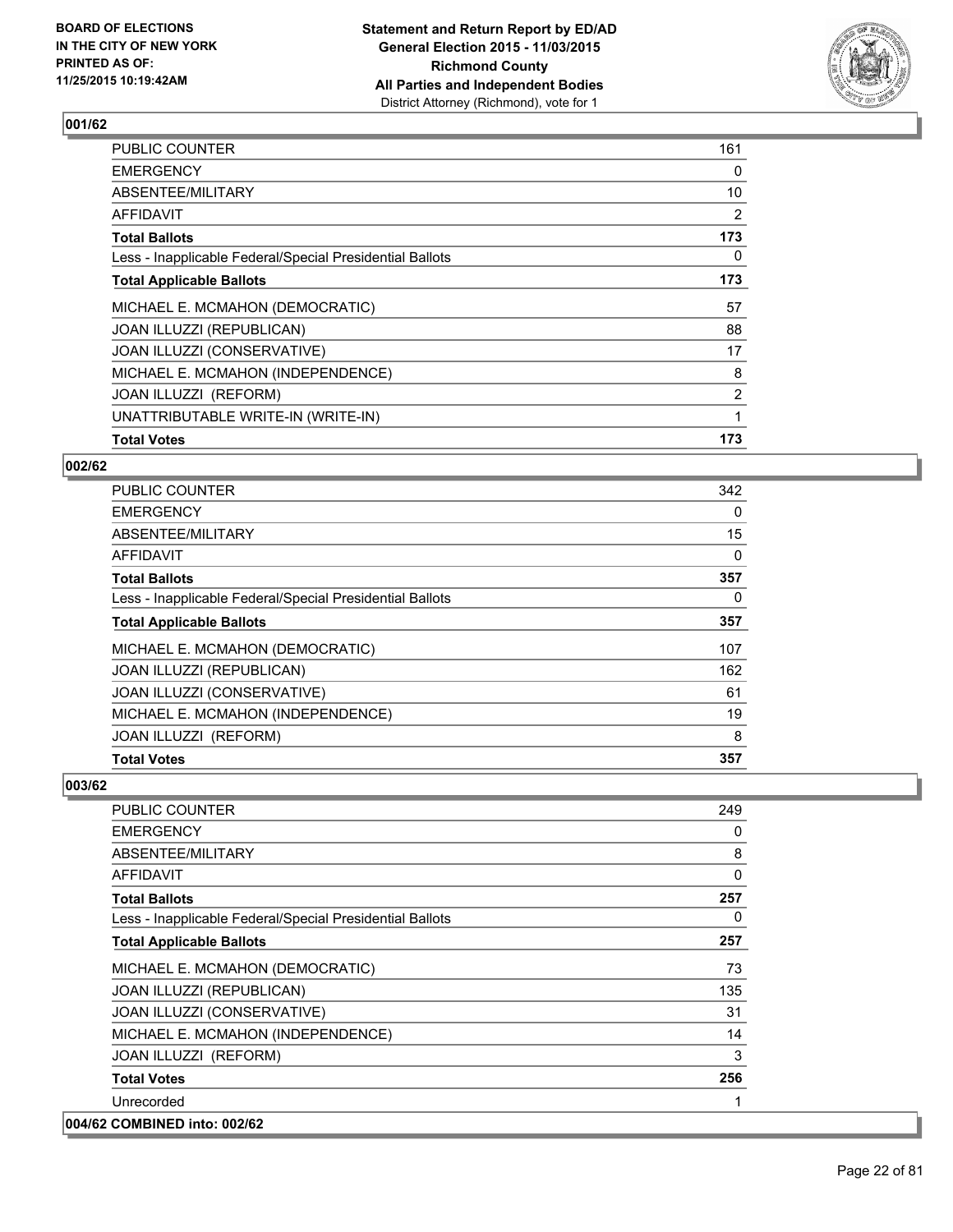**Statement and Return Report by ED/AD**
**General Election 2015 - 11/03/2015**
**Richmond County**
**All Parties and Independent Bodies**
District Attorney (Richmond), vote for 1

BOARD OF ELECTIONS
IN THE CITY OF NEW YORK
PRINTED AS OF:
11/25/2015 10:19:42AM

## 001/62

| | |
|---|---|
| PUBLIC COUNTER | 161 |
| EMERGENCY | 0 |
| ABSENTEE/MILITARY | 10 |
| AFFIDAVIT | 2 |
| **Total Ballots** | **173** |
| Less - Inapplicable Federal/Special Presidential Ballots | 0 |
| **Total Applicable Ballots** | **173** |
| MICHAEL E. MCMAHON (DEMOCRATIC) | 57 |
| JOAN ILLUZZI (REPUBLICAN) | 88 |
| JOAN ILLUZZI (CONSERVATIVE) | 17 |
| MICHAEL E. MCMAHON (INDEPENDENCE) | 8 |
| JOAN ILLUZZI (REFORM) | 2 |
| UNATTRIBUTABLE WRITE-IN (WRITE-IN) | 1 |
| **Total Votes** | **173** |

## 002/62

| | |
|---|---|
| PUBLIC COUNTER | 342 |
| EMERGENCY | 0 |
| ABSENTEE/MILITARY | 15 |
| AFFIDAVIT | 0 |
| **Total Ballots** | **357** |
| Less - Inapplicable Federal/Special Presidential Ballots | 0 |
| **Total Applicable Ballots** | **357** |
| MICHAEL E. MCMAHON (DEMOCRATIC) | 107 |
| JOAN ILLUZZI (REPUBLICAN) | 162 |
| JOAN ILLUZZI (CONSERVATIVE) | 61 |
| MICHAEL E. MCMAHON (INDEPENDENCE) | 19 |
| JOAN ILLUZZI (REFORM) | 8 |
| **Total Votes** | **357** |

## 003/62

| | |
|---|---|
| PUBLIC COUNTER | 249 |
| EMERGENCY | 0 |
| ABSENTEE/MILITARY | 8 |
| AFFIDAVIT | 0 |
| **Total Ballots** | **257** |
| Less - Inapplicable Federal/Special Presidential Ballots | 0 |
| **Total Applicable Ballots** | **257** |
| MICHAEL E. MCMAHON (DEMOCRATIC) | 73 |
| JOAN ILLUZZI (REPUBLICAN) | 135 |
| JOAN ILLUZZI (CONSERVATIVE) | 31 |
| MICHAEL E. MCMAHON (INDEPENDENCE) | 14 |
| JOAN ILLUZZI (REFORM) | 3 |
| **Total Votes** | **256** |
| Unrecorded | 1 |

## 004/62 COMBINED into: 002/62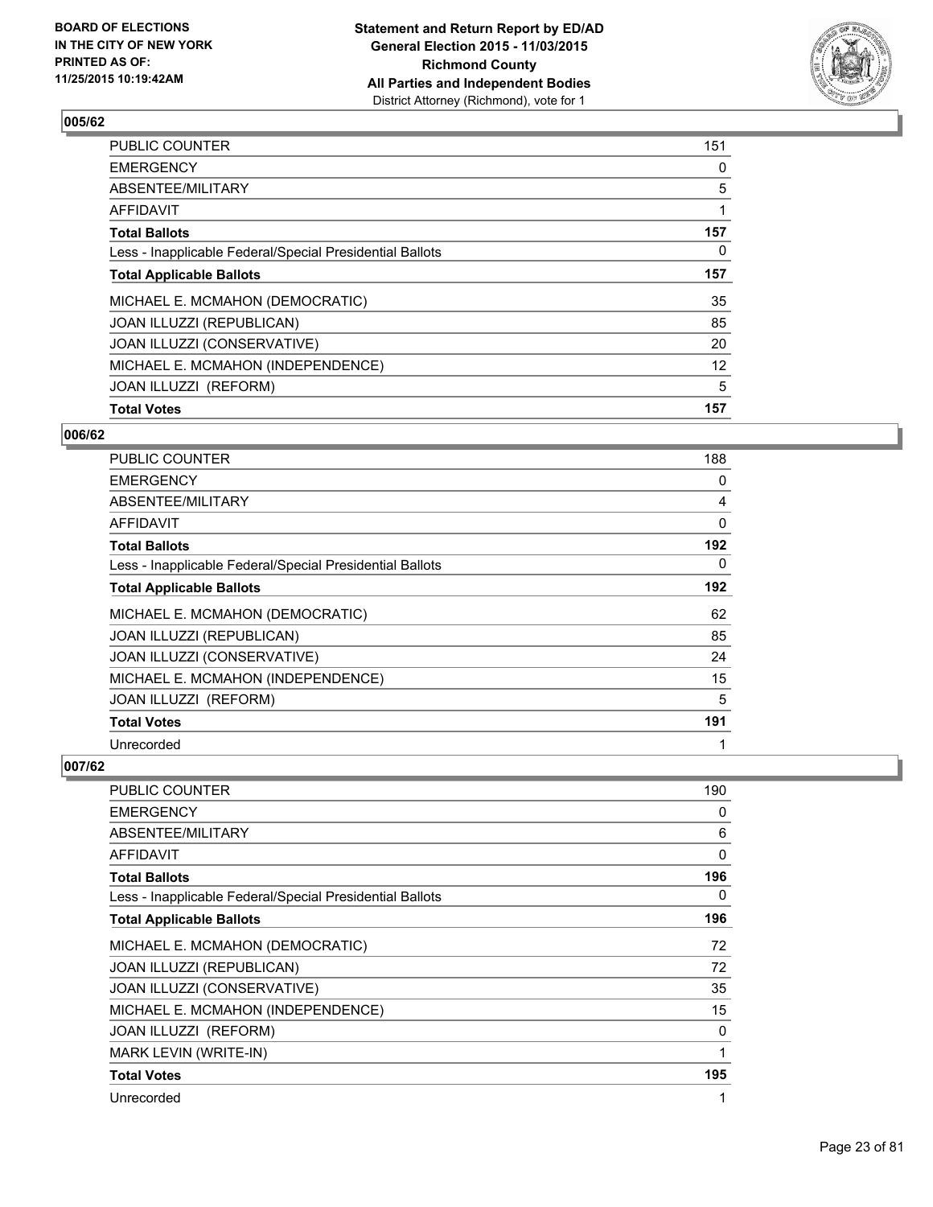## 005/62

| | |
|---|---|
| PUBLIC COUNTER | 151 |
| EMERGENCY | 0 |
| ABSENTEE/MILITARY | 5 |
| AFFIDAVIT | 1 |
| **Total Ballots** | **157** |
| Less - Inapplicable Federal/Special Presidential Ballots | 0 |
| **Total Applicable Ballots** | **157** |
| MICHAEL E. MCMAHON (DEMOCRATIC) | 35 |
| JOAN ILLUZZI (REPUBLICAN) | 85 |
| JOAN ILLUZZI (CONSERVATIVE) | 20 |
| MICHAEL E. MCMAHON (INDEPENDENCE) | 12 |
| JOAN ILLUZZI (REFORM) | 5 |
| **Total Votes** | **157** |

## 006/62

| | |
|---|---|
| PUBLIC COUNTER | 188 |
| EMERGENCY | 0 |
| ABSENTEE/MILITARY | 4 |
| AFFIDAVIT | 0 |
| **Total Ballots** | **192** |
| Less - Inapplicable Federal/Special Presidential Ballots | 0 |
| **Total Applicable Ballots** | **192** |
| MICHAEL E. MCMAHON (DEMOCRATIC) | 62 |
| JOAN ILLUZZI (REPUBLICAN) | 85 |
| JOAN ILLUZZI (CONSERVATIVE) | 24 |
| MICHAEL E. MCMAHON (INDEPENDENCE) | 15 |
| JOAN ILLUZZI (REFORM) | 5 |
| **Total Votes** | **191** |
| Unrecorded | 1 |

## 007/62

| | |
|---|---|
| PUBLIC COUNTER | 190 |
| EMERGENCY | 0 |
| ABSENTEE/MILITARY | 6 |
| AFFIDAVIT | 0 |
| **Total Ballots** | **196** |
| Less - Inapplicable Federal/Special Presidential Ballots | 0 |
| **Total Applicable Ballots** | **196** |
| MICHAEL E. MCMAHON (DEMOCRATIC) | 72 |
| JOAN ILLUZZI (REPUBLICAN) | 72 |
| JOAN ILLUZZI (CONSERVATIVE) | 35 |
| MICHAEL E. MCMAHON (INDEPENDENCE) | 15 |
| JOAN ILLUZZI (REFORM) | 0 |
| MARK LEVIN (WRITE-IN) | 1 |
| **Total Votes** | **195** |
| Unrecorded | 1 |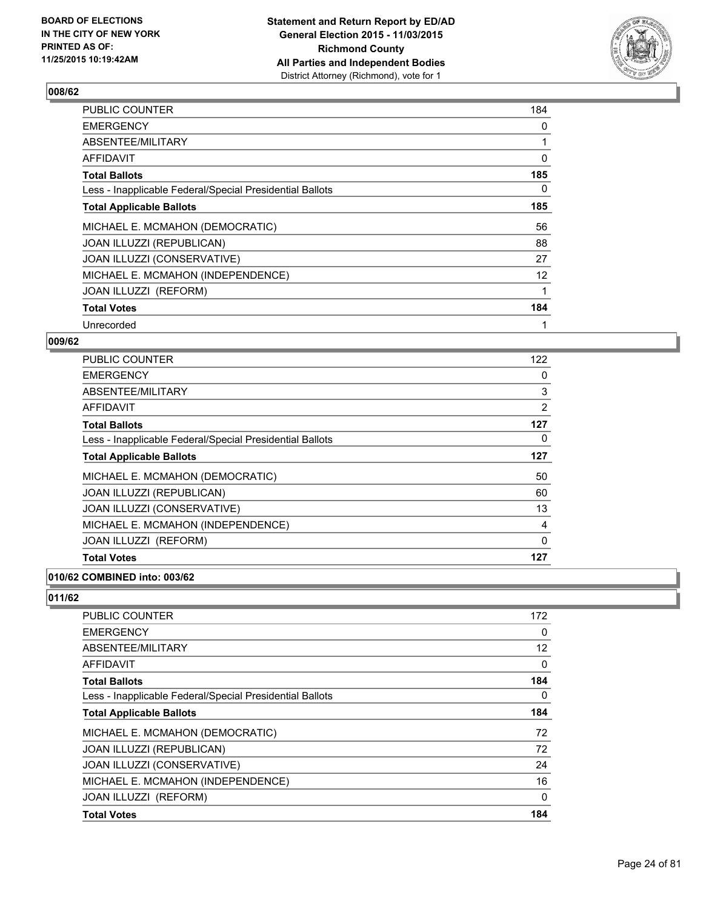## 008/62

| | |
|---|---|
| PUBLIC COUNTER | 184 |
| EMERGENCY | 0 |
| ABSENTEE/MILITARY | 1 |
| AFFIDAVIT | 0 |
| **Total Ballots** | **185** |
| Less - Inapplicable Federal/Special Presidential Ballots | 0 |
| **Total Applicable Ballots** | **185** |
| MICHAEL E. MCMAHON (DEMOCRATIC) | 56 |
| JOAN ILLUZZI (REPUBLICAN) | 88 |
| JOAN ILLUZZI (CONSERVATIVE) | 27 |
| MICHAEL E. MCMAHON (INDEPENDENCE) | 12 |
| JOAN ILLUZZI (REFORM) | 1 |
| **Total Votes** | **184** |
| Unrecorded | 1 |

## 009/62

| | |
|---|---|
| PUBLIC COUNTER | 122 |
| EMERGENCY | 0 |
| ABSENTEE/MILITARY | 3 |
| AFFIDAVIT | 2 |
| **Total Ballots** | **127** |
| Less - Inapplicable Federal/Special Presidential Ballots | 0 |
| **Total Applicable Ballots** | **127** |
| MICHAEL E. MCMAHON (DEMOCRATIC) | 50 |
| JOAN ILLUZZI (REPUBLICAN) | 60 |
| JOAN ILLUZZI (CONSERVATIVE) | 13 |
| MICHAEL E. MCMAHON (INDEPENDENCE) | 4 |
| JOAN ILLUZZI (REFORM) | 0 |
| **Total Votes** | **127** |

## 010/62 COMBINED into: 003/62

## 011/62

| | |
|---|---|
| PUBLIC COUNTER | 172 |
| EMERGENCY | 0 |
| ABSENTEE/MILITARY | 12 |
| AFFIDAVIT | 0 |
| **Total Ballots** | **184** |
| Less - Inapplicable Federal/Special Presidential Ballots | 0 |
| **Total Applicable Ballots** | **184** |
| MICHAEL E. MCMAHON (DEMOCRATIC) | 72 |
| JOAN ILLUZZI (REPUBLICAN) | 72 |
| JOAN ILLUZZI (CONSERVATIVE) | 24 |
| MICHAEL E. MCMAHON (INDEPENDENCE) | 16 |
| JOAN ILLUZZI (REFORM) | 0 |
| **Total Votes** | **184** |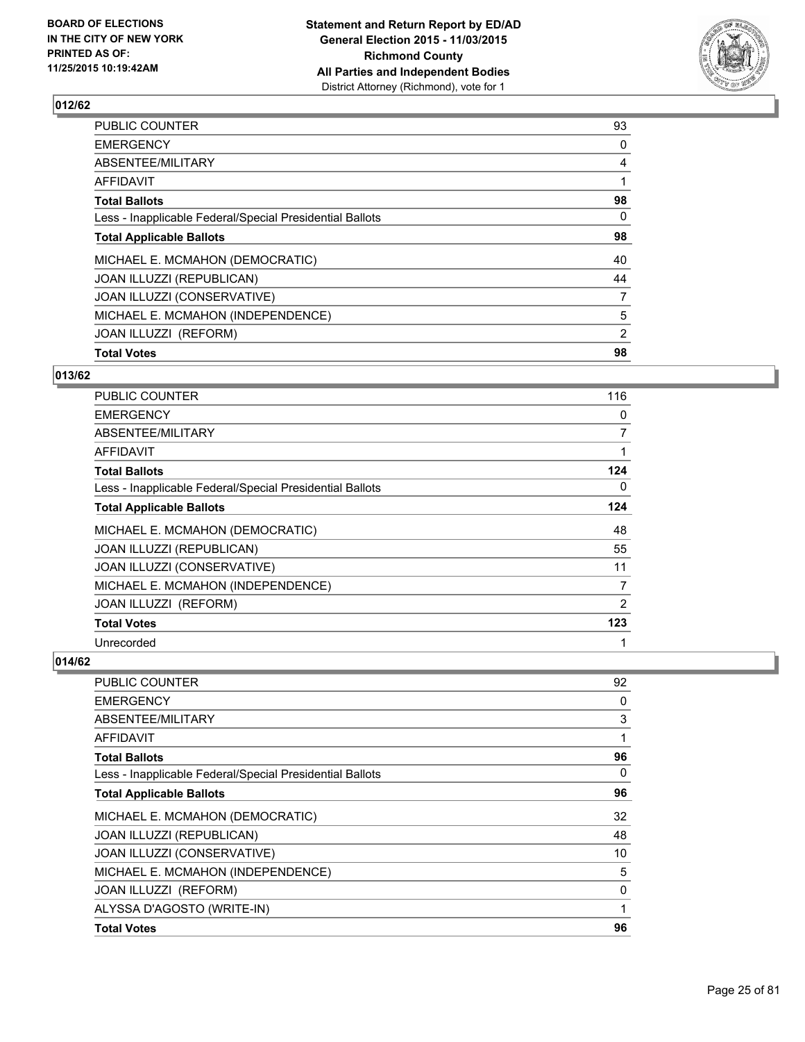**BOARD OF ELECTIONS IN THE CITY OF NEW YORK PRINTED AS OF: 11/25/2015 10:19:42AM**

**Statement and Return Report by ED/AD General Election 2015 - 11/03/2015 Richmond County All Parties and Independent Bodies**
District Attorney (Richmond), vote for 1

## 012/62

| | |
|---|---|
| PUBLIC COUNTER | 93 |
| EMERGENCY | 0 |
| ABSENTEE/MILITARY | 4 |
| AFFIDAVIT | 1 |
| **Total Ballots** | **98** |
| Less - Inapplicable Federal/Special Presidential Ballots | 0 |
| **Total Applicable Ballots** | **98** |
| MICHAEL E. MCMAHON (DEMOCRATIC) | 40 |
| JOAN ILLUZZI (REPUBLICAN) | 44 |
| JOAN ILLUZZI (CONSERVATIVE) | 7 |
| MICHAEL E. MCMAHON (INDEPENDENCE) | 5 |
| JOAN ILLUZZI (REFORM) | 2 |
| **Total Votes** | **98** |

## 013/62

| | |
|---|---|
| PUBLIC COUNTER | 116 |
| EMERGENCY | 0 |
| ABSENTEE/MILITARY | 7 |
| AFFIDAVIT | 1 |
| **Total Ballots** | **124** |
| Less - Inapplicable Federal/Special Presidential Ballots | 0 |
| **Total Applicable Ballots** | **124** |
| MICHAEL E. MCMAHON (DEMOCRATIC) | 48 |
| JOAN ILLUZZI (REPUBLICAN) | 55 |
| JOAN ILLUZZI (CONSERVATIVE) | 11 |
| MICHAEL E. MCMAHON (INDEPENDENCE) | 7 |
| JOAN ILLUZZI (REFORM) | 2 |
| **Total Votes** | **123** |
| Unrecorded | 1 |

## 014/62

| | |
|---|---|
| PUBLIC COUNTER | 92 |
| EMERGENCY | 0 |
| ABSENTEE/MILITARY | 3 |
| AFFIDAVIT | 1 |
| **Total Ballots** | **96** |
| Less - Inapplicable Federal/Special Presidential Ballots | 0 |
| **Total Applicable Ballots** | **96** |
| MICHAEL E. MCMAHON (DEMOCRATIC) | 32 |
| JOAN ILLUZZI (REPUBLICAN) | 48 |
| JOAN ILLUZZI (CONSERVATIVE) | 10 |
| MICHAEL E. MCMAHON (INDEPENDENCE) | 5 |
| JOAN ILLUZZI (REFORM) | 0 |
| ALYSSA D'AGOSTO (WRITE-IN) | 1 |
| **Total Votes** | **96** |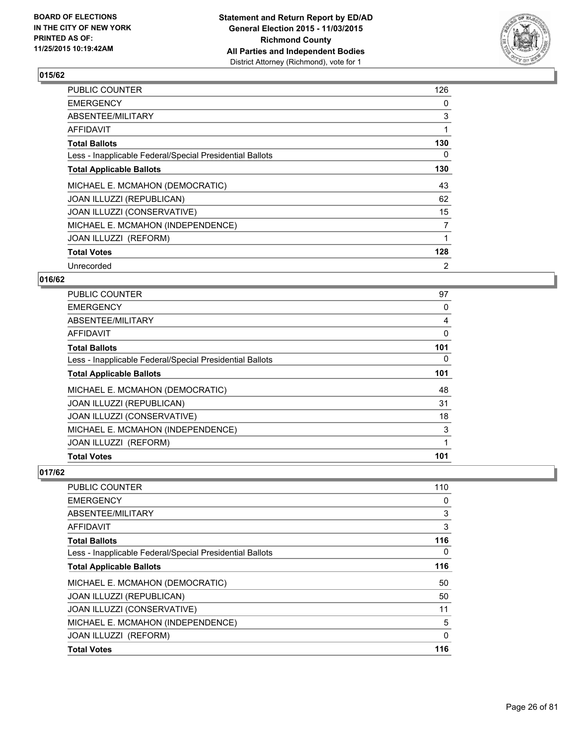**BOARD OF ELECTIONS IN THE CITY OF NEW YORK PRINTED AS OF: 11/25/2015 10:19:42AM**

**Statement and Return Report by ED/AD General Election 2015 - 11/03/2015 Richmond County All Parties and Independent Bodies** District Attorney (Richmond), vote for 1

## 015/62

| | |
|---|---|
| PUBLIC COUNTER | 126 |
| EMERGENCY | 0 |
| ABSENTEE/MILITARY | 3 |
| AFFIDAVIT | 1 |
| **Total Ballots** | **130** |
| Less - Inapplicable Federal/Special Presidential Ballots | 0 |
| **Total Applicable Ballots** | **130** |
| MICHAEL E. MCMAHON (DEMOCRATIC) | 43 |
| JOAN ILLUZZI (REPUBLICAN) | 62 |
| JOAN ILLUZZI (CONSERVATIVE) | 15 |
| MICHAEL E. MCMAHON (INDEPENDENCE) | 7 |
| JOAN ILLUZZI (REFORM) | 1 |
| **Total Votes** | **128** |
| Unrecorded | 2 |

## 016/62

| | |
|---|---|
| PUBLIC COUNTER | 97 |
| EMERGENCY | 0 |
| ABSENTEE/MILITARY | 4 |
| AFFIDAVIT | 0 |
| **Total Ballots** | **101** |
| Less - Inapplicable Federal/Special Presidential Ballots | 0 |
| **Total Applicable Ballots** | **101** |
| MICHAEL E. MCMAHON (DEMOCRATIC) | 48 |
| JOAN ILLUZZI (REPUBLICAN) | 31 |
| JOAN ILLUZZI (CONSERVATIVE) | 18 |
| MICHAEL E. MCMAHON (INDEPENDENCE) | 3 |
| JOAN ILLUZZI (REFORM) | 1 |
| **Total Votes** | **101** |

## 017/62

| | |
|---|---|
| PUBLIC COUNTER | 110 |
| EMERGENCY | 0 |
| ABSENTEE/MILITARY | 3 |
| AFFIDAVIT | 3 |
| **Total Ballots** | **116** |
| Less - Inapplicable Federal/Special Presidential Ballots | 0 |
| **Total Applicable Ballots** | **116** |
| MICHAEL E. MCMAHON (DEMOCRATIC) | 50 |
| JOAN ILLUZZI (REPUBLICAN) | 50 |
| JOAN ILLUZZI (CONSERVATIVE) | 11 |
| MICHAEL E. MCMAHON (INDEPENDENCE) | 5 |
| JOAN ILLUZZI (REFORM) | 0 |
| **Total Votes** | **116** |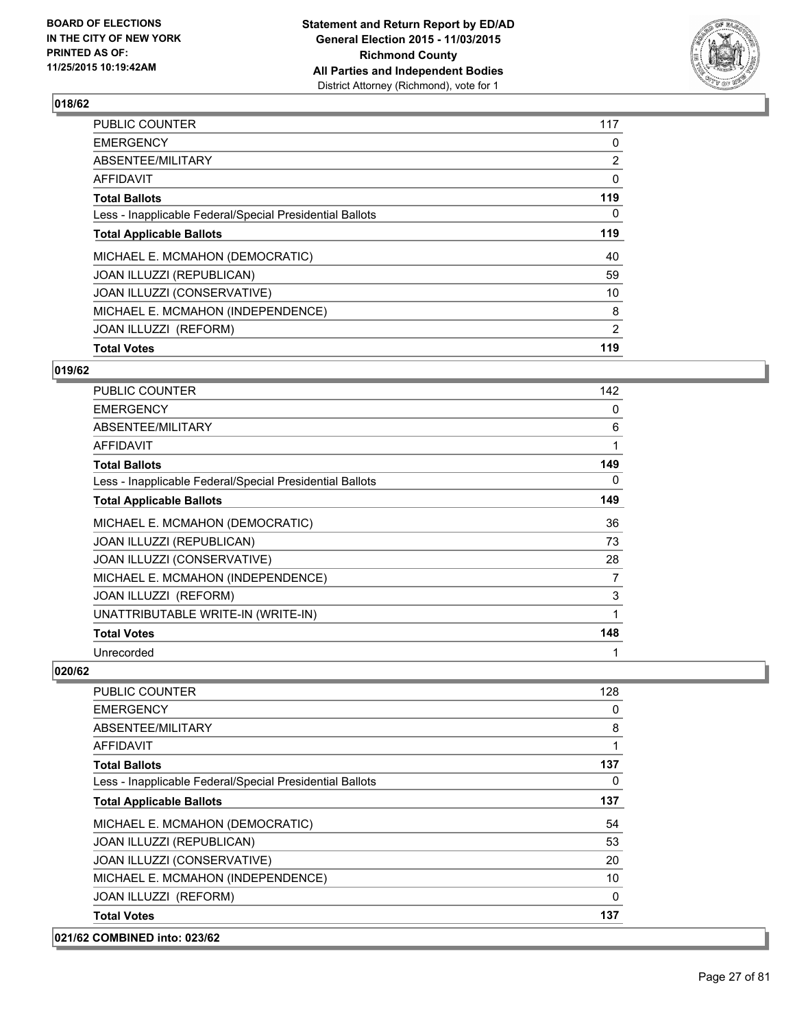**Statement and Return Report by ED/AD**
**General Election 2015 - 11/03/2015**
**Richmond County**
**All Parties and Independent Bodies**
District Attorney (Richmond), vote for 1

BOARD OF ELECTIONS
IN THE CITY OF NEW YORK
PRINTED AS OF:
11/25/2015 10:19:42AM

**018/62**

| | |
|---|---|
| PUBLIC COUNTER | 117 |
| EMERGENCY | 0 |
| ABSENTEE/MILITARY | 2 |
| AFFIDAVIT | 0 |
| **Total Ballots** | **119** |
| Less - Inapplicable Federal/Special Presidential Ballots | 0 |
| **Total Applicable Ballots** | **119** |
| MICHAEL E. MCMAHON (DEMOCRATIC) | 40 |
| JOAN ILLUZZI (REPUBLICAN) | 59 |
| JOAN ILLUZZI (CONSERVATIVE) | 10 |
| MICHAEL E. MCMAHON (INDEPENDENCE) | 8 |
| JOAN ILLUZZI (REFORM) | 2 |
| **Total Votes** | **119** |

**019/62**

| | |
|---|---|
| PUBLIC COUNTER | 142 |
| EMERGENCY | 0 |
| ABSENTEE/MILITARY | 6 |
| AFFIDAVIT | 1 |
| **Total Ballots** | **149** |
| Less - Inapplicable Federal/Special Presidential Ballots | 0 |
| **Total Applicable Ballots** | **149** |
| MICHAEL E. MCMAHON (DEMOCRATIC) | 36 |
| JOAN ILLUZZI (REPUBLICAN) | 73 |
| JOAN ILLUZZI (CONSERVATIVE) | 28 |
| MICHAEL E. MCMAHON (INDEPENDENCE) | 7 |
| JOAN ILLUZZI (REFORM) | 3 |
| UNATTRIBUTABLE WRITE-IN (WRITE-IN) | 1 |
| **Total Votes** | **148** |
| Unrecorded | 1 |

**020/62**

| | |
|---|---|
| PUBLIC COUNTER | 128 |
| EMERGENCY | 0 |
| ABSENTEE/MILITARY | 8 |
| AFFIDAVIT | 1 |
| **Total Ballots** | **137** |
| Less - Inapplicable Federal/Special Presidential Ballots | 0 |
| **Total Applicable Ballots** | **137** |
| MICHAEL E. MCMAHON (DEMOCRATIC) | 54 |
| JOAN ILLUZZI (REPUBLICAN) | 53 |
| JOAN ILLUZZI (CONSERVATIVE) | 20 |
| MICHAEL E. MCMAHON (INDEPENDENCE) | 10 |
| JOAN ILLUZZI (REFORM) | 0 |
| **Total Votes** | **137** |

**021/62 COMBINED into: 023/62**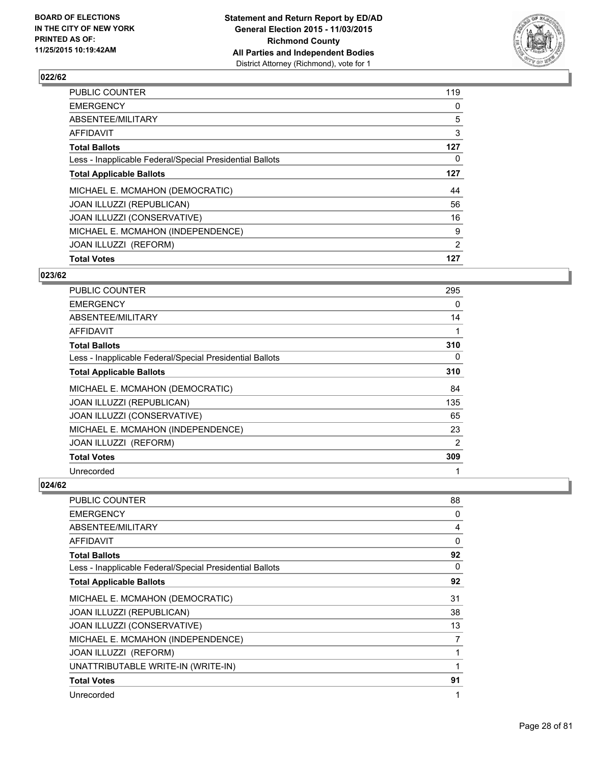**Statement and Return Report by ED/AD**
**General Election 2015 - 11/03/2015**
**Richmond County**
**All Parties and Independent Bodies**
District Attorney (Richmond), vote for 1

BOARD OF ELECTIONS
IN THE CITY OF NEW YORK
PRINTED AS OF:
11/25/2015 10:19:42AM

### 022/62

| | |
|---|---|
| PUBLIC COUNTER | 119 |
| EMERGENCY | 0 |
| ABSENTEE/MILITARY | 5 |
| AFFIDAVIT | 3 |
| **Total Ballots** | **127** |
| Less - Inapplicable Federal/Special Presidential Ballots | 0 |
| **Total Applicable Ballots** | **127** |
| MICHAEL E. MCMAHON (DEMOCRATIC) | 44 |
| JOAN ILLUZZI (REPUBLICAN) | 56 |
| JOAN ILLUZZI (CONSERVATIVE) | 16 |
| MICHAEL E. MCMAHON (INDEPENDENCE) | 9 |
| JOAN ILLUZZI (REFORM) | 2 |
| **Total Votes** | **127** |

### 023/62

| | |
|---|---|
| PUBLIC COUNTER | 295 |
| EMERGENCY | 0 |
| ABSENTEE/MILITARY | 14 |
| AFFIDAVIT | 1 |
| **Total Ballots** | **310** |
| Less - Inapplicable Federal/Special Presidential Ballots | 0 |
| **Total Applicable Ballots** | **310** |
| MICHAEL E. MCMAHON (DEMOCRATIC) | 84 |
| JOAN ILLUZZI (REPUBLICAN) | 135 |
| JOAN ILLUZZI (CONSERVATIVE) | 65 |
| MICHAEL E. MCMAHON (INDEPENDENCE) | 23 |
| JOAN ILLUZZI (REFORM) | 2 |
| **Total Votes** | **309** |
| Unrecorded | 1 |

### 024/62

| | |
|---|---|
| PUBLIC COUNTER | 88 |
| EMERGENCY | 0 |
| ABSENTEE/MILITARY | 4 |
| AFFIDAVIT | 0 |
| **Total Ballots** | **92** |
| Less - Inapplicable Federal/Special Presidential Ballots | 0 |
| **Total Applicable Ballots** | **92** |
| MICHAEL E. MCMAHON (DEMOCRATIC) | 31 |
| JOAN ILLUZZI (REPUBLICAN) | 38 |
| JOAN ILLUZZI (CONSERVATIVE) | 13 |
| MICHAEL E. MCMAHON (INDEPENDENCE) | 7 |
| JOAN ILLUZZI (REFORM) | 1 |
| UNATTRIBUTABLE WRITE-IN (WRITE-IN) | 1 |
| **Total Votes** | **91** |
| Unrecorded | 1 |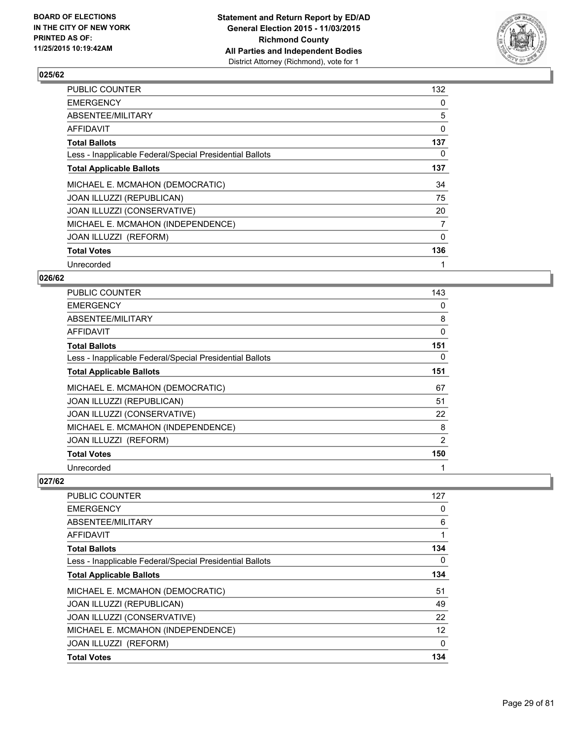**BOARD OF ELECTIONS IN THE CITY OF NEW YORK PRINTED AS OF: 11/25/2015 10:19:42AM**

**Statement and Return Report by ED/AD General Election 2015 - 11/03/2015 Richmond County All Parties and Independent Bodies** District Attorney (Richmond), vote for 1

### 025/62

| | |
|---|---|
| PUBLIC COUNTER | 132 |
| EMERGENCY | 0 |
| ABSENTEE/MILITARY | 5 |
| AFFIDAVIT | 0 |
| **Total Ballots** | **137** |
| Less - Inapplicable Federal/Special Presidential Ballots | 0 |
| **Total Applicable Ballots** | **137** |
| MICHAEL E. MCMAHON (DEMOCRATIC) | 34 |
| JOAN ILLUZZI (REPUBLICAN) | 75 |
| JOAN ILLUZZI (CONSERVATIVE) | 20 |
| MICHAEL E. MCMAHON (INDEPENDENCE) | 7 |
| JOAN ILLUZZI (REFORM) | 0 |
| **Total Votes** | **136** |
| Unrecorded | 1 |

### 026/62

| | |
|---|---|
| PUBLIC COUNTER | 143 |
| EMERGENCY | 0 |
| ABSENTEE/MILITARY | 8 |
| AFFIDAVIT | 0 |
| **Total Ballots** | **151** |
| Less - Inapplicable Federal/Special Presidential Ballots | 0 |
| **Total Applicable Ballots** | **151** |
| MICHAEL E. MCMAHON (DEMOCRATIC) | 67 |
| JOAN ILLUZZI (REPUBLICAN) | 51 |
| JOAN ILLUZZI (CONSERVATIVE) | 22 |
| MICHAEL E. MCMAHON (INDEPENDENCE) | 8 |
| JOAN ILLUZZI (REFORM) | 2 |
| **Total Votes** | **150** |
| Unrecorded | 1 |

### 027/62

| | |
|---|---|
| PUBLIC COUNTER | 127 |
| EMERGENCY | 0 |
| ABSENTEE/MILITARY | 6 |
| AFFIDAVIT | 1 |
| **Total Ballots** | **134** |
| Less - Inapplicable Federal/Special Presidential Ballots | 0 |
| **Total Applicable Ballots** | **134** |
| MICHAEL E. MCMAHON (DEMOCRATIC) | 51 |
| JOAN ILLUZZI (REPUBLICAN) | 49 |
| JOAN ILLUZZI (CONSERVATIVE) | 22 |
| MICHAEL E. MCMAHON (INDEPENDENCE) | 12 |
| JOAN ILLUZZI (REFORM) | 0 |
| **Total Votes** | **134** |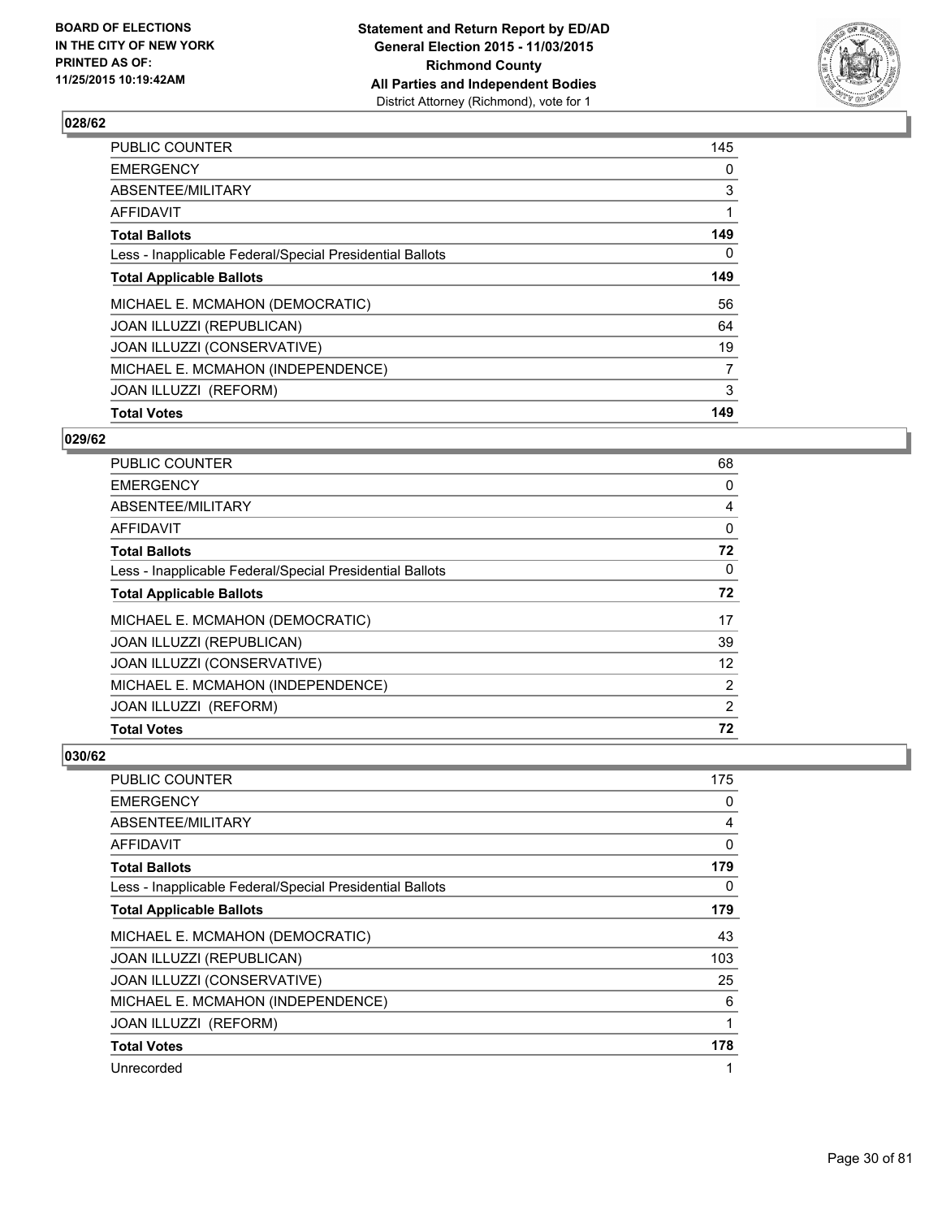**BOARD OF ELECTIONS IN THE CITY OF NEW YORK PRINTED AS OF: 11/25/2015 10:19:42AM**

**Statement and Return Report by ED/AD General Election 2015 - 11/03/2015 Richmond County All Parties and Independent Bodies**
District Attorney (Richmond), vote for 1

### 028/62

| | |
|---|---|
| PUBLIC COUNTER | 145 |
| EMERGENCY | 0 |
| ABSENTEE/MILITARY | 3 |
| AFFIDAVIT | 1 |
| **Total Ballots** | **149** |
| Less - Inapplicable Federal/Special Presidential Ballots | 0 |
| **Total Applicable Ballots** | **149** |
| MICHAEL E. MCMAHON (DEMOCRATIC) | 56 |
| JOAN ILLUZZI (REPUBLICAN) | 64 |
| JOAN ILLUZZI (CONSERVATIVE) | 19 |
| MICHAEL E. MCMAHON (INDEPENDENCE) | 7 |
| JOAN ILLUZZI (REFORM) | 3 |
| **Total Votes** | **149** |

### 029/62

| | |
|---|---|
| PUBLIC COUNTER | 68 |
| EMERGENCY | 0 |
| ABSENTEE/MILITARY | 4 |
| AFFIDAVIT | 0 |
| **Total Ballots** | **72** |
| Less - Inapplicable Federal/Special Presidential Ballots | 0 |
| **Total Applicable Ballots** | **72** |
| MICHAEL E. MCMAHON (DEMOCRATIC) | 17 |
| JOAN ILLUZZI (REPUBLICAN) | 39 |
| JOAN ILLUZZI (CONSERVATIVE) | 12 |
| MICHAEL E. MCMAHON (INDEPENDENCE) | 2 |
| JOAN ILLUZZI (REFORM) | 2 |
| **Total Votes** | **72** |

### 030/62

| | |
|---|---|
| PUBLIC COUNTER | 175 |
| EMERGENCY | 0 |
| ABSENTEE/MILITARY | 4 |
| AFFIDAVIT | 0 |
| **Total Ballots** | **179** |
| Less - Inapplicable Federal/Special Presidential Ballots | 0 |
| **Total Applicable Ballots** | **179** |
| MICHAEL E. MCMAHON (DEMOCRATIC) | 43 |
| JOAN ILLUZZI (REPUBLICAN) | 103 |
| JOAN ILLUZZI (CONSERVATIVE) | 25 |
| MICHAEL E. MCMAHON (INDEPENDENCE) | 6 |
| JOAN ILLUZZI (REFORM) | 1 |
| **Total Votes** | **178** |
| Unrecorded | 1 |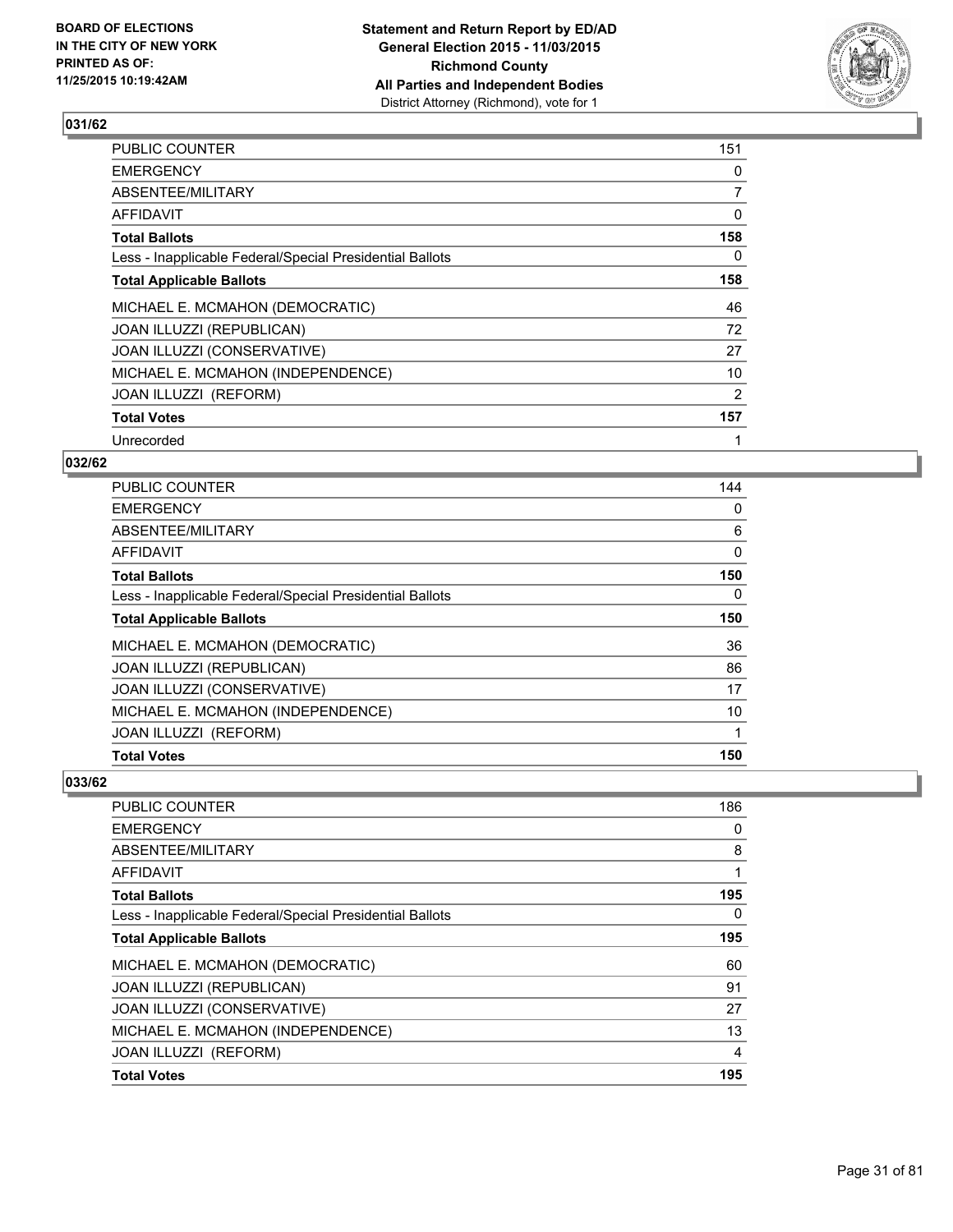## 031/62

| | |
|---|---|
| PUBLIC COUNTER | 151 |
| EMERGENCY | 0 |
| ABSENTEE/MILITARY | 7 |
| AFFIDAVIT | 0 |
| **Total Ballots** | **158** |
| Less - Inapplicable Federal/Special Presidential Ballots | 0 |
| **Total Applicable Ballots** | **158** |
| MICHAEL E. MCMAHON (DEMOCRATIC) | 46 |
| JOAN ILLUZZI (REPUBLICAN) | 72 |
| JOAN ILLUZZI (CONSERVATIVE) | 27 |
| MICHAEL E. MCMAHON (INDEPENDENCE) | 10 |
| JOAN ILLUZZI (REFORM) | 2 |
| **Total Votes** | **157** |
| Unrecorded | 1 |

## 032/62

| | |
|---|---|
| PUBLIC COUNTER | 144 |
| EMERGENCY | 0 |
| ABSENTEE/MILITARY | 6 |
| AFFIDAVIT | 0 |
| **Total Ballots** | **150** |
| Less - Inapplicable Federal/Special Presidential Ballots | 0 |
| **Total Applicable Ballots** | **150** |
| MICHAEL E. MCMAHON (DEMOCRATIC) | 36 |
| JOAN ILLUZZI (REPUBLICAN) | 86 |
| JOAN ILLUZZI (CONSERVATIVE) | 17 |
| MICHAEL E. MCMAHON (INDEPENDENCE) | 10 |
| JOAN ILLUZZI (REFORM) | 1 |
| **Total Votes** | **150** |

## 033/62

| | |
|---|---|
| PUBLIC COUNTER | 186 |
| EMERGENCY | 0 |
| ABSENTEE/MILITARY | 8 |
| AFFIDAVIT | 1 |
| **Total Ballots** | **195** |
| Less - Inapplicable Federal/Special Presidential Ballots | 0 |
| **Total Applicable Ballots** | **195** |
| MICHAEL E. MCMAHON (DEMOCRATIC) | 60 |
| JOAN ILLUZZI (REPUBLICAN) | 91 |
| JOAN ILLUZZI (CONSERVATIVE) | 27 |
| MICHAEL E. MCMAHON (INDEPENDENCE) | 13 |
| JOAN ILLUZZI (REFORM) | 4 |
| **Total Votes** | **195** |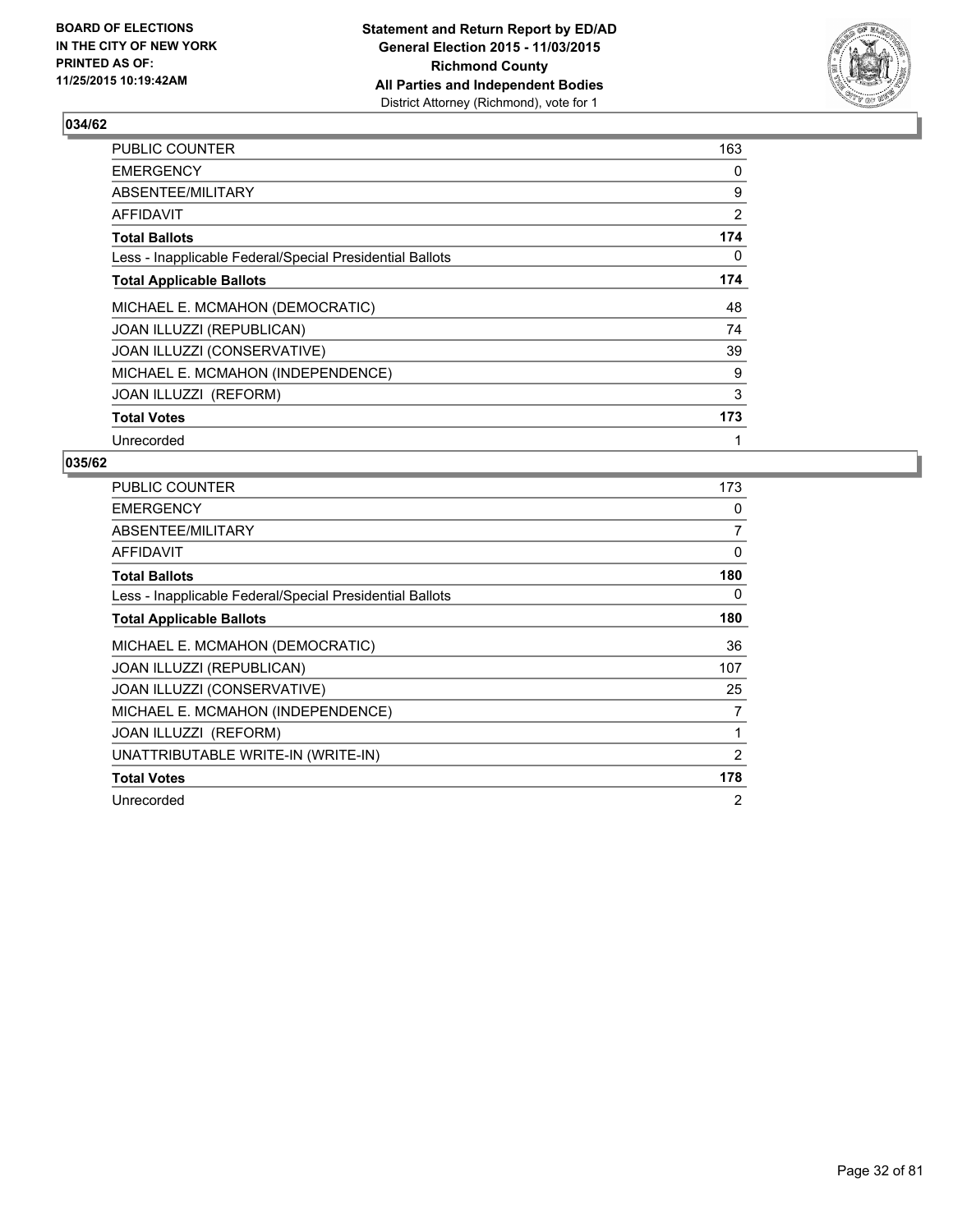**BOARD OF ELECTIONS IN THE CITY OF NEW YORK PRINTED AS OF: 11/25/2015 10:19:42AM**

**Statement and Return Report by ED/AD General Election 2015 - 11/03/2015 Richmond County All Parties and Independent Bodies**
District Attorney (Richmond), vote for 1

## 034/62

| | |
|---|---|
| PUBLIC COUNTER | 163 |
| EMERGENCY | 0 |
| ABSENTEE/MILITARY | 9 |
| AFFIDAVIT | 2 |
| **Total Ballots** | **174** |
| Less - Inapplicable Federal/Special Presidential Ballots | 0 |
| **Total Applicable Ballots** | **174** |
| MICHAEL E. MCMAHON (DEMOCRATIC) | 48 |
| JOAN ILLUZZI (REPUBLICAN) | 74 |
| JOAN ILLUZZI (CONSERVATIVE) | 39 |
| MICHAEL E. MCMAHON (INDEPENDENCE) | 9 |
| JOAN ILLUZZI (REFORM) | 3 |
| **Total Votes** | **173** |
| Unrecorded | 1 |

## 035/62

| | |
|---|---|
| PUBLIC COUNTER | 173 |
| EMERGENCY | 0 |
| ABSENTEE/MILITARY | 7 |
| AFFIDAVIT | 0 |
| **Total Ballots** | **180** |
| Less - Inapplicable Federal/Special Presidential Ballots | 0 |
| **Total Applicable Ballots** | **180** |
| MICHAEL E. MCMAHON (DEMOCRATIC) | 36 |
| JOAN ILLUZZI (REPUBLICAN) | 107 |
| JOAN ILLUZZI (CONSERVATIVE) | 25 |
| MICHAEL E. MCMAHON (INDEPENDENCE) | 7 |
| JOAN ILLUZZI (REFORM) | 1 |
| UNATTRIBUTABLE WRITE-IN (WRITE-IN) | 2 |
| **Total Votes** | **178** |
| Unrecorded | 2 |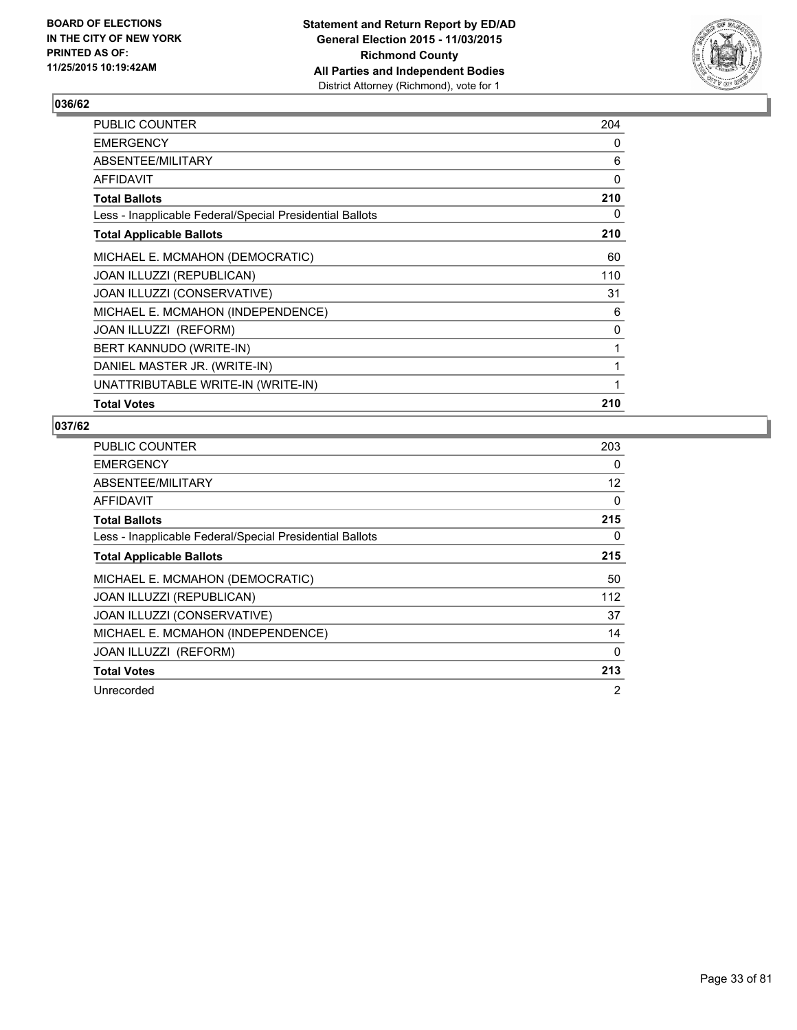## 036/62

| | |
|---|---|
| PUBLIC COUNTER | 204 |
| EMERGENCY | 0 |
| ABSENTEE/MILITARY | 6 |
| AFFIDAVIT | 0 |
| **Total Ballots** | **210** |
| Less - Inapplicable Federal/Special Presidential Ballots | 0 |
| **Total Applicable Ballots** | **210** |
| MICHAEL E. MCMAHON (DEMOCRATIC) | 60 |
| JOAN ILLUZZI (REPUBLICAN) | 110 |
| JOAN ILLUZZI (CONSERVATIVE) | 31 |
| MICHAEL E. MCMAHON (INDEPENDENCE) | 6 |
| JOAN ILLUZZI (REFORM) | 0 |
| BERT KANNUDO (WRITE-IN) | 1 |
| DANIEL MASTER JR. (WRITE-IN) | 1 |
| UNATTRIBUTABLE WRITE-IN (WRITE-IN) | 1 |
| **Total Votes** | **210** |

## 037/62

| | |
|---|---|
| PUBLIC COUNTER | 203 |
| EMERGENCY | 0 |
| ABSENTEE/MILITARY | 12 |
| AFFIDAVIT | 0 |
| **Total Ballots** | **215** |
| Less - Inapplicable Federal/Special Presidential Ballots | 0 |
| **Total Applicable Ballots** | **215** |
| MICHAEL E. MCMAHON (DEMOCRATIC) | 50 |
| JOAN ILLUZZI (REPUBLICAN) | 112 |
| JOAN ILLUZZI (CONSERVATIVE) | 37 |
| MICHAEL E. MCMAHON (INDEPENDENCE) | 14 |
| JOAN ILLUZZI (REFORM) | 0 |
| **Total Votes** | **213** |
| Unrecorded | 2 |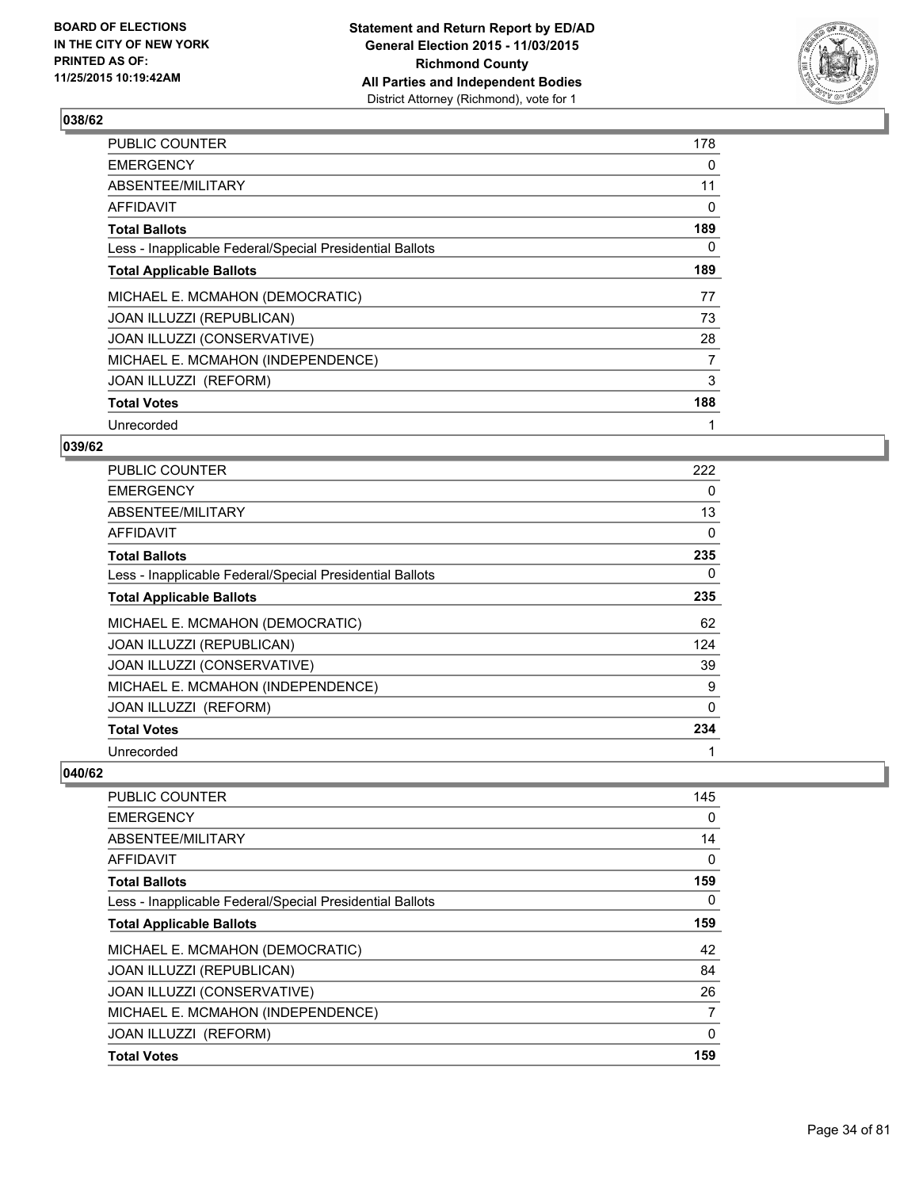**BOARD OF ELECTIONS IN THE CITY OF NEW YORK PRINTED AS OF: 11/25/2015 10:19:42AM**

**Statement and Return Report by ED/AD General Election 2015 - 11/03/2015 Richmond County All Parties and Independent Bodies**
District Attorney (Richmond), vote for 1

### 038/62

| | |
|---|---|
| PUBLIC COUNTER | 178 |
| EMERGENCY | 0 |
| ABSENTEE/MILITARY | 11 |
| AFFIDAVIT | 0 |
| **Total Ballots** | **189** |
| Less - Inapplicable Federal/Special Presidential Ballots | 0 |
| **Total Applicable Ballots** | **189** |
| MICHAEL E. MCMAHON (DEMOCRATIC) | 77 |
| JOAN ILLUZZI (REPUBLICAN) | 73 |
| JOAN ILLUZZI (CONSERVATIVE) | 28 |
| MICHAEL E. MCMAHON (INDEPENDENCE) | 7 |
| JOAN ILLUZZI (REFORM) | 3 |
| **Total Votes** | **188** |
| Unrecorded | 1 |

### 039/62

| | |
|---|---|
| PUBLIC COUNTER | 222 |
| EMERGENCY | 0 |
| ABSENTEE/MILITARY | 13 |
| AFFIDAVIT | 0 |
| **Total Ballots** | **235** |
| Less - Inapplicable Federal/Special Presidential Ballots | 0 |
| **Total Applicable Ballots** | **235** |
| MICHAEL E. MCMAHON (DEMOCRATIC) | 62 |
| JOAN ILLUZZI (REPUBLICAN) | 124 |
| JOAN ILLUZZI (CONSERVATIVE) | 39 |
| MICHAEL E. MCMAHON (INDEPENDENCE) | 9 |
| JOAN ILLUZZI (REFORM) | 0 |
| **Total Votes** | **234** |
| Unrecorded | 1 |

### 040/62

| | |
|---|---|
| PUBLIC COUNTER | 145 |
| EMERGENCY | 0 |
| ABSENTEE/MILITARY | 14 |
| AFFIDAVIT | 0 |
| **Total Ballots** | **159** |
| Less - Inapplicable Federal/Special Presidential Ballots | 0 |
| **Total Applicable Ballots** | **159** |
| MICHAEL E. MCMAHON (DEMOCRATIC) | 42 |
| JOAN ILLUZZI (REPUBLICAN) | 84 |
| JOAN ILLUZZI (CONSERVATIVE) | 26 |
| MICHAEL E. MCMAHON (INDEPENDENCE) | 7 |
| JOAN ILLUZZI (REFORM) | 0 |
| **Total Votes** | **159** |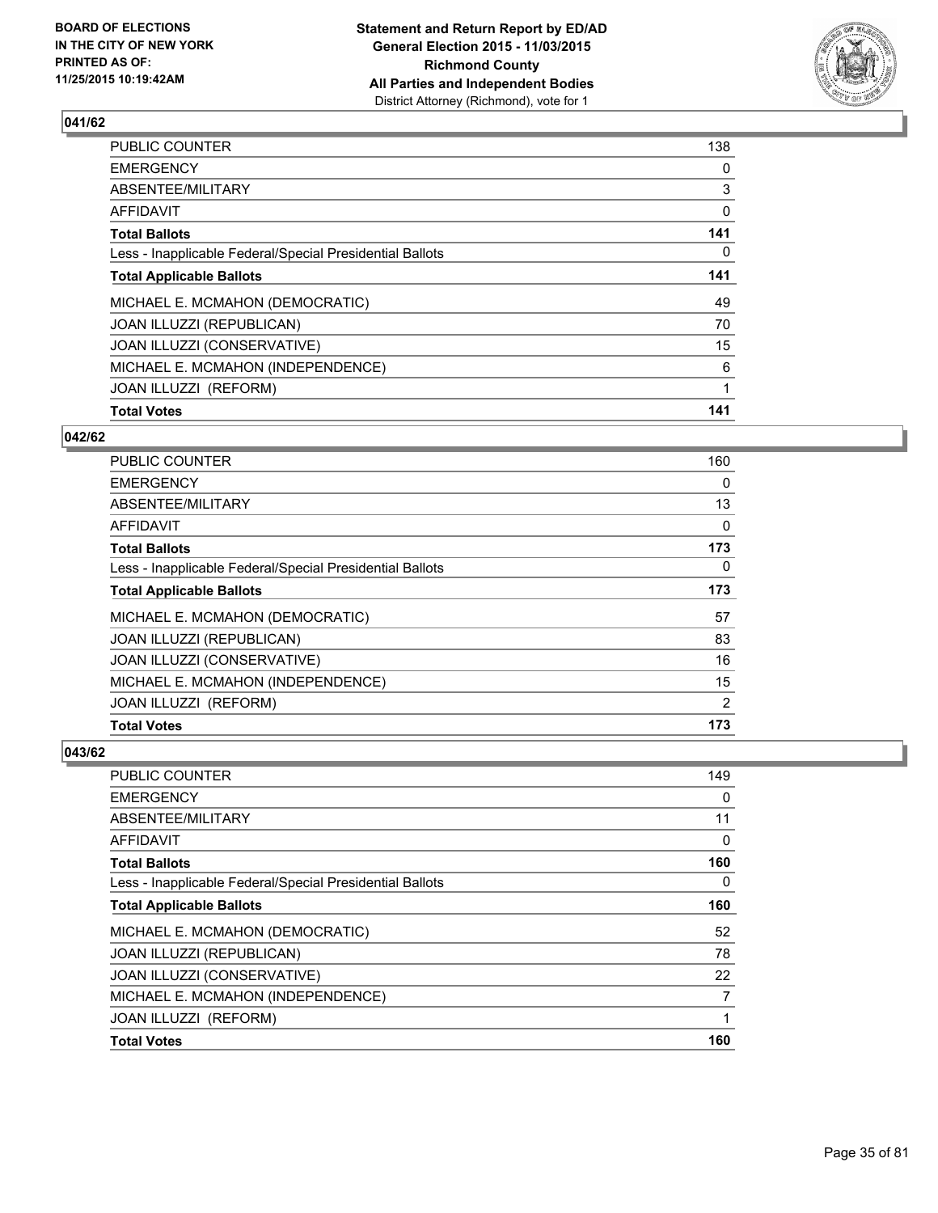**BOARD OF ELECTIONS IN THE CITY OF NEW YORK PRINTED AS OF: 11/25/2015 10:19:42AM**

**Statement and Return Report by ED/AD General Election 2015 - 11/03/2015 Richmond County All Parties and Independent Bodies**
District Attorney (Richmond), vote for 1

### 041/62

| | |
|---|---|
| PUBLIC COUNTER | 138 |
| EMERGENCY | 0 |
| ABSENTEE/MILITARY | 3 |
| AFFIDAVIT | 0 |
| **Total Ballots** | **141** |
| Less - Inapplicable Federal/Special Presidential Ballots | 0 |
| **Total Applicable Ballots** | **141** |
| MICHAEL E. MCMAHON (DEMOCRATIC) | 49 |
| JOAN ILLUZZI (REPUBLICAN) | 70 |
| JOAN ILLUZZI (CONSERVATIVE) | 15 |
| MICHAEL E. MCMAHON (INDEPENDENCE) | 6 |
| JOAN ILLUZZI (REFORM) | 1 |
| **Total Votes** | **141** |

### 042/62

| | |
|---|---|
| PUBLIC COUNTER | 160 |
| EMERGENCY | 0 |
| ABSENTEE/MILITARY | 13 |
| AFFIDAVIT | 0 |
| **Total Ballots** | **173** |
| Less - Inapplicable Federal/Special Presidential Ballots | 0 |
| **Total Applicable Ballots** | **173** |
| MICHAEL E. MCMAHON (DEMOCRATIC) | 57 |
| JOAN ILLUZZI (REPUBLICAN) | 83 |
| JOAN ILLUZZI (CONSERVATIVE) | 16 |
| MICHAEL E. MCMAHON (INDEPENDENCE) | 15 |
| JOAN ILLUZZI (REFORM) | 2 |
| **Total Votes** | **173** |

### 043/62

| | |
|---|---|
| PUBLIC COUNTER | 149 |
| EMERGENCY | 0 |
| ABSENTEE/MILITARY | 11 |
| AFFIDAVIT | 0 |
| **Total Ballots** | **160** |
| Less - Inapplicable Federal/Special Presidential Ballots | 0 |
| **Total Applicable Ballots** | **160** |
| MICHAEL E. MCMAHON (DEMOCRATIC) | 52 |
| JOAN ILLUZZI (REPUBLICAN) | 78 |
| JOAN ILLUZZI (CONSERVATIVE) | 22 |
| MICHAEL E. MCMAHON (INDEPENDENCE) | 7 |
| JOAN ILLUZZI (REFORM) | 1 |
| **Total Votes** | **160** |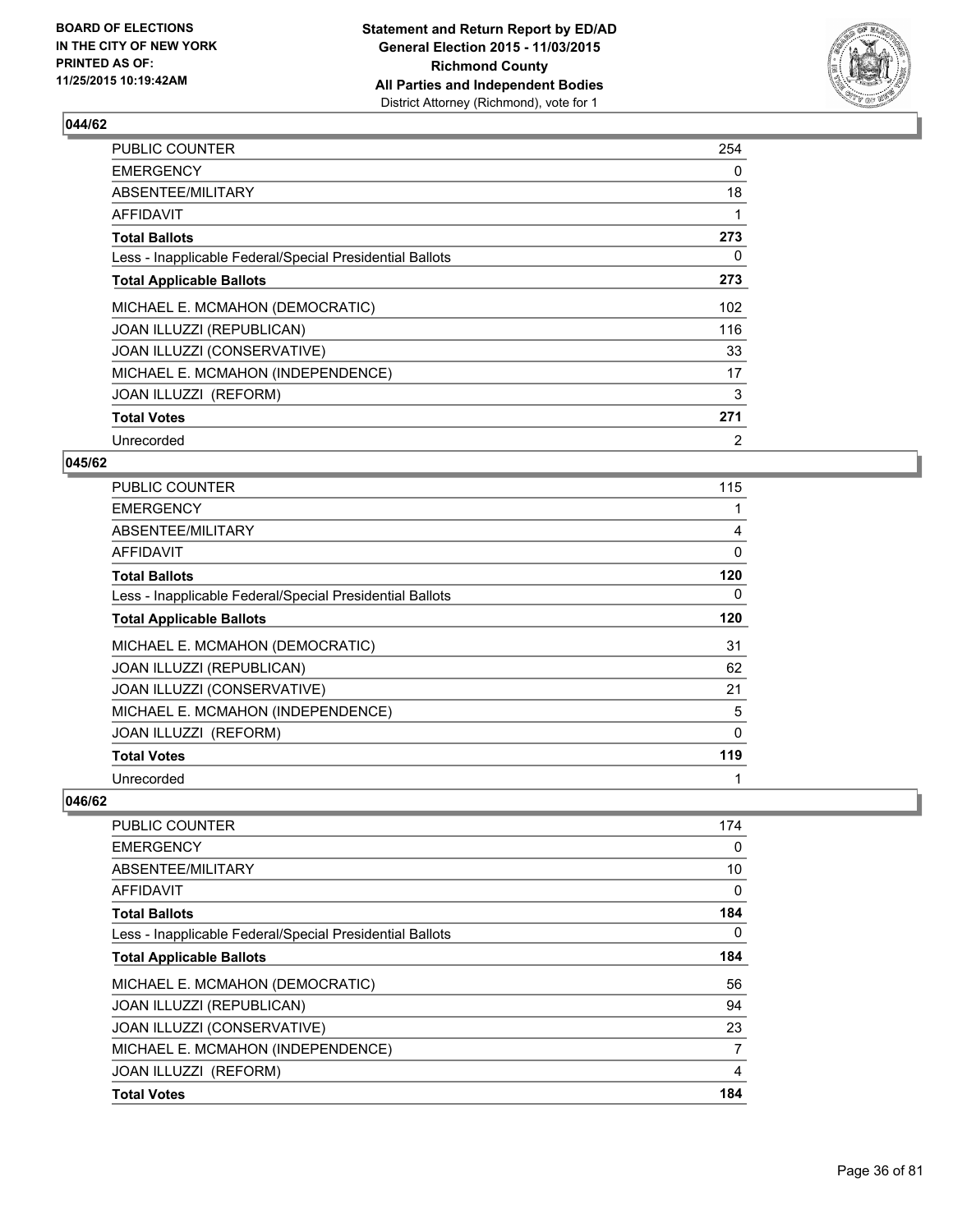**BOARD OF ELECTIONS IN THE CITY OF NEW YORK PRINTED AS OF: 11/25/2015 10:19:42AM**

**Statement and Return Report by ED/AD General Election 2015 - 11/03/2015 Richmond County All Parties and Independent Bodies**
District Attorney (Richmond), vote for 1

### 044/62

| | |
|---|---|
| PUBLIC COUNTER | 254 |
| EMERGENCY | 0 |
| ABSENTEE/MILITARY | 18 |
| AFFIDAVIT | 1 |
| **Total Ballots** | **273** |
| Less - Inapplicable Federal/Special Presidential Ballots | 0 |
| **Total Applicable Ballots** | **273** |
| MICHAEL E. MCMAHON (DEMOCRATIC) | 102 |
| JOAN ILLUZZI (REPUBLICAN) | 116 |
| JOAN ILLUZZI (CONSERVATIVE) | 33 |
| MICHAEL E. MCMAHON (INDEPENDENCE) | 17 |
| JOAN ILLUZZI (REFORM) | 3 |
| **Total Votes** | **271** |
| Unrecorded | 2 |

### 045/62

| | |
|---|---|
| PUBLIC COUNTER | 115 |
| EMERGENCY | 1 |
| ABSENTEE/MILITARY | 4 |
| AFFIDAVIT | 0 |
| **Total Ballots** | **120** |
| Less - Inapplicable Federal/Special Presidential Ballots | 0 |
| **Total Applicable Ballots** | **120** |
| MICHAEL E. MCMAHON (DEMOCRATIC) | 31 |
| JOAN ILLUZZI (REPUBLICAN) | 62 |
| JOAN ILLUZZI (CONSERVATIVE) | 21 |
| MICHAEL E. MCMAHON (INDEPENDENCE) | 5 |
| JOAN ILLUZZI (REFORM) | 0 |
| **Total Votes** | **119** |
| Unrecorded | 1 |

### 046/62

| | |
|---|---|
| PUBLIC COUNTER | 174 |
| EMERGENCY | 0 |
| ABSENTEE/MILITARY | 10 |
| AFFIDAVIT | 0 |
| **Total Ballots** | **184** |
| Less - Inapplicable Federal/Special Presidential Ballots | 0 |
| **Total Applicable Ballots** | **184** |
| MICHAEL E. MCMAHON (DEMOCRATIC) | 56 |
| JOAN ILLUZZI (REPUBLICAN) | 94 |
| JOAN ILLUZZI (CONSERVATIVE) | 23 |
| MICHAEL E. MCMAHON (INDEPENDENCE) | 7 |
| JOAN ILLUZZI (REFORM) | 4 |
| **Total Votes** | **184** |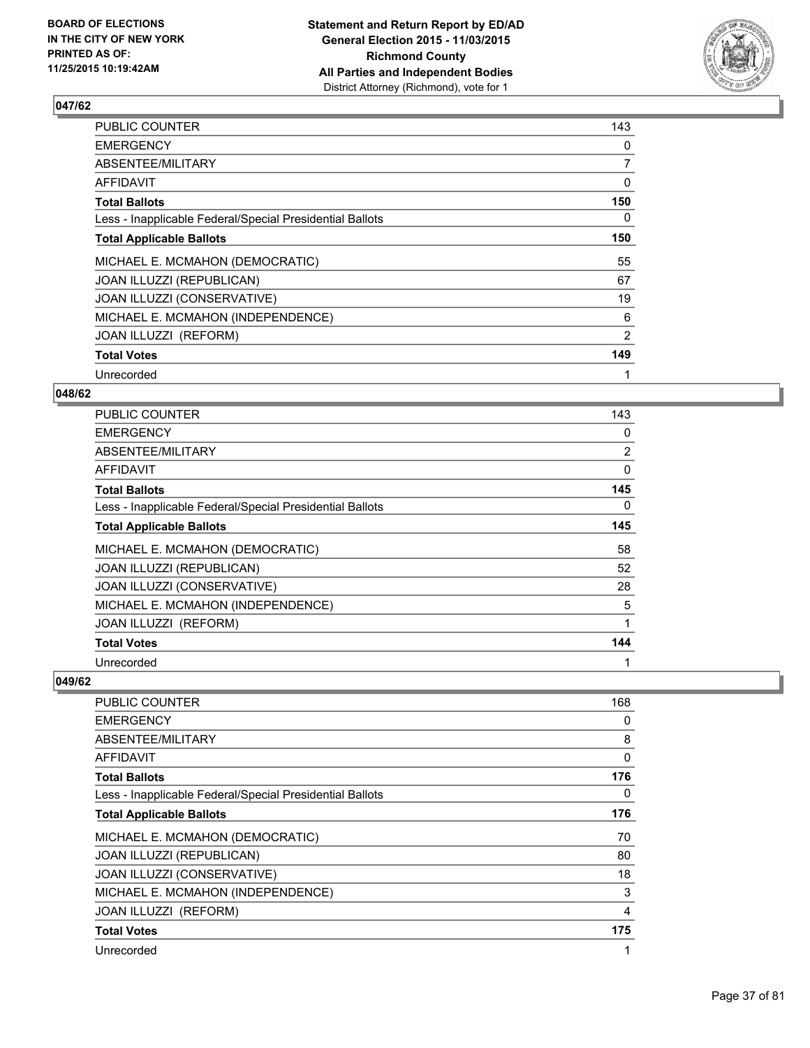## 047/62

| | |
|---|---|
| PUBLIC COUNTER | 143 |
| EMERGENCY | 0 |
| ABSENTEE/MILITARY | 7 |
| AFFIDAVIT | 0 |
| **Total Ballots** | **150** |
| Less - Inapplicable Federal/Special Presidential Ballots | 0 |
| **Total Applicable Ballots** | **150** |
| MICHAEL E. MCMAHON (DEMOCRATIC) | 55 |
| JOAN ILLUZZI (REPUBLICAN) | 67 |
| JOAN ILLUZZI (CONSERVATIVE) | 19 |
| MICHAEL E. MCMAHON (INDEPENDENCE) | 6 |
| JOAN ILLUZZI (REFORM) | 2 |
| **Total Votes** | **149** |
| Unrecorded | 1 |

## 048/62

| | |
|---|---|
| PUBLIC COUNTER | 143 |
| EMERGENCY | 0 |
| ABSENTEE/MILITARY | 2 |
| AFFIDAVIT | 0 |
| **Total Ballots** | **145** |
| Less - Inapplicable Federal/Special Presidential Ballots | 0 |
| **Total Applicable Ballots** | **145** |
| MICHAEL E. MCMAHON (DEMOCRATIC) | 58 |
| JOAN ILLUZZI (REPUBLICAN) | 52 |
| JOAN ILLUZZI (CONSERVATIVE) | 28 |
| MICHAEL E. MCMAHON (INDEPENDENCE) | 5 |
| JOAN ILLUZZI (REFORM) | 1 |
| **Total Votes** | **144** |
| Unrecorded | 1 |

## 049/62

| | |
|---|---|
| PUBLIC COUNTER | 168 |
| EMERGENCY | 0 |
| ABSENTEE/MILITARY | 8 |
| AFFIDAVIT | 0 |
| **Total Ballots** | **176** |
| Less - Inapplicable Federal/Special Presidential Ballots | 0 |
| **Total Applicable Ballots** | **176** |
| MICHAEL E. MCMAHON (DEMOCRATIC) | 70 |
| JOAN ILLUZZI (REPUBLICAN) | 80 |
| JOAN ILLUZZI (CONSERVATIVE) | 18 |
| MICHAEL E. MCMAHON (INDEPENDENCE) | 3 |
| JOAN ILLUZZI (REFORM) | 4 |
| **Total Votes** | **175** |
| Unrecorded | 1 |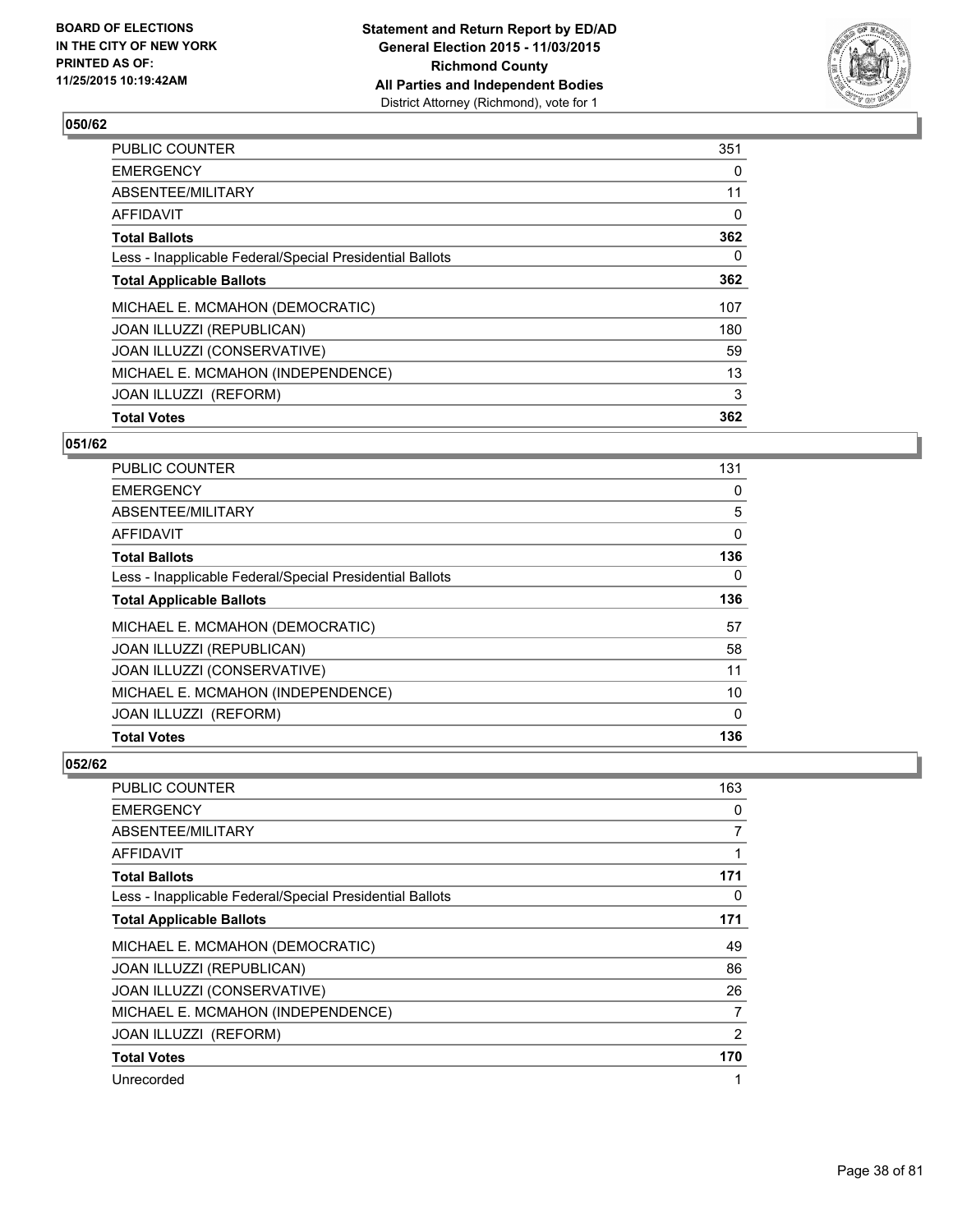**BOARD OF ELECTIONS IN THE CITY OF NEW YORK PRINTED AS OF: 11/25/2015 10:19:42AM**

**Statement and Return Report by ED/AD**
**General Election 2015 - 11/03/2015**
**Richmond County**
**All Parties and Independent Bodies**
District Attorney (Richmond), vote for 1

## 050/62

| | |
|---|---|
| PUBLIC COUNTER | 351 |
| EMERGENCY | 0 |
| ABSENTEE/MILITARY | 11 |
| AFFIDAVIT | 0 |
| **Total Ballots** | **362** |
| Less - Inapplicable Federal/Special Presidential Ballots | 0 |
| **Total Applicable Ballots** | **362** |
| MICHAEL E. MCMAHON (DEMOCRATIC) | 107 |
| JOAN ILLUZZI (REPUBLICAN) | 180 |
| JOAN ILLUZZI (CONSERVATIVE) | 59 |
| MICHAEL E. MCMAHON (INDEPENDENCE) | 13 |
| JOAN ILLUZZI (REFORM) | 3 |
| **Total Votes** | **362** |

## 051/62

| | |
|---|---|
| PUBLIC COUNTER | 131 |
| EMERGENCY | 0 |
| ABSENTEE/MILITARY | 5 |
| AFFIDAVIT | 0 |
| **Total Ballots** | **136** |
| Less - Inapplicable Federal/Special Presidential Ballots | 0 |
| **Total Applicable Ballots** | **136** |
| MICHAEL E. MCMAHON (DEMOCRATIC) | 57 |
| JOAN ILLUZZI (REPUBLICAN) | 58 |
| JOAN ILLUZZI (CONSERVATIVE) | 11 |
| MICHAEL E. MCMAHON (INDEPENDENCE) | 10 |
| JOAN ILLUZZI (REFORM) | 0 |
| **Total Votes** | **136** |

## 052/62

| | |
|---|---|
| PUBLIC COUNTER | 163 |
| EMERGENCY | 0 |
| ABSENTEE/MILITARY | 7 |
| AFFIDAVIT | 1 |
| **Total Ballots** | **171** |
| Less - Inapplicable Federal/Special Presidential Ballots | 0 |
| **Total Applicable Ballots** | **171** |
| MICHAEL E. MCMAHON (DEMOCRATIC) | 49 |
| JOAN ILLUZZI (REPUBLICAN) | 86 |
| JOAN ILLUZZI (CONSERVATIVE) | 26 |
| MICHAEL E. MCMAHON (INDEPENDENCE) | 7 |
| JOAN ILLUZZI (REFORM) | 2 |
| **Total Votes** | **170** |
| Unrecorded | 1 |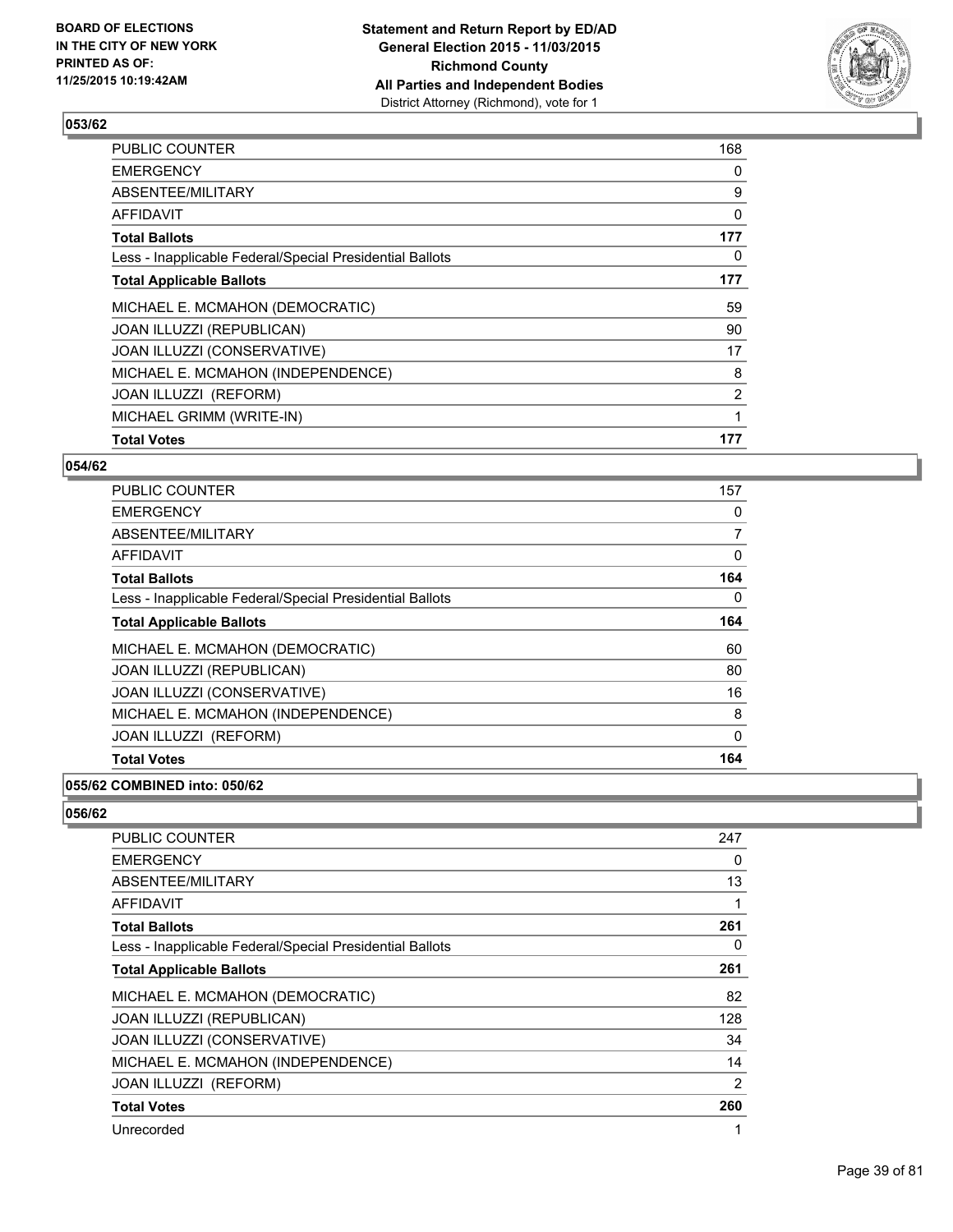## 053/62

| | |
|---|---|
| PUBLIC COUNTER | 168 |
| EMERGENCY | 0 |
| ABSENTEE/MILITARY | 9 |
| AFFIDAVIT | 0 |
| **Total Ballots** | **177** |
| Less - Inapplicable Federal/Special Presidential Ballots | 0 |
| **Total Applicable Ballots** | **177** |
| MICHAEL E. MCMAHON (DEMOCRATIC) | 59 |
| JOAN ILLUZZI (REPUBLICAN) | 90 |
| JOAN ILLUZZI (CONSERVATIVE) | 17 |
| MICHAEL E. MCMAHON (INDEPENDENCE) | 8 |
| JOAN ILLUZZI (REFORM) | 2 |
| MICHAEL GRIMM (WRITE-IN) | 1 |
| **Total Votes** | **177** |

## 054/62

| | |
|---|---|
| PUBLIC COUNTER | 157 |
| EMERGENCY | 0 |
| ABSENTEE/MILITARY | 7 |
| AFFIDAVIT | 0 |
| **Total Ballots** | **164** |
| Less - Inapplicable Federal/Special Presidential Ballots | 0 |
| **Total Applicable Ballots** | **164** |
| MICHAEL E. MCMAHON (DEMOCRATIC) | 60 |
| JOAN ILLUZZI (REPUBLICAN) | 80 |
| JOAN ILLUZZI (CONSERVATIVE) | 16 |
| MICHAEL E. MCMAHON (INDEPENDENCE) | 8 |
| JOAN ILLUZZI (REFORM) | 0 |
| **Total Votes** | **164** |

## 055/62 COMBINED into: 050/62

## 056/62

| | |
|---|---|
| PUBLIC COUNTER | 247 |
| EMERGENCY | 0 |
| ABSENTEE/MILITARY | 13 |
| AFFIDAVIT | 1 |
| **Total Ballots** | **261** |
| Less - Inapplicable Federal/Special Presidential Ballots | 0 |
| **Total Applicable Ballots** | **261** |
| MICHAEL E. MCMAHON (DEMOCRATIC) | 82 |
| JOAN ILLUZZI (REPUBLICAN) | 128 |
| JOAN ILLUZZI (CONSERVATIVE) | 34 |
| MICHAEL E. MCMAHON (INDEPENDENCE) | 14 |
| JOAN ILLUZZI (REFORM) | 2 |
| **Total Votes** | **260** |
| Unrecorded | 1 |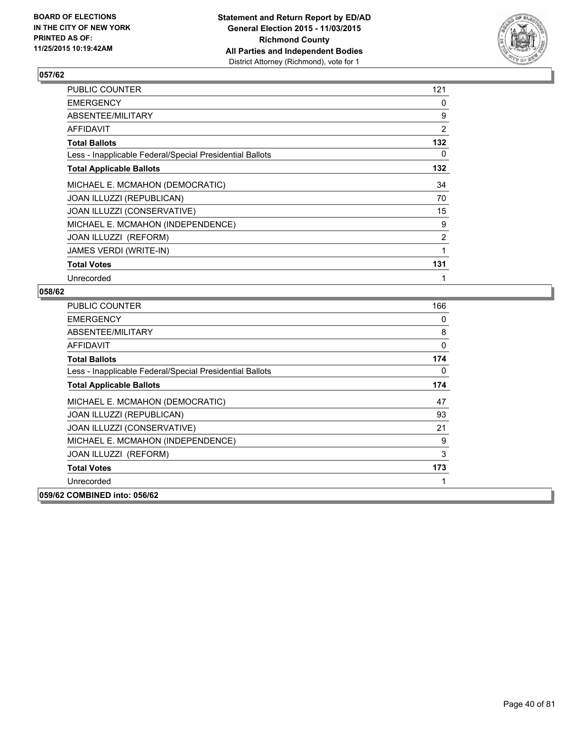**BOARD OF ELECTIONS**
**IN THE CITY OF NEW YORK**
**PRINTED AS OF:**
**11/25/2015 10:19:42AM**

**Statement and Return Report by ED/AD**
**General Election 2015 - 11/03/2015**
**Richmond County**
**All Parties and Independent Bodies**
District Attorney (Richmond), vote for 1

## 057/62

| | |
|---|---|
| PUBLIC COUNTER | 121 |
| EMERGENCY | 0 |
| ABSENTEE/MILITARY | 9 |
| AFFIDAVIT | 2 |
| **Total Ballots** | **132** |
| Less - Inapplicable Federal/Special Presidential Ballots | 0 |
| **Total Applicable Ballots** | **132** |
| MICHAEL E. MCMAHON (DEMOCRATIC) | 34 |
| JOAN ILLUZZI (REPUBLICAN) | 70 |
| JOAN ILLUZZI (CONSERVATIVE) | 15 |
| MICHAEL E. MCMAHON (INDEPENDENCE) | 9 |
| JOAN ILLUZZI (REFORM) | 2 |
| JAMES VERDI (WRITE-IN) | 1 |
| **Total Votes** | **131** |
| Unrecorded | 1 |

## 058/62

| | |
|---|---|
| PUBLIC COUNTER | 166 |
| EMERGENCY | 0 |
| ABSENTEE/MILITARY | 8 |
| AFFIDAVIT | 0 |
| **Total Ballots** | **174** |
| Less - Inapplicable Federal/Special Presidential Ballots | 0 |
| **Total Applicable Ballots** | **174** |
| MICHAEL E. MCMAHON (DEMOCRATIC) | 47 |
| JOAN ILLUZZI (REPUBLICAN) | 93 |
| JOAN ILLUZZI (CONSERVATIVE) | 21 |
| MICHAEL E. MCMAHON (INDEPENDENCE) | 9 |
| JOAN ILLUZZI (REFORM) | 3 |
| **Total Votes** | **173** |
| Unrecorded | 1 |

**059/62 COMBINED into: 056/62**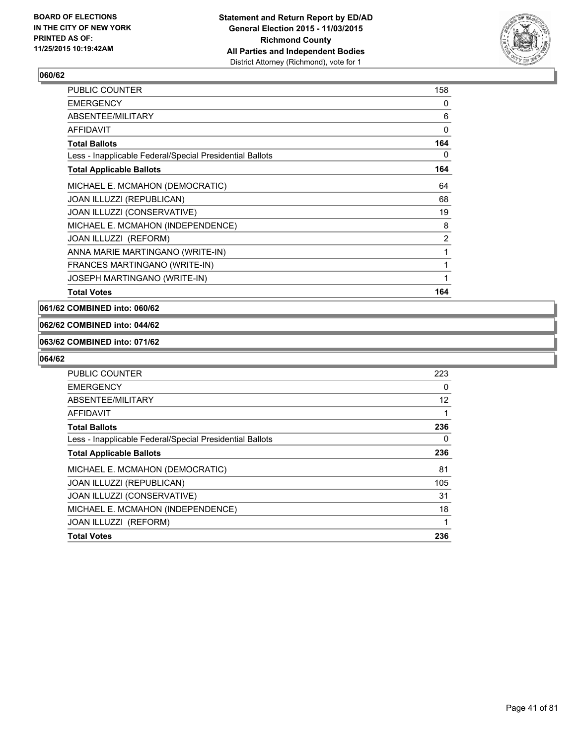**BOARD OF ELECTIONS IN THE CITY OF NEW YORK PRINTED AS OF: 11/25/2015 10:19:42AM**

**Statement and Return Report by ED/AD General Election 2015 - 11/03/2015 Richmond County All Parties and Independent Bodies**
District Attorney (Richmond), vote for 1

### 060/62

| | |
|---|---|
| PUBLIC COUNTER | 158 |
| EMERGENCY | 0 |
| ABSENTEE/MILITARY | 6 |
| AFFIDAVIT | 0 |
| **Total Ballots** | **164** |
| Less - Inapplicable Federal/Special Presidential Ballots | 0 |
| **Total Applicable Ballots** | **164** |
| MICHAEL E. MCMAHON (DEMOCRATIC) | 64 |
| JOAN ILLUZZI (REPUBLICAN) | 68 |
| JOAN ILLUZZI (CONSERVATIVE) | 19 |
| MICHAEL E. MCMAHON (INDEPENDENCE) | 8 |
| JOAN ILLUZZI (REFORM) | 2 |
| ANNA MARIE MARTINGANO (WRITE-IN) | 1 |
| FRANCES MARTINGANO (WRITE-IN) | 1 |
| JOSEPH MARTINGANO (WRITE-IN) | 1 |
| **Total Votes** | **164** |

**061/62 COMBINED into: 060/62**

**062/62 COMBINED into: 044/62**

**063/62 COMBINED into: 071/62**

### 064/62

| | |
|---|---|
| PUBLIC COUNTER | 223 |
| EMERGENCY | 0 |
| ABSENTEE/MILITARY | 12 |
| AFFIDAVIT | 1 |
| **Total Ballots** | **236** |
| Less - Inapplicable Federal/Special Presidential Ballots | 0 |
| **Total Applicable Ballots** | **236** |
| MICHAEL E. MCMAHON (DEMOCRATIC) | 81 |
| JOAN ILLUZZI (REPUBLICAN) | 105 |
| JOAN ILLUZZI (CONSERVATIVE) | 31 |
| MICHAEL E. MCMAHON (INDEPENDENCE) | 18 |
| JOAN ILLUZZI (REFORM) | 1 |
| **Total Votes** | **236** |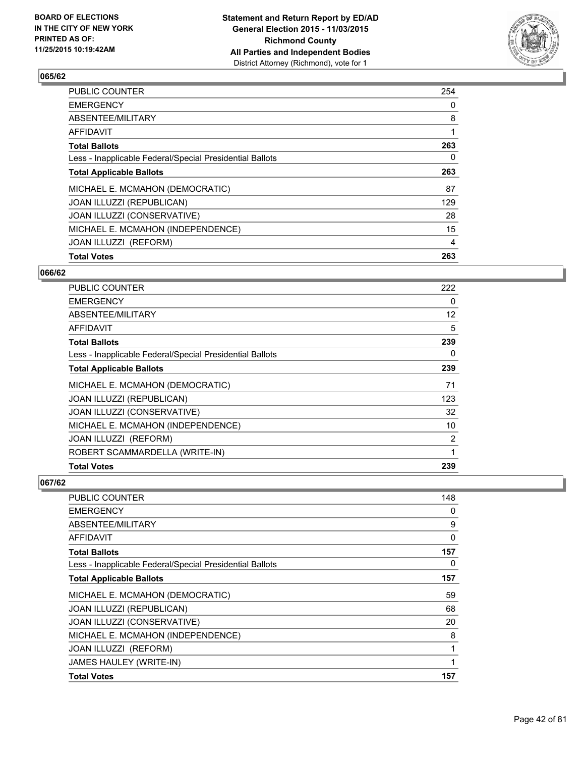**BOARD OF ELECTIONS IN THE CITY OF NEW YORK PRINTED AS OF: 11/25/2015 10:19:42AM**

**Statement and Return Report by ED/AD General Election 2015 - 11/03/2015 Richmond County All Parties and Independent Bodies** District Attorney (Richmond), vote for 1

## 065/62

| | |
|---|---|
| PUBLIC COUNTER | 254 |
| EMERGENCY | 0 |
| ABSENTEE/MILITARY | 8 |
| AFFIDAVIT | 1 |
| **Total Ballots** | **263** |
| Less - Inapplicable Federal/Special Presidential Ballots | 0 |
| **Total Applicable Ballots** | **263** |
| MICHAEL E. MCMAHON (DEMOCRATIC) | 87 |
| JOAN ILLUZZI (REPUBLICAN) | 129 |
| JOAN ILLUZZI (CONSERVATIVE) | 28 |
| MICHAEL E. MCMAHON (INDEPENDENCE) | 15 |
| JOAN ILLUZZI (REFORM) | 4 |
| **Total Votes** | **263** |

## 066/62

| | |
|---|---|
| PUBLIC COUNTER | 222 |
| EMERGENCY | 0 |
| ABSENTEE/MILITARY | 12 |
| AFFIDAVIT | 5 |
| **Total Ballots** | **239** |
| Less - Inapplicable Federal/Special Presidential Ballots | 0 |
| **Total Applicable Ballots** | **239** |
| MICHAEL E. MCMAHON (DEMOCRATIC) | 71 |
| JOAN ILLUZZI (REPUBLICAN) | 123 |
| JOAN ILLUZZI (CONSERVATIVE) | 32 |
| MICHAEL E. MCMAHON (INDEPENDENCE) | 10 |
| JOAN ILLUZZI (REFORM) | 2 |
| ROBERT SCAMMARDELLA (WRITE-IN) | 1 |
| **Total Votes** | **239** |

## 067/62

| | |
|---|---|
| PUBLIC COUNTER | 148 |
| EMERGENCY | 0 |
| ABSENTEE/MILITARY | 9 |
| AFFIDAVIT | 0 |
| **Total Ballots** | **157** |
| Less - Inapplicable Federal/Special Presidential Ballots | 0 |
| **Total Applicable Ballots** | **157** |
| MICHAEL E. MCMAHON (DEMOCRATIC) | 59 |
| JOAN ILLUZZI (REPUBLICAN) | 68 |
| JOAN ILLUZZI (CONSERVATIVE) | 20 |
| MICHAEL E. MCMAHON (INDEPENDENCE) | 8 |
| JOAN ILLUZZI (REFORM) | 1 |
| JAMES HAULEY (WRITE-IN) | 1 |
| **Total Votes** | **157** |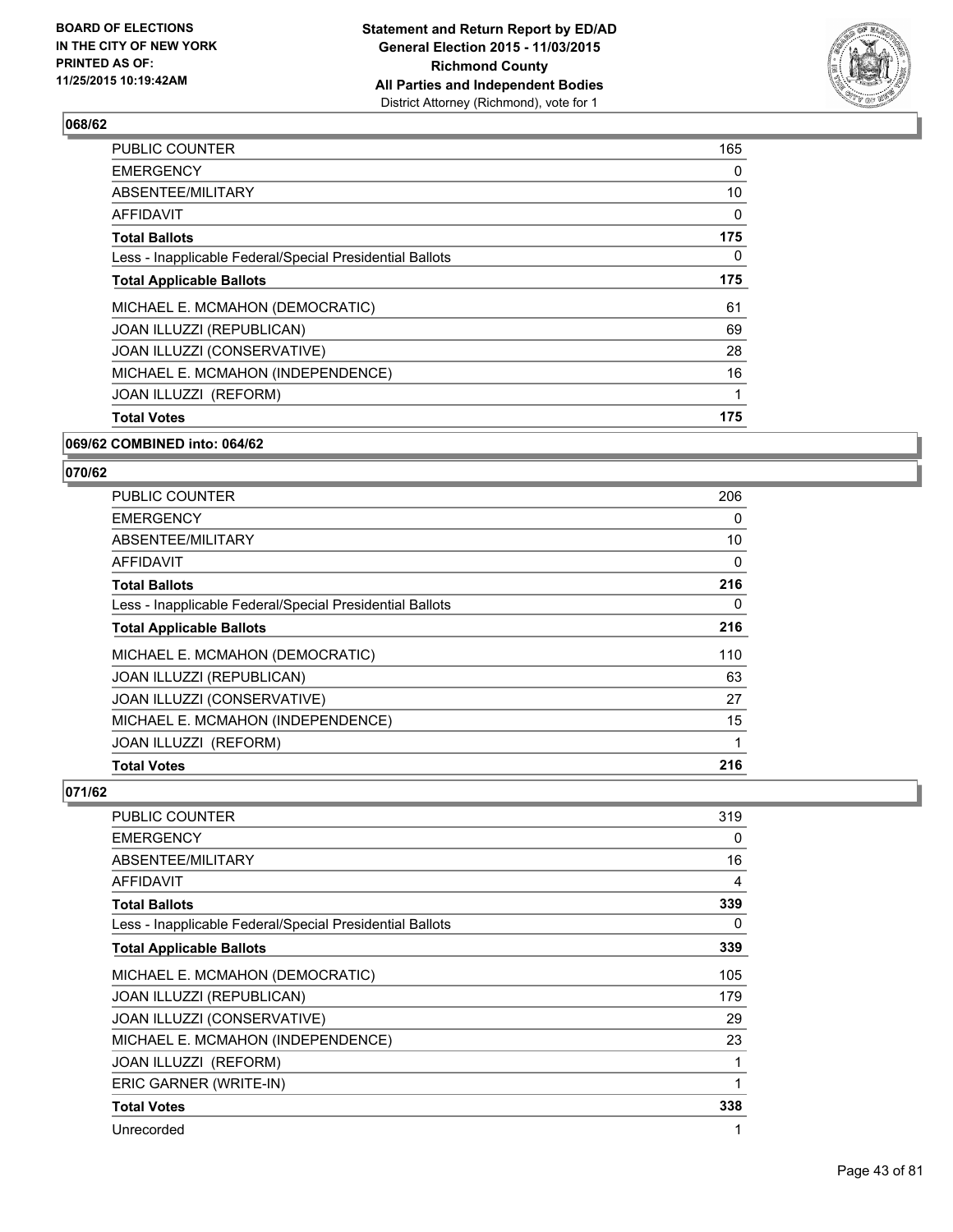### 068/62

| | |
|---|---|
| PUBLIC COUNTER | 165 |
| EMERGENCY | 0 |
| ABSENTEE/MILITARY | 10 |
| AFFIDAVIT | 0 |
| **Total Ballots** | **175** |
| Less - Inapplicable Federal/Special Presidential Ballots | 0 |
| **Total Applicable Ballots** | **175** |
| MICHAEL E. MCMAHON (DEMOCRATIC) | 61 |
| JOAN ILLUZZI (REPUBLICAN) | 69 |
| JOAN ILLUZZI (CONSERVATIVE) | 28 |
| MICHAEL E. MCMAHON (INDEPENDENCE) | 16 |
| JOAN ILLUZZI (REFORM) | 1 |
| **Total Votes** | **175** |

### 069/62 COMBINED into: 064/62

### 070/62

| | |
|---|---|
| PUBLIC COUNTER | 206 |
| EMERGENCY | 0 |
| ABSENTEE/MILITARY | 10 |
| AFFIDAVIT | 0 |
| **Total Ballots** | **216** |
| Less - Inapplicable Federal/Special Presidential Ballots | 0 |
| **Total Applicable Ballots** | **216** |
| MICHAEL E. MCMAHON (DEMOCRATIC) | 110 |
| JOAN ILLUZZI (REPUBLICAN) | 63 |
| JOAN ILLUZZI (CONSERVATIVE) | 27 |
| MICHAEL E. MCMAHON (INDEPENDENCE) | 15 |
| JOAN ILLUZZI (REFORM) | 1 |
| **Total Votes** | **216** |

### 071/62

| | |
|---|---|
| PUBLIC COUNTER | 319 |
| EMERGENCY | 0 |
| ABSENTEE/MILITARY | 16 |
| AFFIDAVIT | 4 |
| **Total Ballots** | **339** |
| Less - Inapplicable Federal/Special Presidential Ballots | 0 |
| **Total Applicable Ballots** | **339** |
| MICHAEL E. MCMAHON (DEMOCRATIC) | 105 |
| JOAN ILLUZZI (REPUBLICAN) | 179 |
| JOAN ILLUZZI (CONSERVATIVE) | 29 |
| MICHAEL E. MCMAHON (INDEPENDENCE) | 23 |
| JOAN ILLUZZI (REFORM) | 1 |
| ERIC GARNER (WRITE-IN) | 1 |
| **Total Votes** | **338** |
| Unrecorded | 1 |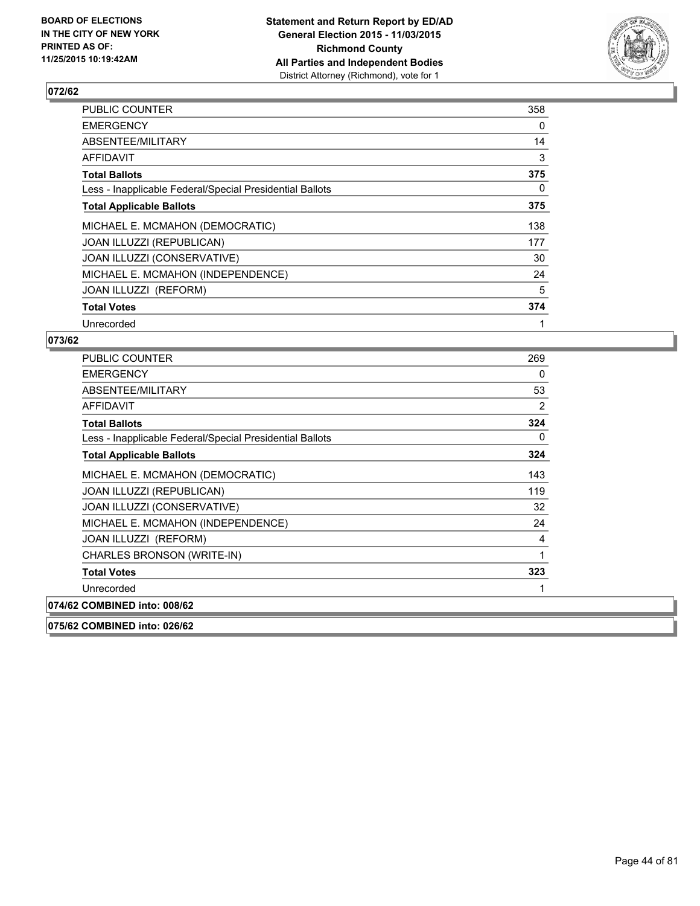**Statement and Return Report by ED/AD**
**General Election 2015 - 11/03/2015**
**Richmond County**
**All Parties and Independent Bodies**
District Attorney (Richmond), vote for 1

BOARD OF ELECTIONS
IN THE CITY OF NEW YORK
PRINTED AS OF:
11/25/2015 10:19:42AM

### 072/62

| | |
|---|---|
| PUBLIC COUNTER | 358 |
| EMERGENCY | 0 |
| ABSENTEE/MILITARY | 14 |
| AFFIDAVIT | 3 |
| **Total Ballots** | **375** |
| Less - Inapplicable Federal/Special Presidential Ballots | 0 |
| **Total Applicable Ballots** | **375** |
| MICHAEL E. MCMAHON (DEMOCRATIC) | 138 |
| JOAN ILLUZZI (REPUBLICAN) | 177 |
| JOAN ILLUZZI (CONSERVATIVE) | 30 |
| MICHAEL E. MCMAHON (INDEPENDENCE) | 24 |
| JOAN ILLUZZI (REFORM) | 5 |
| **Total Votes** | **374** |
| Unrecorded | 1 |

### 073/62

| | |
|---|---|
| PUBLIC COUNTER | 269 |
| EMERGENCY | 0 |
| ABSENTEE/MILITARY | 53 |
| AFFIDAVIT | 2 |
| **Total Ballots** | **324** |
| Less - Inapplicable Federal/Special Presidential Ballots | 0 |
| **Total Applicable Ballots** | **324** |
| MICHAEL E. MCMAHON (DEMOCRATIC) | 143 |
| JOAN ILLUZZI (REPUBLICAN) | 119 |
| JOAN ILLUZZI (CONSERVATIVE) | 32 |
| MICHAEL E. MCMAHON (INDEPENDENCE) | 24 |
| JOAN ILLUZZI (REFORM) | 4 |
| CHARLES BRONSON (WRITE-IN) | 1 |
| **Total Votes** | **323** |
| Unrecorded | 1 |

### 074/62 COMBINED into: 008/62

### 075/62 COMBINED into: 026/62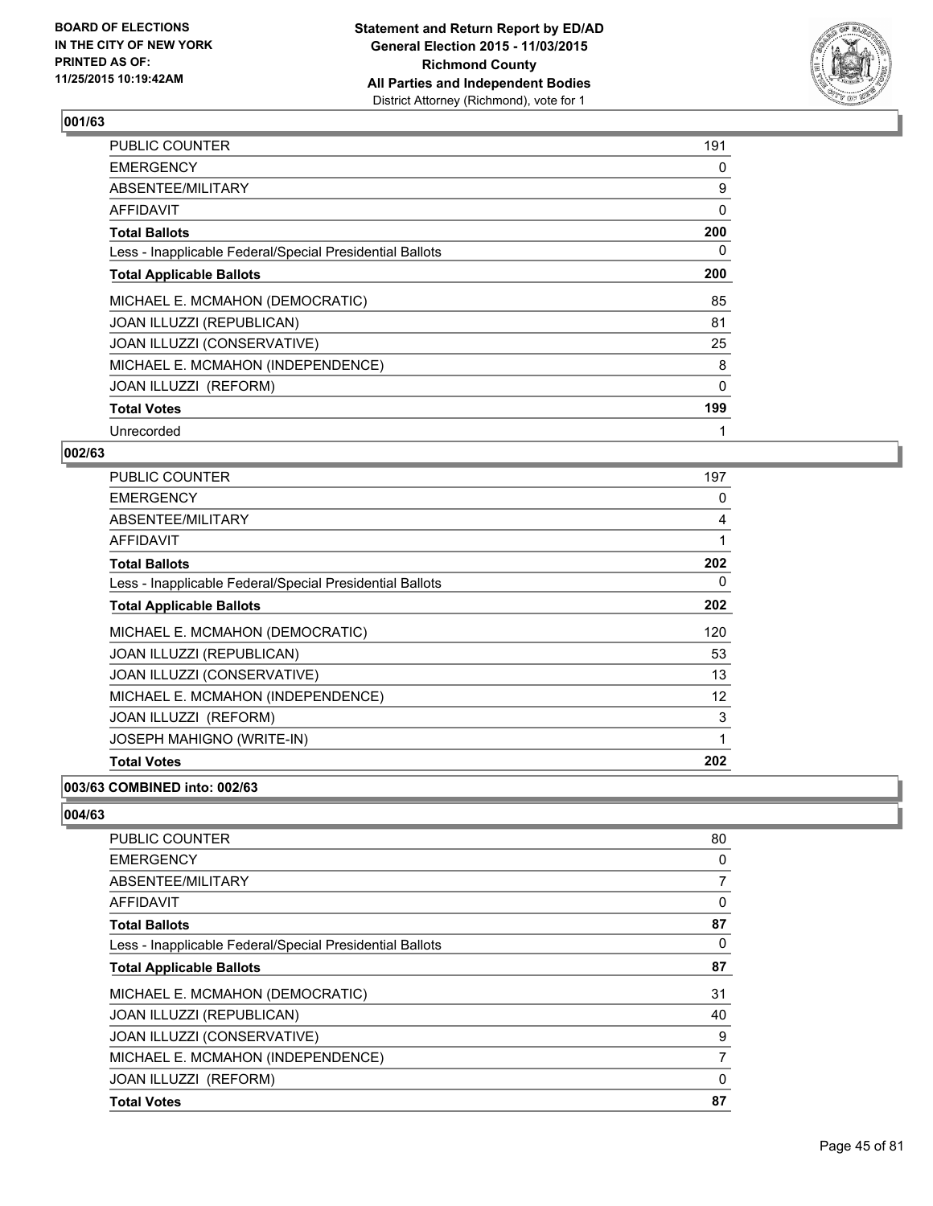**BOARD OF ELECTIONS IN THE CITY OF NEW YORK PRINTED AS OF: 11/25/2015 10:19:42AM**

**Statement and Return Report by ED/AD General Election 2015 - 11/03/2015 Richmond County All Parties and Independent Bodies**
District Attorney (Richmond), vote for 1

### 001/63

| | |
|---|---|
| PUBLIC COUNTER | 191 |
| EMERGENCY | 0 |
| ABSENTEE/MILITARY | 9 |
| AFFIDAVIT | 0 |
| **Total Ballots** | **200** |
| Less - Inapplicable Federal/Special Presidential Ballots | 0 |
| **Total Applicable Ballots** | **200** |
| MICHAEL E. MCMAHON (DEMOCRATIC) | 85 |
| JOAN ILLUZZI (REPUBLICAN) | 81 |
| JOAN ILLUZZI (CONSERVATIVE) | 25 |
| MICHAEL E. MCMAHON (INDEPENDENCE) | 8 |
| JOAN ILLUZZI (REFORM) | 0 |
| **Total Votes** | **199** |
| Unrecorded | 1 |

### 002/63

| | |
|---|---|
| PUBLIC COUNTER | 197 |
| EMERGENCY | 0 |
| ABSENTEE/MILITARY | 4 |
| AFFIDAVIT | 1 |
| **Total Ballots** | **202** |
| Less - Inapplicable Federal/Special Presidential Ballots | 0 |
| **Total Applicable Ballots** | **202** |
| MICHAEL E. MCMAHON (DEMOCRATIC) | 120 |
| JOAN ILLUZZI (REPUBLICAN) | 53 |
| JOAN ILLUZZI (CONSERVATIVE) | 13 |
| MICHAEL E. MCMAHON (INDEPENDENCE) | 12 |
| JOAN ILLUZZI (REFORM) | 3 |
| JOSEPH MAHIGNO (WRITE-IN) | 1 |
| **Total Votes** | **202** |

### 003/63 COMBINED into: 002/63

### 004/63

| | |
|---|---|
| PUBLIC COUNTER | 80 |
| EMERGENCY | 0 |
| ABSENTEE/MILITARY | 7 |
| AFFIDAVIT | 0 |
| **Total Ballots** | **87** |
| Less - Inapplicable Federal/Special Presidential Ballots | 0 |
| **Total Applicable Ballots** | **87** |
| MICHAEL E. MCMAHON (DEMOCRATIC) | 31 |
| JOAN ILLUZZI (REPUBLICAN) | 40 |
| JOAN ILLUZZI (CONSERVATIVE) | 9 |
| MICHAEL E. MCMAHON (INDEPENDENCE) | 7 |
| JOAN ILLUZZI (REFORM) | 0 |
| **Total Votes** | **87** |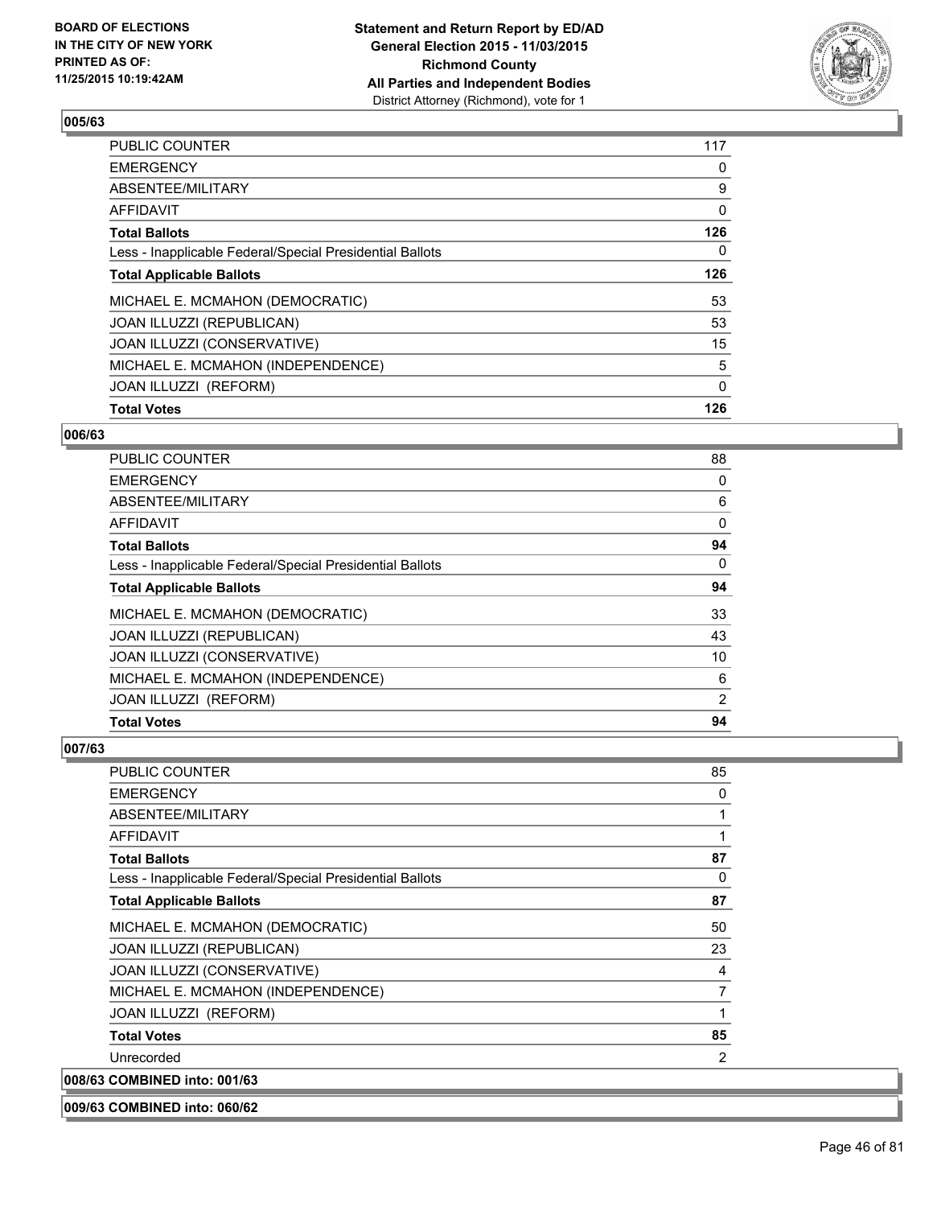**BOARD OF ELECTIONS IN THE CITY OF NEW YORK PRINTED AS OF: 11/25/2015 10:19:42AM**

**Statement and Return Report by ED/AD General Election 2015 - 11/03/2015 Richmond County All Parties and Independent Bodies**
District Attorney (Richmond), vote for 1

### 005/63

| | |
|---|---|
| PUBLIC COUNTER | 117 |
| EMERGENCY | 0 |
| ABSENTEE/MILITARY | 9 |
| AFFIDAVIT | 0 |
| **Total Ballots** | **126** |
| Less - Inapplicable Federal/Special Presidential Ballots | 0 |
| **Total Applicable Ballots** | **126** |
| MICHAEL E. MCMAHON (DEMOCRATIC) | 53 |
| JOAN ILLUZZI (REPUBLICAN) | 53 |
| JOAN ILLUZZI (CONSERVATIVE) | 15 |
| MICHAEL E. MCMAHON (INDEPENDENCE) | 5 |
| JOAN ILLUZZI (REFORM) | 0 |
| **Total Votes** | **126** |

### 006/63

| | |
|---|---|
| PUBLIC COUNTER | 88 |
| EMERGENCY | 0 |
| ABSENTEE/MILITARY | 6 |
| AFFIDAVIT | 0 |
| **Total Ballots** | **94** |
| Less - Inapplicable Federal/Special Presidential Ballots | 0 |
| **Total Applicable Ballots** | **94** |
| MICHAEL E. MCMAHON (DEMOCRATIC) | 33 |
| JOAN ILLUZZI (REPUBLICAN) | 43 |
| JOAN ILLUZZI (CONSERVATIVE) | 10 |
| MICHAEL E. MCMAHON (INDEPENDENCE) | 6 |
| JOAN ILLUZZI (REFORM) | 2 |
| **Total Votes** | **94** |

### 007/63

| | |
|---|---|
| PUBLIC COUNTER | 85 |
| EMERGENCY | 0 |
| ABSENTEE/MILITARY | 1 |
| AFFIDAVIT | 1 |
| **Total Ballots** | **87** |
| Less - Inapplicable Federal/Special Presidential Ballots | 0 |
| **Total Applicable Ballots** | **87** |
| MICHAEL E. MCMAHON (DEMOCRATIC) | 50 |
| JOAN ILLUZZI (REPUBLICAN) | 23 |
| JOAN ILLUZZI (CONSERVATIVE) | 4 |
| MICHAEL E. MCMAHON (INDEPENDENCE) | 7 |
| JOAN ILLUZZI (REFORM) | 1 |
| **Total Votes** | **85** |
| Unrecorded | 2 |

### 008/63 COMBINED into: 001/63

### 009/63 COMBINED into: 060/62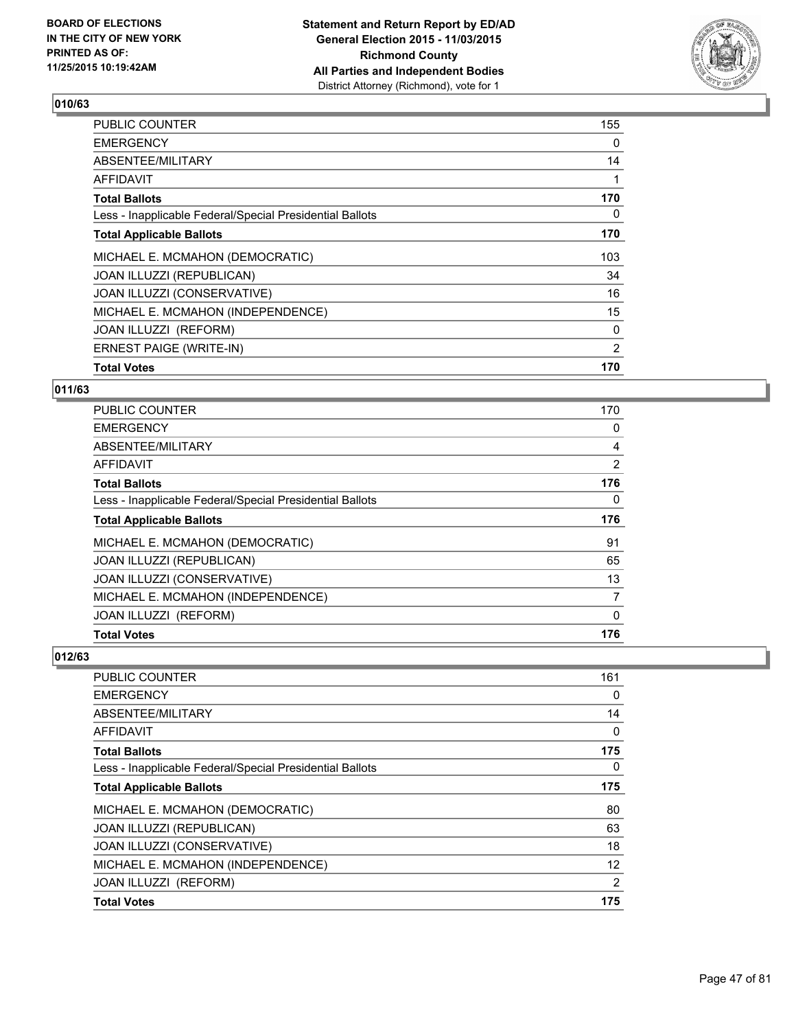**Statement and Return Report by ED/AD**
**General Election 2015 - 11/03/2015**
**Richmond County**
**All Parties and Independent Bodies**
District Attorney (Richmond), vote for 1

BOARD OF ELECTIONS
IN THE CITY OF NEW YORK
PRINTED AS OF:
11/25/2015 10:19:42AM

### 010/63

| | |
|---|---|
| PUBLIC COUNTER | 155 |
| EMERGENCY | 0 |
| ABSENTEE/MILITARY | 14 |
| AFFIDAVIT | 1 |
| **Total Ballots** | **170** |
| Less - Inapplicable Federal/Special Presidential Ballots | 0 |
| **Total Applicable Ballots** | **170** |
| MICHAEL E. MCMAHON (DEMOCRATIC) | 103 |
| JOAN ILLUZZI (REPUBLICAN) | 34 |
| JOAN ILLUZZI (CONSERVATIVE) | 16 |
| MICHAEL E. MCMAHON (INDEPENDENCE) | 15 |
| JOAN ILLUZZI (REFORM) | 0 |
| ERNEST PAIGE (WRITE-IN) | 2 |
| **Total Votes** | **170** |

### 011/63

| | |
|---|---|
| PUBLIC COUNTER | 170 |
| EMERGENCY | 0 |
| ABSENTEE/MILITARY | 4 |
| AFFIDAVIT | 2 |
| **Total Ballots** | **176** |
| Less - Inapplicable Federal/Special Presidential Ballots | 0 |
| **Total Applicable Ballots** | **176** |
| MICHAEL E. MCMAHON (DEMOCRATIC) | 91 |
| JOAN ILLUZZI (REPUBLICAN) | 65 |
| JOAN ILLUZZI (CONSERVATIVE) | 13 |
| MICHAEL E. MCMAHON (INDEPENDENCE) | 7 |
| JOAN ILLUZZI (REFORM) | 0 |
| **Total Votes** | **176** |

### 012/63

| | |
|---|---|
| PUBLIC COUNTER | 161 |
| EMERGENCY | 0 |
| ABSENTEE/MILITARY | 14 |
| AFFIDAVIT | 0 |
| **Total Ballots** | **175** |
| Less - Inapplicable Federal/Special Presidential Ballots | 0 |
| **Total Applicable Ballots** | **175** |
| MICHAEL E. MCMAHON (DEMOCRATIC) | 80 |
| JOAN ILLUZZI (REPUBLICAN) | 63 |
| JOAN ILLUZZI (CONSERVATIVE) | 18 |
| MICHAEL E. MCMAHON (INDEPENDENCE) | 12 |
| JOAN ILLUZZI (REFORM) | 2 |
| **Total Votes** | **175** |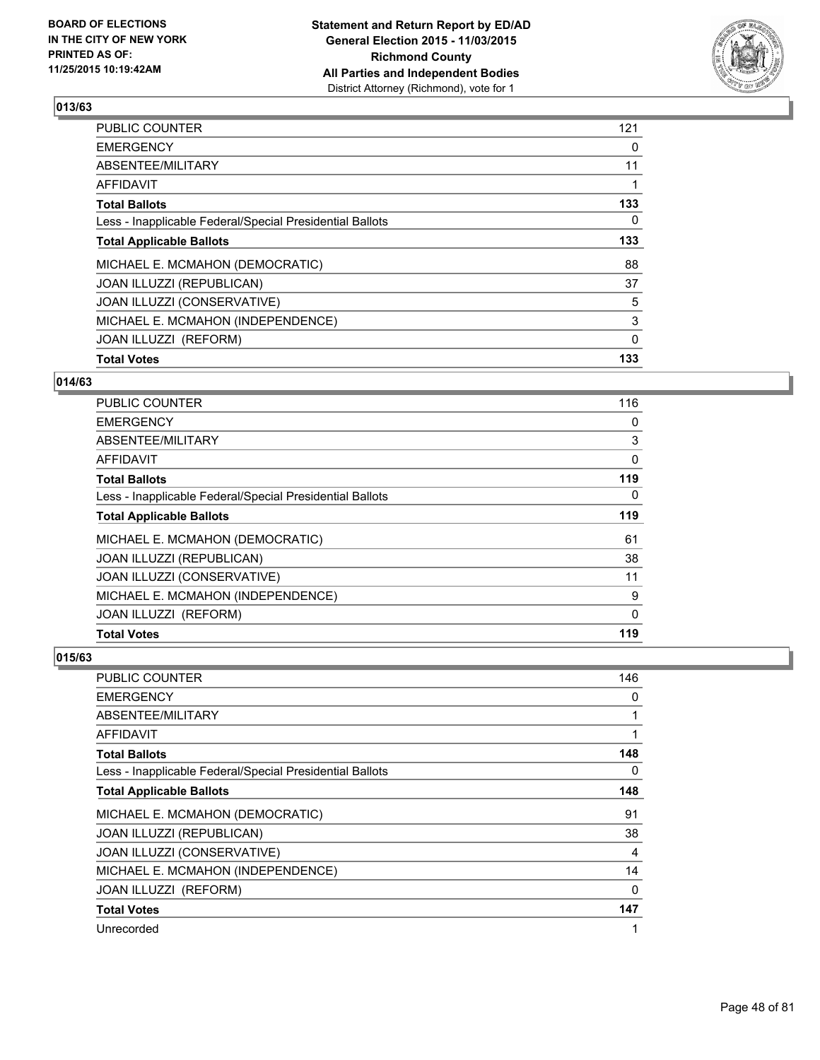**BOARD OF ELECTIONS IN THE CITY OF NEW YORK PRINTED AS OF: 11/25/2015 10:19:42AM**

**Statement and Return Report by ED/AD General Election 2015 - 11/03/2015 Richmond County All Parties and Independent Bodies**
District Attorney (Richmond), vote for 1

### 013/63

| | |
|---|---|
| PUBLIC COUNTER | 121 |
| EMERGENCY | 0 |
| ABSENTEE/MILITARY | 11 |
| AFFIDAVIT | 1 |
| **Total Ballots** | **133** |
| Less - Inapplicable Federal/Special Presidential Ballots | 0 |
| **Total Applicable Ballots** | **133** |
| MICHAEL E. MCMAHON (DEMOCRATIC) | 88 |
| JOAN ILLUZZI (REPUBLICAN) | 37 |
| JOAN ILLUZZI (CONSERVATIVE) | 5 |
| MICHAEL E. MCMAHON (INDEPENDENCE) | 3 |
| JOAN ILLUZZI (REFORM) | 0 |
| **Total Votes** | **133** |

### 014/63

| | |
|---|---|
| PUBLIC COUNTER | 116 |
| EMERGENCY | 0 |
| ABSENTEE/MILITARY | 3 |
| AFFIDAVIT | 0 |
| **Total Ballots** | **119** |
| Less - Inapplicable Federal/Special Presidential Ballots | 0 |
| **Total Applicable Ballots** | **119** |
| MICHAEL E. MCMAHON (DEMOCRATIC) | 61 |
| JOAN ILLUZZI (REPUBLICAN) | 38 |
| JOAN ILLUZZI (CONSERVATIVE) | 11 |
| MICHAEL E. MCMAHON (INDEPENDENCE) | 9 |
| JOAN ILLUZZI (REFORM) | 0 |
| **Total Votes** | **119** |

### 015/63

| | |
|---|---|
| PUBLIC COUNTER | 146 |
| EMERGENCY | 0 |
| ABSENTEE/MILITARY | 1 |
| AFFIDAVIT | 1 |
| **Total Ballots** | **148** |
| Less - Inapplicable Federal/Special Presidential Ballots | 0 |
| **Total Applicable Ballots** | **148** |
| MICHAEL E. MCMAHON (DEMOCRATIC) | 91 |
| JOAN ILLUZZI (REPUBLICAN) | 38 |
| JOAN ILLUZZI (CONSERVATIVE) | 4 |
| MICHAEL E. MCMAHON (INDEPENDENCE) | 14 |
| JOAN ILLUZZI (REFORM) | 0 |
| **Total Votes** | **147** |
| Unrecorded | 1 |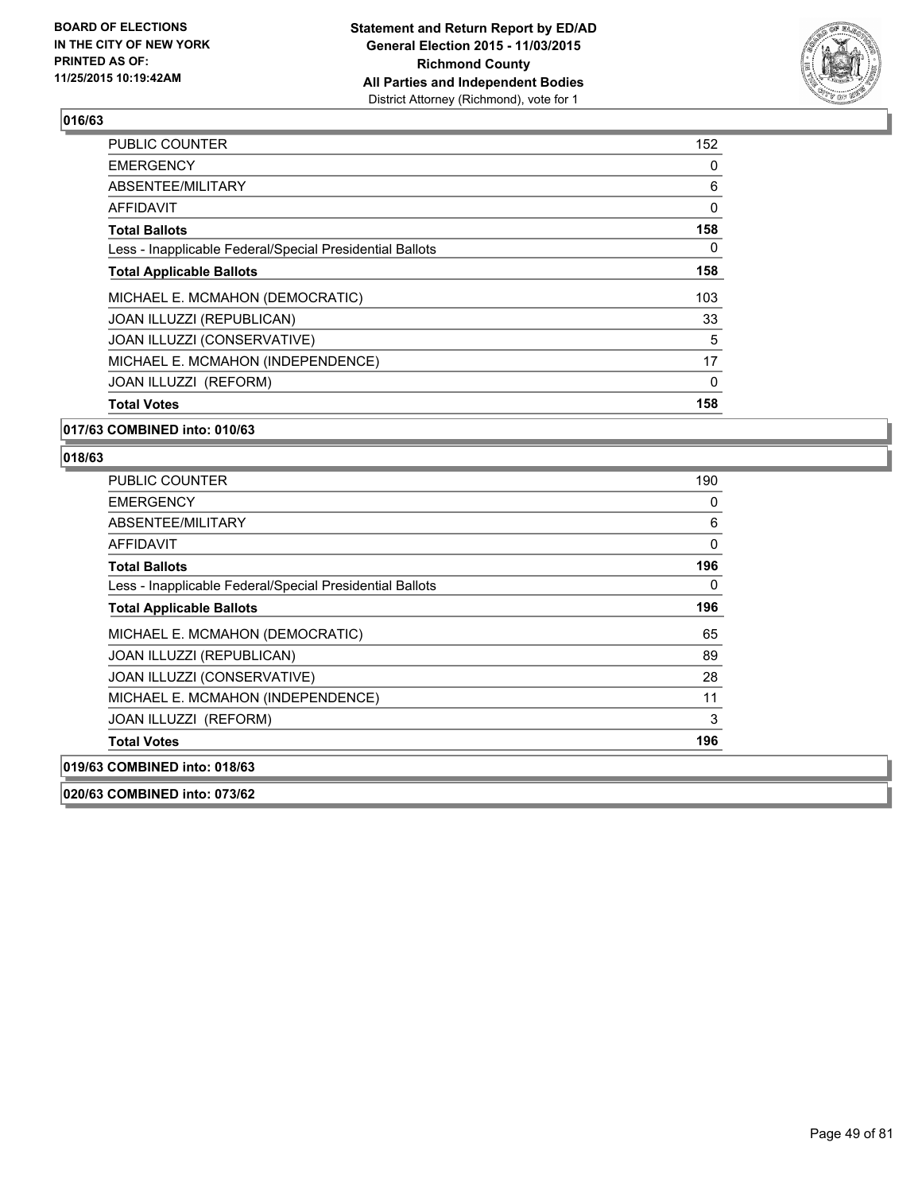**BOARD OF ELECTIONS IN THE CITY OF NEW YORK PRINTED AS OF: 11/25/2015 10:19:42AM**

**Statement and Return Report by ED/AD General Election 2015 - 11/03/2015 Richmond County All Parties and Independent Bodies** District Attorney (Richmond), vote for 1

## 016/63

| | |
|---|---|
| PUBLIC COUNTER | 152 |
| EMERGENCY | 0 |
| ABSENTEE/MILITARY | 6 |
| AFFIDAVIT | 0 |
| **Total Ballots** | **158** |
| Less - Inapplicable Federal/Special Presidential Ballots | 0 |
| **Total Applicable Ballots** | **158** |
| MICHAEL E. MCMAHON (DEMOCRATIC) | 103 |
| JOAN ILLUZZI (REPUBLICAN) | 33 |
| JOAN ILLUZZI (CONSERVATIVE) | 5 |
| MICHAEL E. MCMAHON (INDEPENDENCE) | 17 |
| JOAN ILLUZZI (REFORM) | 0 |
| **Total Votes** | **158** |

## 017/63 COMBINED into: 010/63

## 018/63

| | |
|---|---|
| PUBLIC COUNTER | 190 |
| EMERGENCY | 0 |
| ABSENTEE/MILITARY | 6 |
| AFFIDAVIT | 0 |
| **Total Ballots** | **196** |
| Less - Inapplicable Federal/Special Presidential Ballots | 0 |
| **Total Applicable Ballots** | **196** |
| MICHAEL E. MCMAHON (DEMOCRATIC) | 65 |
| JOAN ILLUZZI (REPUBLICAN) | 89 |
| JOAN ILLUZZI (CONSERVATIVE) | 28 |
| MICHAEL E. MCMAHON (INDEPENDENCE) | 11 |
| JOAN ILLUZZI (REFORM) | 3 |
| **Total Votes** | **196** |

## 019/63 COMBINED into: 018/63

## 020/63 COMBINED into: 073/62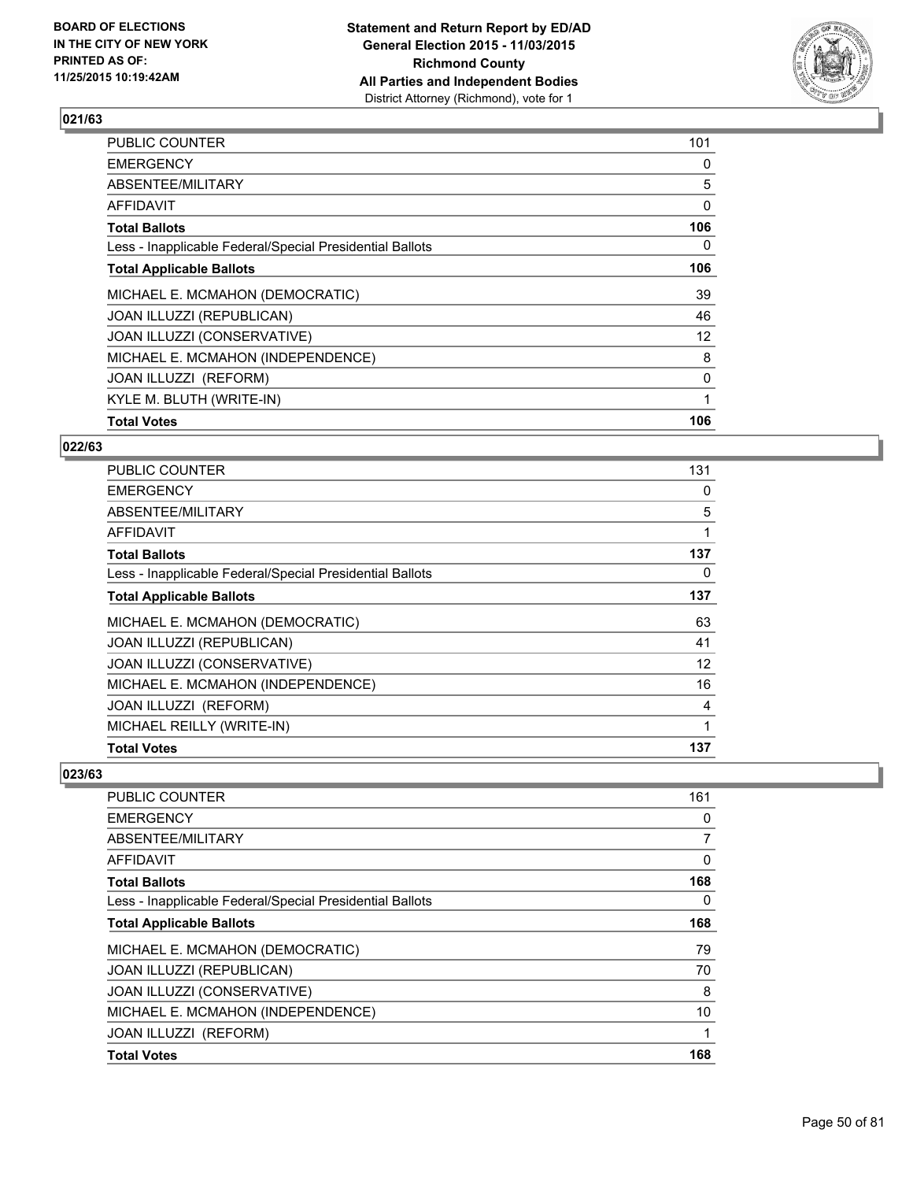BOARD OF ELECTIONS
IN THE CITY OF NEW YORK
PRINTED AS OF:
11/25/2015 10:19:42AM

**Statement and Return Report by ED/AD**
**General Election 2015 - 11/03/2015**
**Richmond County**
**All Parties and Independent Bodies**
District Attorney (Richmond), vote for 1

## 021/63

| | |
|---|---|
| PUBLIC COUNTER | 101 |
| EMERGENCY | 0 |
| ABSENTEE/MILITARY | 5 |
| AFFIDAVIT | 0 |
| **Total Ballots** | **106** |
| Less - Inapplicable Federal/Special Presidential Ballots | 0 |
| **Total Applicable Ballots** | **106** |
| MICHAEL E. MCMAHON (DEMOCRATIC) | 39 |
| JOAN ILLUZZI (REPUBLICAN) | 46 |
| JOAN ILLUZZI (CONSERVATIVE) | 12 |
| MICHAEL E. MCMAHON (INDEPENDENCE) | 8 |
| JOAN ILLUZZI (REFORM) | 0 |
| KYLE M. BLUTH (WRITE-IN) | 1 |
| **Total Votes** | **106** |

## 022/63

| | |
|---|---|
| PUBLIC COUNTER | 131 |
| EMERGENCY | 0 |
| ABSENTEE/MILITARY | 5 |
| AFFIDAVIT | 1 |
| **Total Ballots** | **137** |
| Less - Inapplicable Federal/Special Presidential Ballots | 0 |
| **Total Applicable Ballots** | **137** |
| MICHAEL E. MCMAHON (DEMOCRATIC) | 63 |
| JOAN ILLUZZI (REPUBLICAN) | 41 |
| JOAN ILLUZZI (CONSERVATIVE) | 12 |
| MICHAEL E. MCMAHON (INDEPENDENCE) | 16 |
| JOAN ILLUZZI (REFORM) | 4 |
| MICHAEL REILLY (WRITE-IN) | 1 |
| **Total Votes** | **137** |

## 023/63

| | |
|---|---|
| PUBLIC COUNTER | 161 |
| EMERGENCY | 0 |
| ABSENTEE/MILITARY | 7 |
| AFFIDAVIT | 0 |
| **Total Ballots** | **168** |
| Less - Inapplicable Federal/Special Presidential Ballots | 0 |
| **Total Applicable Ballots** | **168** |
| MICHAEL E. MCMAHON (DEMOCRATIC) | 79 |
| JOAN ILLUZZI (REPUBLICAN) | 70 |
| JOAN ILLUZZI (CONSERVATIVE) | 8 |
| MICHAEL E. MCMAHON (INDEPENDENCE) | 10 |
| JOAN ILLUZZI (REFORM) | 1 |
| **Total Votes** | **168** |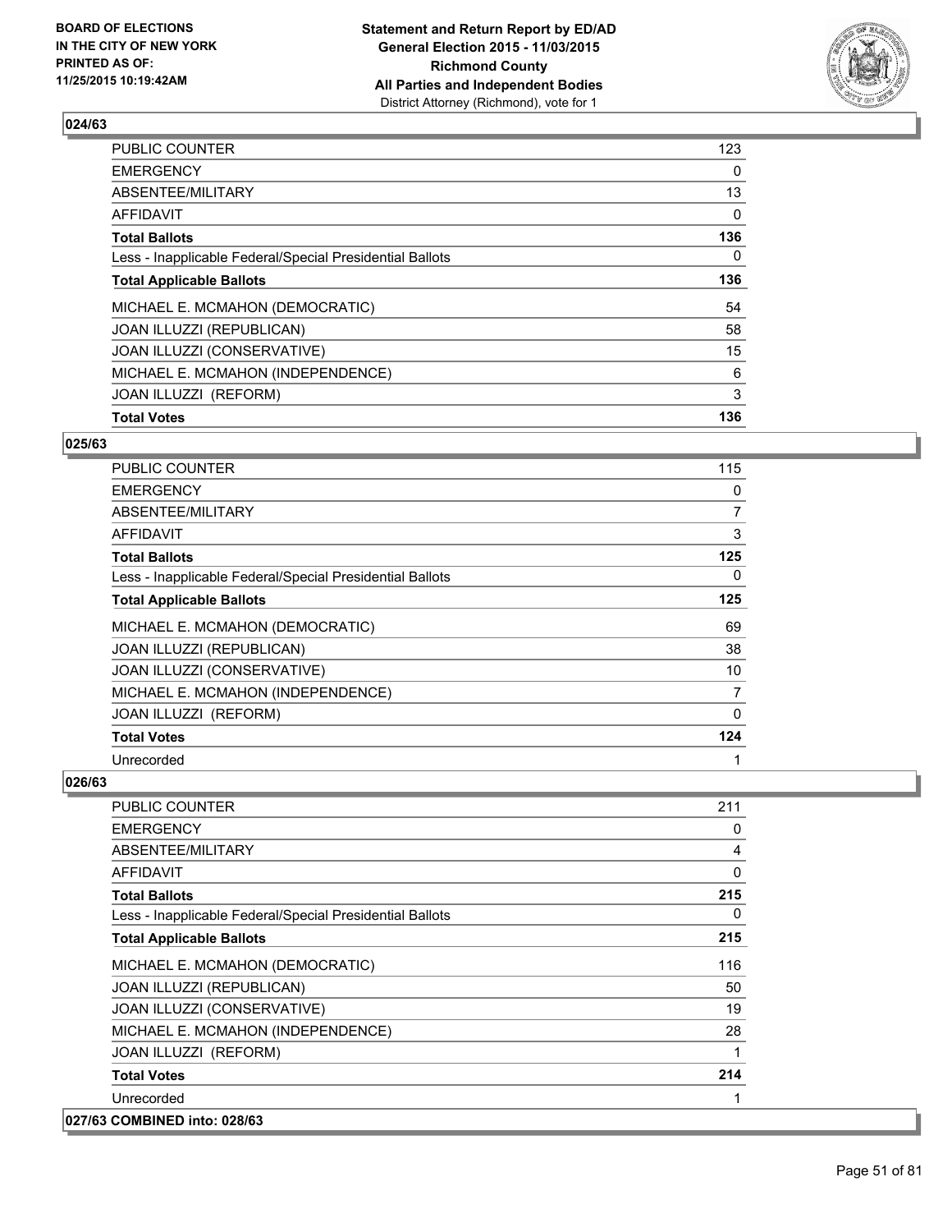## 024/63

| | |
|---|---|
| PUBLIC COUNTER | 123 |
| EMERGENCY | 0 |
| ABSENTEE/MILITARY | 13 |
| AFFIDAVIT | 0 |
| **Total Ballots** | **136** |
| Less - Inapplicable Federal/Special Presidential Ballots | 0 |
| **Total Applicable Ballots** | **136** |
| MICHAEL E. MCMAHON (DEMOCRATIC) | 54 |
| JOAN ILLUZZI (REPUBLICAN) | 58 |
| JOAN ILLUZZI (CONSERVATIVE) | 15 |
| MICHAEL E. MCMAHON (INDEPENDENCE) | 6 |
| JOAN ILLUZZI (REFORM) | 3 |
| **Total Votes** | **136** |

## 025/63

| | |
|---|---|
| PUBLIC COUNTER | 115 |
| EMERGENCY | 0 |
| ABSENTEE/MILITARY | 7 |
| AFFIDAVIT | 3 |
| **Total Ballots** | **125** |
| Less - Inapplicable Federal/Special Presidential Ballots | 0 |
| **Total Applicable Ballots** | **125** |
| MICHAEL E. MCMAHON (DEMOCRATIC) | 69 |
| JOAN ILLUZZI (REPUBLICAN) | 38 |
| JOAN ILLUZZI (CONSERVATIVE) | 10 |
| MICHAEL E. MCMAHON (INDEPENDENCE) | 7 |
| JOAN ILLUZZI (REFORM) | 0 |
| **Total Votes** | **124** |
| Unrecorded | 1 |

## 026/63

| | |
|---|---|
| PUBLIC COUNTER | 211 |
| EMERGENCY | 0 |
| ABSENTEE/MILITARY | 4 |
| AFFIDAVIT | 0 |
| **Total Ballots** | **215** |
| Less - Inapplicable Federal/Special Presidential Ballots | 0 |
| **Total Applicable Ballots** | **215** |
| MICHAEL E. MCMAHON (DEMOCRATIC) | 116 |
| JOAN ILLUZZI (REPUBLICAN) | 50 |
| JOAN ILLUZZI (CONSERVATIVE) | 19 |
| MICHAEL E. MCMAHON (INDEPENDENCE) | 28 |
| JOAN ILLUZZI (REFORM) | 1 |
| **Total Votes** | **214** |
| Unrecorded | 1 |

## 027/63 COMBINED into: 028/63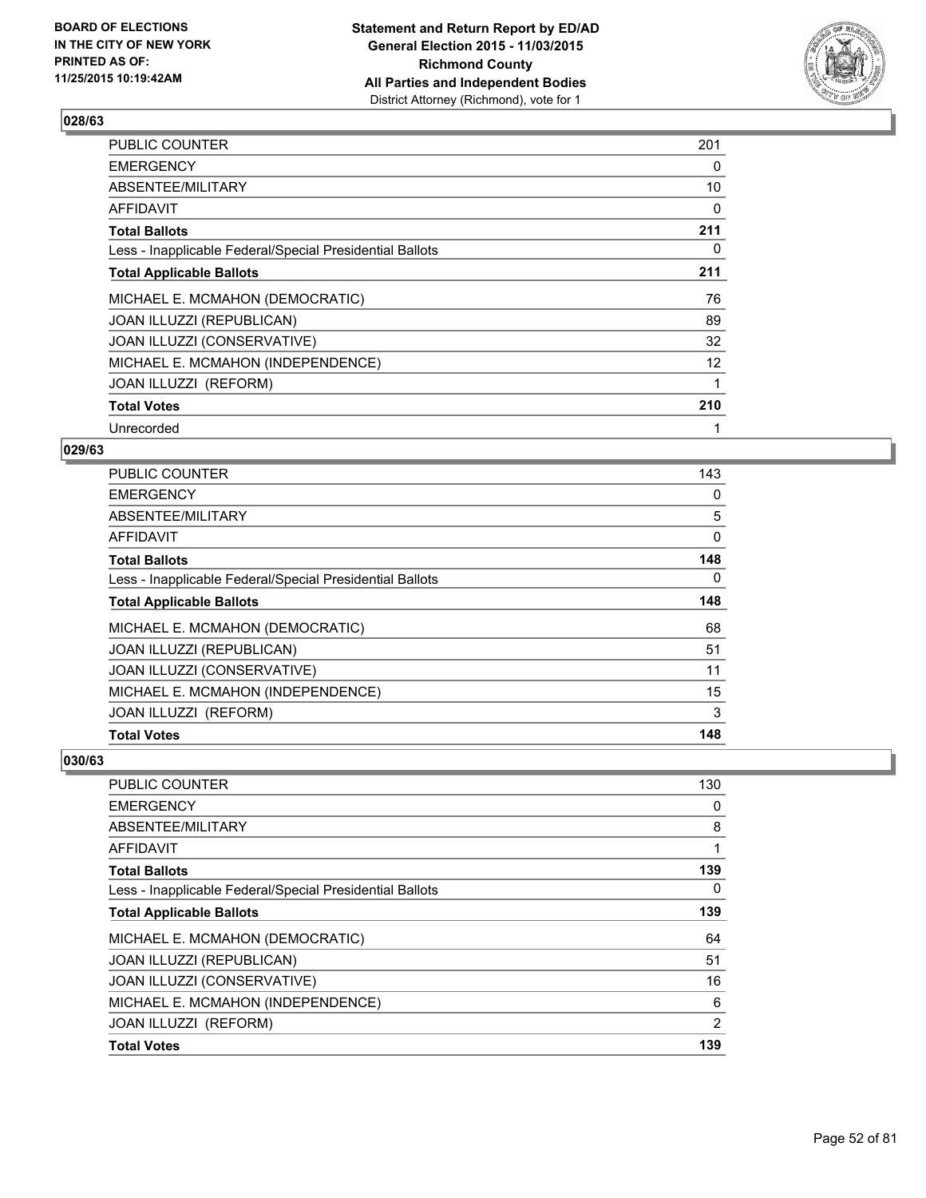**BOARD OF ELECTIONS IN THE CITY OF NEW YORK PRINTED AS OF: 11/25/2015 10:19:42AM**

**Statement and Return Report by ED/AD General Election 2015 - 11/03/2015 Richmond County All Parties and Independent Bodies**
District Attorney (Richmond), vote for 1

### 028/63

| | |
|---|---|
| PUBLIC COUNTER | 201 |
| EMERGENCY | 0 |
| ABSENTEE/MILITARY | 10 |
| AFFIDAVIT | 0 |
| **Total Ballots** | **211** |
| Less - Inapplicable Federal/Special Presidential Ballots | 0 |
| **Total Applicable Ballots** | **211** |
| MICHAEL E. MCMAHON (DEMOCRATIC) | 76 |
| JOAN ILLUZZI (REPUBLICAN) | 89 |
| JOAN ILLUZZI (CONSERVATIVE) | 32 |
| MICHAEL E. MCMAHON (INDEPENDENCE) | 12 |
| JOAN ILLUZZI (REFORM) | 1 |
| **Total Votes** | **210** |
| Unrecorded | 1 |

### 029/63

| | |
|---|---|
| PUBLIC COUNTER | 143 |
| EMERGENCY | 0 |
| ABSENTEE/MILITARY | 5 |
| AFFIDAVIT | 0 |
| **Total Ballots** | **148** |
| Less - Inapplicable Federal/Special Presidential Ballots | 0 |
| **Total Applicable Ballots** | **148** |
| MICHAEL E. MCMAHON (DEMOCRATIC) | 68 |
| JOAN ILLUZZI (REPUBLICAN) | 51 |
| JOAN ILLUZZI (CONSERVATIVE) | 11 |
| MICHAEL E. MCMAHON (INDEPENDENCE) | 15 |
| JOAN ILLUZZI (REFORM) | 3 |
| **Total Votes** | **148** |

### 030/63

| | |
|---|---|
| PUBLIC COUNTER | 130 |
| EMERGENCY | 0 |
| ABSENTEE/MILITARY | 8 |
| AFFIDAVIT | 1 |
| **Total Ballots** | **139** |
| Less - Inapplicable Federal/Special Presidential Ballots | 0 |
| **Total Applicable Ballots** | **139** |
| MICHAEL E. MCMAHON (DEMOCRATIC) | 64 |
| JOAN ILLUZZI (REPUBLICAN) | 51 |
| JOAN ILLUZZI (CONSERVATIVE) | 16 |
| MICHAEL E. MCMAHON (INDEPENDENCE) | 6 |
| JOAN ILLUZZI (REFORM) | 2 |
| **Total Votes** | **139** |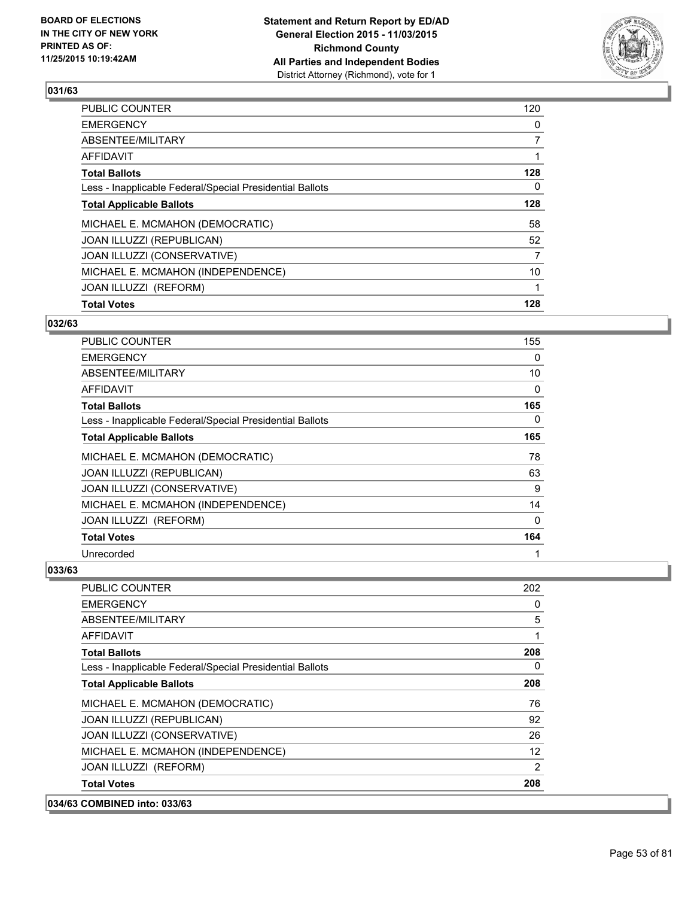**BOARD OF ELECTIONS IN THE CITY OF NEW YORK PRINTED AS OF: 11/25/2015 10:19:42AM**

**Statement and Return Report by ED/AD General Election 2015 - 11/03/2015 Richmond County All Parties and Independent Bodies**
District Attorney (Richmond), vote for 1

### 031/63

| | |
|---|---|
| PUBLIC COUNTER | 120 |
| EMERGENCY | 0 |
| ABSENTEE/MILITARY | 7 |
| AFFIDAVIT | 1 |
| **Total Ballots** | **128** |
| Less - Inapplicable Federal/Special Presidential Ballots | 0 |
| **Total Applicable Ballots** | **128** |
| MICHAEL E. MCMAHON (DEMOCRATIC) | 58 |
| JOAN ILLUZZI (REPUBLICAN) | 52 |
| JOAN ILLUZZI (CONSERVATIVE) | 7 |
| MICHAEL E. MCMAHON (INDEPENDENCE) | 10 |
| JOAN ILLUZZI (REFORM) | 1 |
| **Total Votes** | **128** |

### 032/63

| | |
|---|---|
| PUBLIC COUNTER | 155 |
| EMERGENCY | 0 |
| ABSENTEE/MILITARY | 10 |
| AFFIDAVIT | 0 |
| **Total Ballots** | **165** |
| Less - Inapplicable Federal/Special Presidential Ballots | 0 |
| **Total Applicable Ballots** | **165** |
| MICHAEL E. MCMAHON (DEMOCRATIC) | 78 |
| JOAN ILLUZZI (REPUBLICAN) | 63 |
| JOAN ILLUZZI (CONSERVATIVE) | 9 |
| MICHAEL E. MCMAHON (INDEPENDENCE) | 14 |
| JOAN ILLUZZI (REFORM) | 0 |
| **Total Votes** | **164** |
| Unrecorded | 1 |

### 033/63

| | |
|---|---|
| PUBLIC COUNTER | 202 |
| EMERGENCY | 0 |
| ABSENTEE/MILITARY | 5 |
| AFFIDAVIT | 1 |
| **Total Ballots** | **208** |
| Less - Inapplicable Federal/Special Presidential Ballots | 0 |
| **Total Applicable Ballots** | **208** |
| MICHAEL E. MCMAHON (DEMOCRATIC) | 76 |
| JOAN ILLUZZI (REPUBLICAN) | 92 |
| JOAN ILLUZZI (CONSERVATIVE) | 26 |
| MICHAEL E. MCMAHON (INDEPENDENCE) | 12 |
| JOAN ILLUZZI (REFORM) | 2 |
| **Total Votes** | **208** |

### 034/63 COMBINED into: 033/63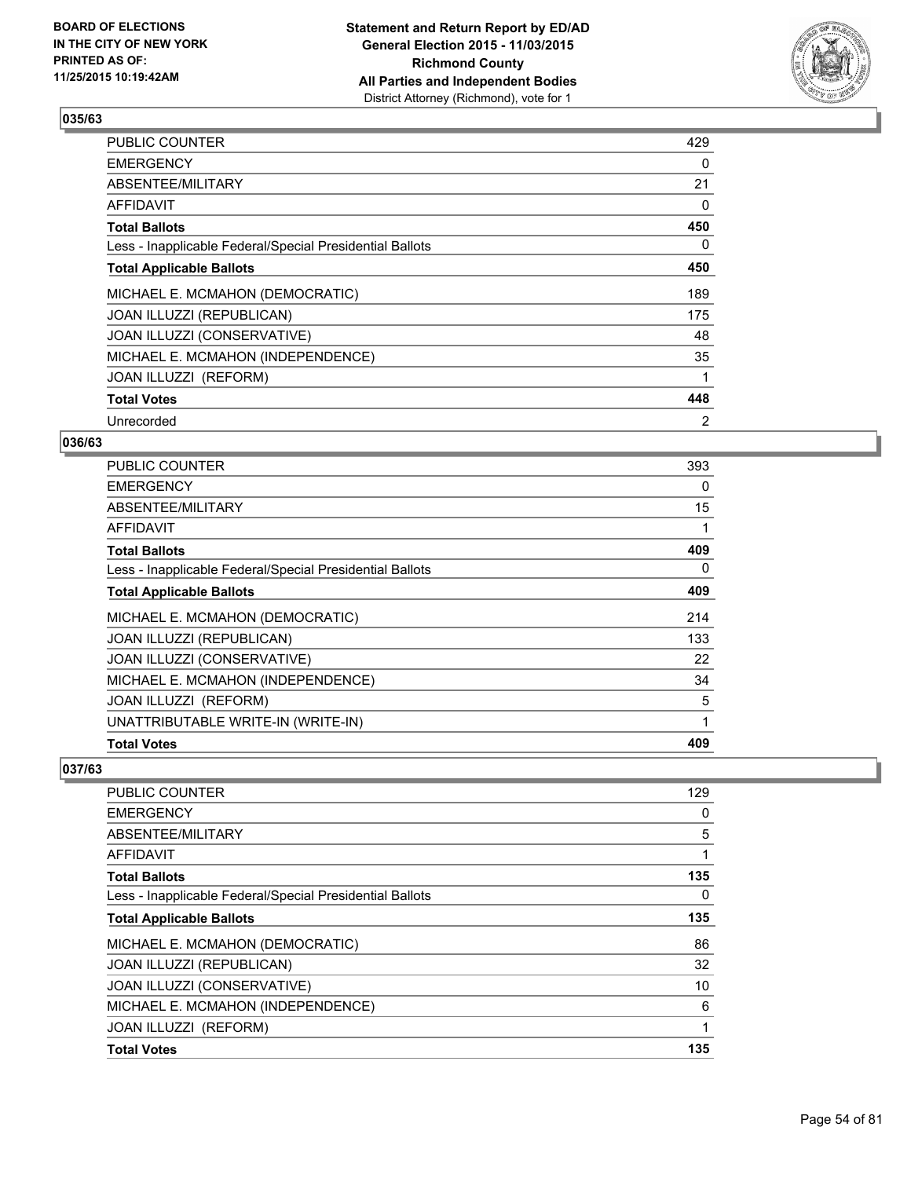## 035/63

| | |
|---|---|
| PUBLIC COUNTER | 429 |
| EMERGENCY | 0 |
| ABSENTEE/MILITARY | 21 |
| AFFIDAVIT | 0 |
| **Total Ballots** | **450** |
| Less - Inapplicable Federal/Special Presidential Ballots | 0 |
| **Total Applicable Ballots** | **450** |
| MICHAEL E. MCMAHON (DEMOCRATIC) | 189 |
| JOAN ILLUZZI (REPUBLICAN) | 175 |
| JOAN ILLUZZI (CONSERVATIVE) | 48 |
| MICHAEL E. MCMAHON (INDEPENDENCE) | 35 |
| JOAN ILLUZZI (REFORM) | 1 |
| **Total Votes** | **448** |
| Unrecorded | 2 |

## 036/63

| | |
|---|---|
| PUBLIC COUNTER | 393 |
| EMERGENCY | 0 |
| ABSENTEE/MILITARY | 15 |
| AFFIDAVIT | 1 |
| **Total Ballots** | **409** |
| Less - Inapplicable Federal/Special Presidential Ballots | 0 |
| **Total Applicable Ballots** | **409** |
| MICHAEL E. MCMAHON (DEMOCRATIC) | 214 |
| JOAN ILLUZZI (REPUBLICAN) | 133 |
| JOAN ILLUZZI (CONSERVATIVE) | 22 |
| MICHAEL E. MCMAHON (INDEPENDENCE) | 34 |
| JOAN ILLUZZI (REFORM) | 5 |
| UNATTRIBUTABLE WRITE-IN (WRITE-IN) | 1 |
| **Total Votes** | **409** |

## 037/63

| | |
|---|---|
| PUBLIC COUNTER | 129 |
| EMERGENCY | 0 |
| ABSENTEE/MILITARY | 5 |
| AFFIDAVIT | 1 |
| **Total Ballots** | **135** |
| Less - Inapplicable Federal/Special Presidential Ballots | 0 |
| **Total Applicable Ballots** | **135** |
| MICHAEL E. MCMAHON (DEMOCRATIC) | 86 |
| JOAN ILLUZZI (REPUBLICAN) | 32 |
| JOAN ILLUZZI (CONSERVATIVE) | 10 |
| MICHAEL E. MCMAHON (INDEPENDENCE) | 6 |
| JOAN ILLUZZI (REFORM) | 1 |
| **Total Votes** | **135** |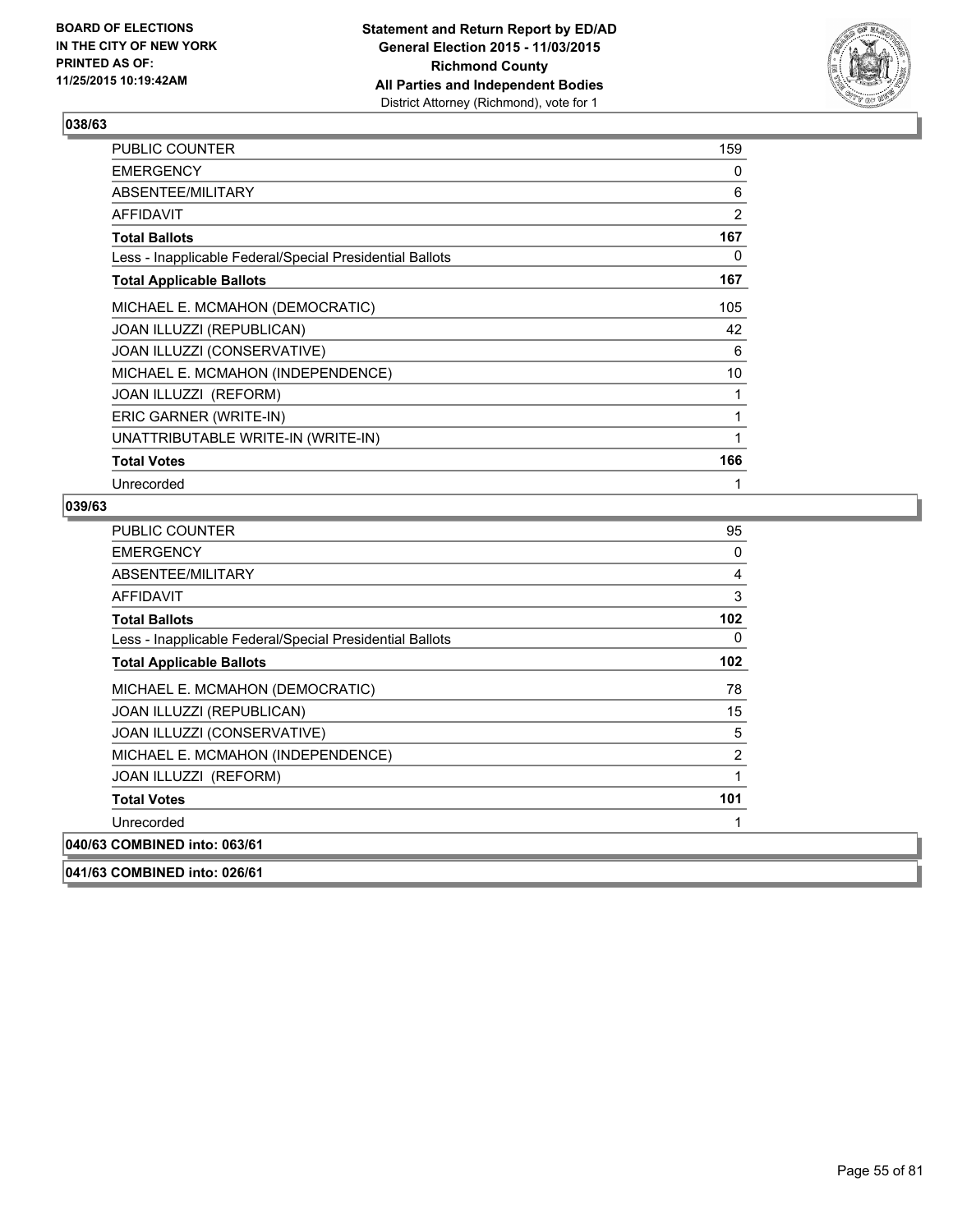**BOARD OF ELECTIONS IN THE CITY OF NEW YORK PRINTED AS OF: 11/25/2015 10:19:42AM**

**Statement and Return Report by ED/AD General Election 2015 - 11/03/2015 Richmond County All Parties and Independent Bodies**
District Attorney (Richmond), vote for 1

### 038/63

| | |
|---|---|
| PUBLIC COUNTER | 159 |
| EMERGENCY | 0 |
| ABSENTEE/MILITARY | 6 |
| AFFIDAVIT | 2 |
| **Total Ballots** | **167** |
| Less - Inapplicable Federal/Special Presidential Ballots | 0 |
| **Total Applicable Ballots** | **167** |
| MICHAEL E. MCMAHON (DEMOCRATIC) | 105 |
| JOAN ILLUZZI (REPUBLICAN) | 42 |
| JOAN ILLUZZI (CONSERVATIVE) | 6 |
| MICHAEL E. MCMAHON (INDEPENDENCE) | 10 |
| JOAN ILLUZZI (REFORM) | 1 |
| ERIC GARNER (WRITE-IN) | 1 |
| UNATTRIBUTABLE WRITE-IN (WRITE-IN) | 1 |
| **Total Votes** | **166** |
| Unrecorded | 1 |

### 039/63

| | |
|---|---|
| PUBLIC COUNTER | 95 |
| EMERGENCY | 0 |
| ABSENTEE/MILITARY | 4 |
| AFFIDAVIT | 3 |
| **Total Ballots** | **102** |
| Less - Inapplicable Federal/Special Presidential Ballots | 0 |
| **Total Applicable Ballots** | **102** |
| MICHAEL E. MCMAHON (DEMOCRATIC) | 78 |
| JOAN ILLUZZI (REPUBLICAN) | 15 |
| JOAN ILLUZZI (CONSERVATIVE) | 5 |
| MICHAEL E. MCMAHON (INDEPENDENCE) | 2 |
| JOAN ILLUZZI (REFORM) | 1 |
| **Total Votes** | **101** |
| Unrecorded | 1 |

### 040/63 COMBINED into: 063/61

### 041/63 COMBINED into: 026/61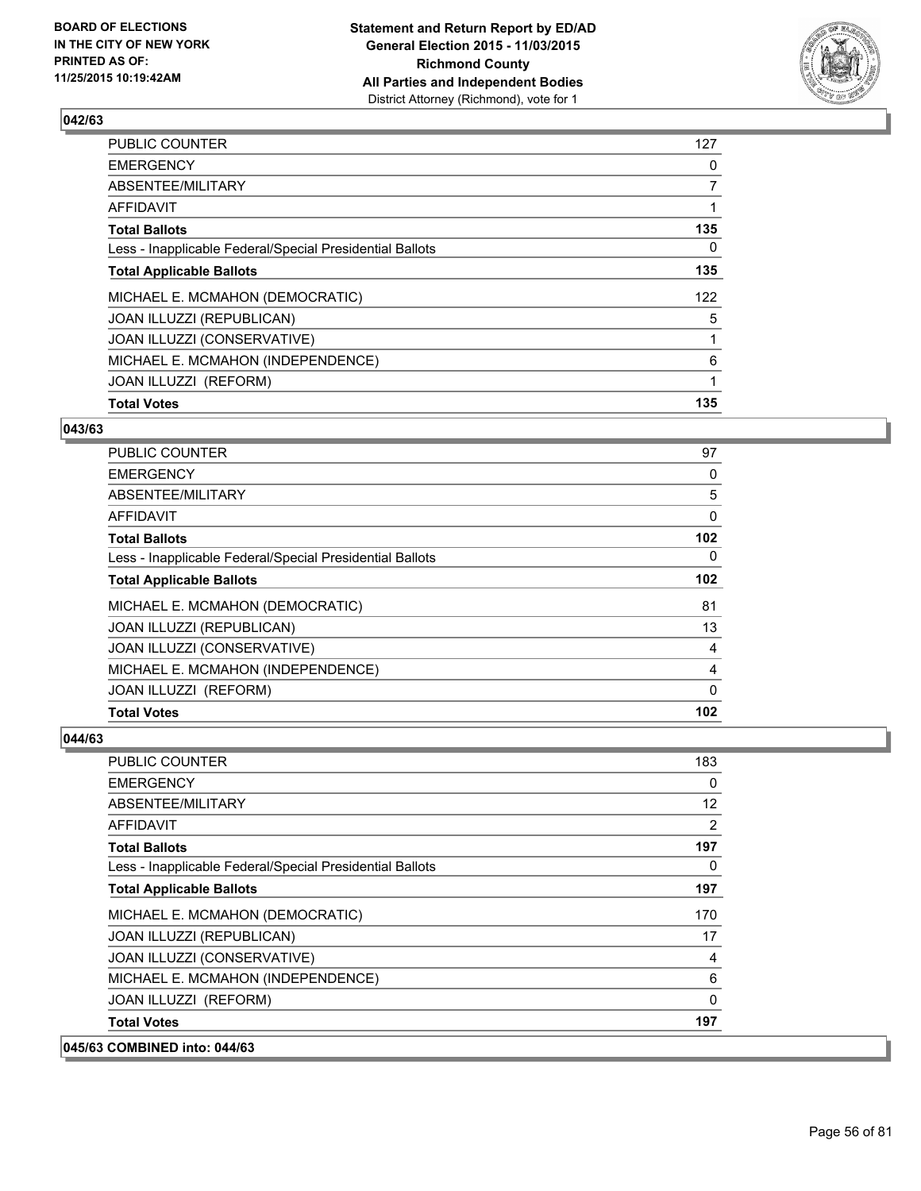**BOARD OF ELECTIONS IN THE CITY OF NEW YORK PRINTED AS OF: 11/25/2015 10:19:42AM**

**Statement and Return Report by ED/AD General Election 2015 - 11/03/2015 Richmond County All Parties and Independent Bodies** District Attorney (Richmond), vote for 1

### 042/63

| | |
|---|---|
| PUBLIC COUNTER | 127 |
| EMERGENCY | 0 |
| ABSENTEE/MILITARY | 7 |
| AFFIDAVIT | 1 |
| **Total Ballots** | **135** |
| Less - Inapplicable Federal/Special Presidential Ballots | 0 |
| **Total Applicable Ballots** | **135** |
| MICHAEL E. MCMAHON (DEMOCRATIC) | 122 |
| JOAN ILLUZZI (REPUBLICAN) | 5 |
| JOAN ILLUZZI (CONSERVATIVE) | 1 |
| MICHAEL E. MCMAHON (INDEPENDENCE) | 6 |
| JOAN ILLUZZI (REFORM) | 1 |
| **Total Votes** | **135** |

### 043/63

| | |
|---|---|
| PUBLIC COUNTER | 97 |
| EMERGENCY | 0 |
| ABSENTEE/MILITARY | 5 |
| AFFIDAVIT | 0 |
| **Total Ballots** | **102** |
| Less - Inapplicable Federal/Special Presidential Ballots | 0 |
| **Total Applicable Ballots** | **102** |
| MICHAEL E. MCMAHON (DEMOCRATIC) | 81 |
| JOAN ILLUZZI (REPUBLICAN) | 13 |
| JOAN ILLUZZI (CONSERVATIVE) | 4 |
| MICHAEL E. MCMAHON (INDEPENDENCE) | 4 |
| JOAN ILLUZZI (REFORM) | 0 |
| **Total Votes** | **102** |

### 044/63

| | |
|---|---|
| PUBLIC COUNTER | 183 |
| EMERGENCY | 0 |
| ABSENTEE/MILITARY | 12 |
| AFFIDAVIT | 2 |
| **Total Ballots** | **197** |
| Less - Inapplicable Federal/Special Presidential Ballots | 0 |
| **Total Applicable Ballots** | **197** |
| MICHAEL E. MCMAHON (DEMOCRATIC) | 170 |
| JOAN ILLUZZI (REPUBLICAN) | 17 |
| JOAN ILLUZZI (CONSERVATIVE) | 4 |
| MICHAEL E. MCMAHON (INDEPENDENCE) | 6 |
| JOAN ILLUZZI (REFORM) | 0 |
| **Total Votes** | **197** |

**045/63 COMBINED into: 044/63**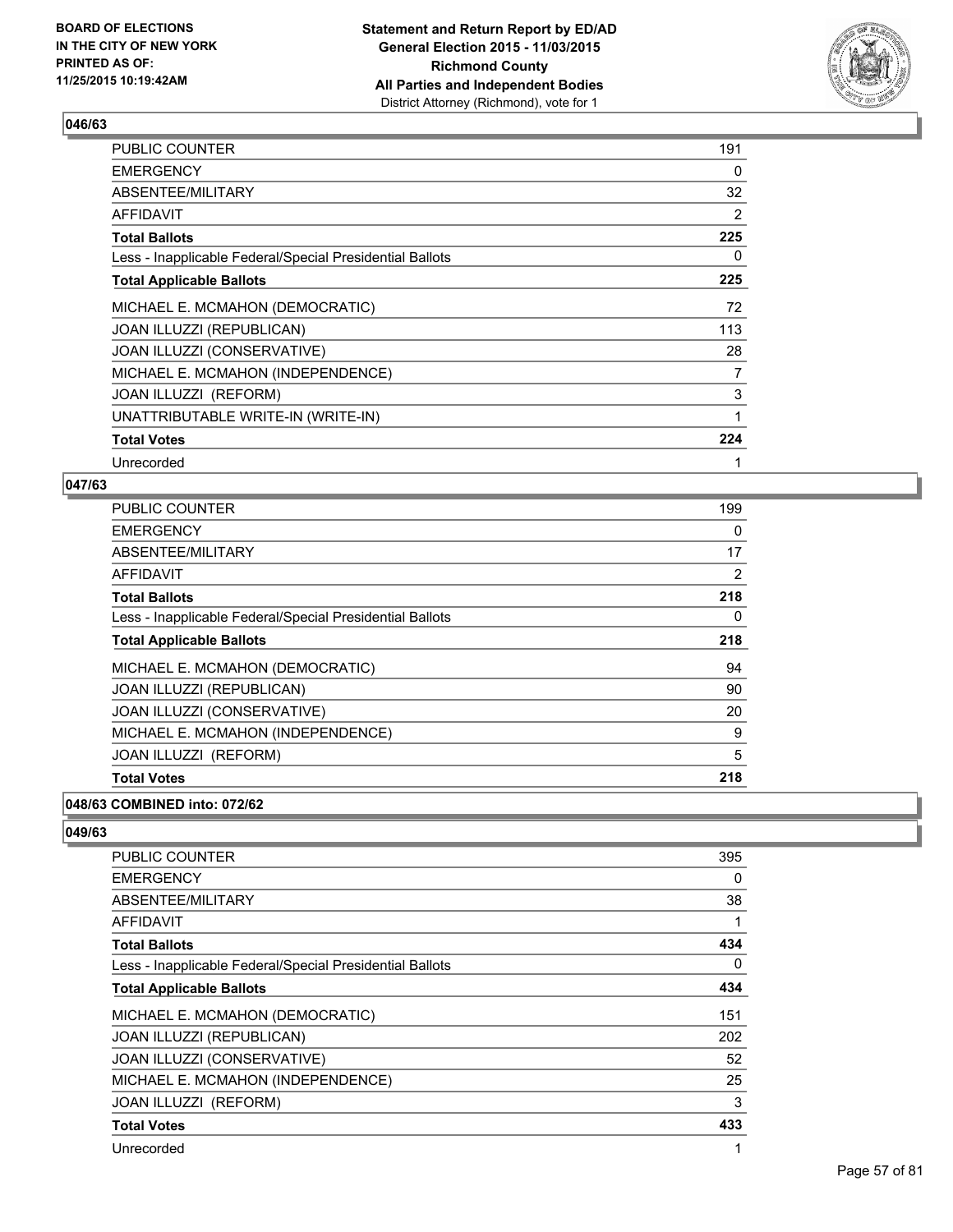## 046/63

| | |
|---|---|
| PUBLIC COUNTER | 191 |
| EMERGENCY | 0 |
| ABSENTEE/MILITARY | 32 |
| AFFIDAVIT | 2 |
| **Total Ballots** | **225** |
| Less - Inapplicable Federal/Special Presidential Ballots | 0 |
| **Total Applicable Ballots** | **225** |
| MICHAEL E. MCMAHON (DEMOCRATIC) | 72 |
| JOAN ILLUZZI (REPUBLICAN) | 113 |
| JOAN ILLUZZI (CONSERVATIVE) | 28 |
| MICHAEL E. MCMAHON (INDEPENDENCE) | 7 |
| JOAN ILLUZZI (REFORM) | 3 |
| UNATTRIBUTABLE WRITE-IN (WRITE-IN) | 1 |
| **Total Votes** | **224** |
| Unrecorded | 1 |

## 047/63

| | |
|---|---|
| PUBLIC COUNTER | 199 |
| EMERGENCY | 0 |
| ABSENTEE/MILITARY | 17 |
| AFFIDAVIT | 2 |
| **Total Ballots** | **218** |
| Less - Inapplicable Federal/Special Presidential Ballots | 0 |
| **Total Applicable Ballots** | **218** |
| MICHAEL E. MCMAHON (DEMOCRATIC) | 94 |
| JOAN ILLUZZI (REPUBLICAN) | 90 |
| JOAN ILLUZZI (CONSERVATIVE) | 20 |
| MICHAEL E. MCMAHON (INDEPENDENCE) | 9 |
| JOAN ILLUZZI (REFORM) | 5 |
| **Total Votes** | **218** |

## 048/63 COMBINED into: 072/62

## 049/63

| | |
|---|---|
| PUBLIC COUNTER | 395 |
| EMERGENCY | 0 |
| ABSENTEE/MILITARY | 38 |
| AFFIDAVIT | 1 |
| **Total Ballots** | **434** |
| Less - Inapplicable Federal/Special Presidential Ballots | 0 |
| **Total Applicable Ballots** | **434** |
| MICHAEL E. MCMAHON (DEMOCRATIC) | 151 |
| JOAN ILLUZZI (REPUBLICAN) | 202 |
| JOAN ILLUZZI (CONSERVATIVE) | 52 |
| MICHAEL E. MCMAHON (INDEPENDENCE) | 25 |
| JOAN ILLUZZI (REFORM) | 3 |
| **Total Votes** | **433** |
| Unrecorded | 1 |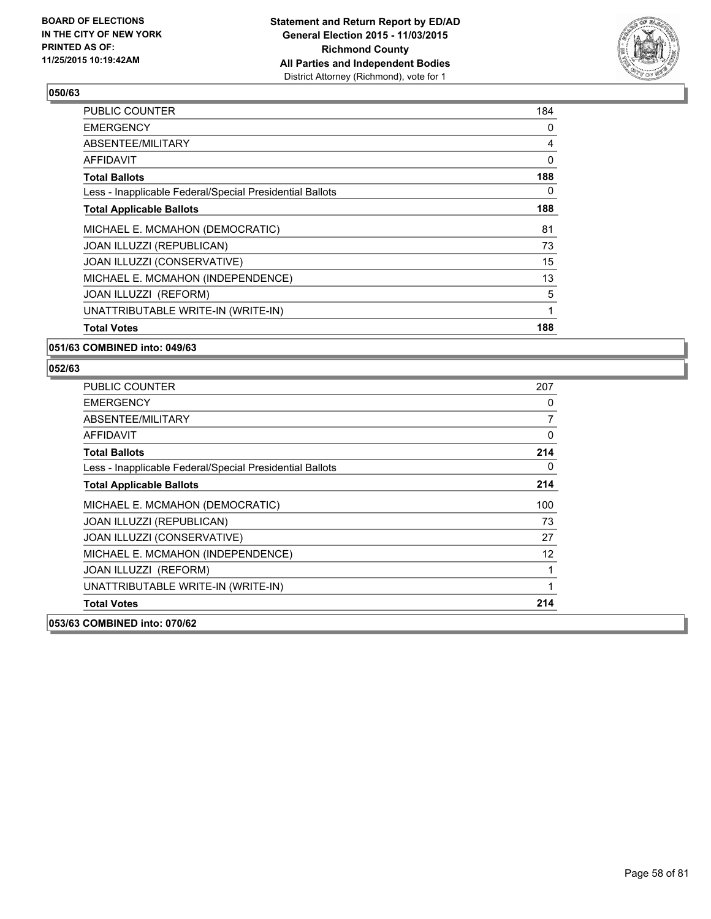**BOARD OF ELECTIONS IN THE CITY OF NEW YORK PRINTED AS OF: 11/25/2015 10:19:42AM**

**Statement and Return Report by ED/AD General Election 2015 - 11/03/2015 Richmond County All Parties and Independent Bodies**
District Attorney (Richmond), vote for 1

### 050/63

| | |
|---|---|
| PUBLIC COUNTER | 184 |
| EMERGENCY | 0 |
| ABSENTEE/MILITARY | 4 |
| AFFIDAVIT | 0 |
| **Total Ballots** | **188** |
| Less - Inapplicable Federal/Special Presidential Ballots | 0 |
| **Total Applicable Ballots** | **188** |
| MICHAEL E. MCMAHON (DEMOCRATIC) | 81 |
| JOAN ILLUZZI (REPUBLICAN) | 73 |
| JOAN ILLUZZI (CONSERVATIVE) | 15 |
| MICHAEL E. MCMAHON (INDEPENDENCE) | 13 |
| JOAN ILLUZZI (REFORM) | 5 |
| UNATTRIBUTABLE WRITE-IN (WRITE-IN) | 1 |
| **Total Votes** | **188** |

### 051/63 COMBINED into: 049/63

### 052/63

| | |
|---|---|
| PUBLIC COUNTER | 207 |
| EMERGENCY | 0 |
| ABSENTEE/MILITARY | 7 |
| AFFIDAVIT | 0 |
| **Total Ballots** | **214** |
| Less - Inapplicable Federal/Special Presidential Ballots | 0 |
| **Total Applicable Ballots** | **214** |
| MICHAEL E. MCMAHON (DEMOCRATIC) | 100 |
| JOAN ILLUZZI (REPUBLICAN) | 73 |
| JOAN ILLUZZI (CONSERVATIVE) | 27 |
| MICHAEL E. MCMAHON (INDEPENDENCE) | 12 |
| JOAN ILLUZZI (REFORM) | 1 |
| UNATTRIBUTABLE WRITE-IN (WRITE-IN) | 1 |
| **Total Votes** | **214** |

### 053/63 COMBINED into: 070/62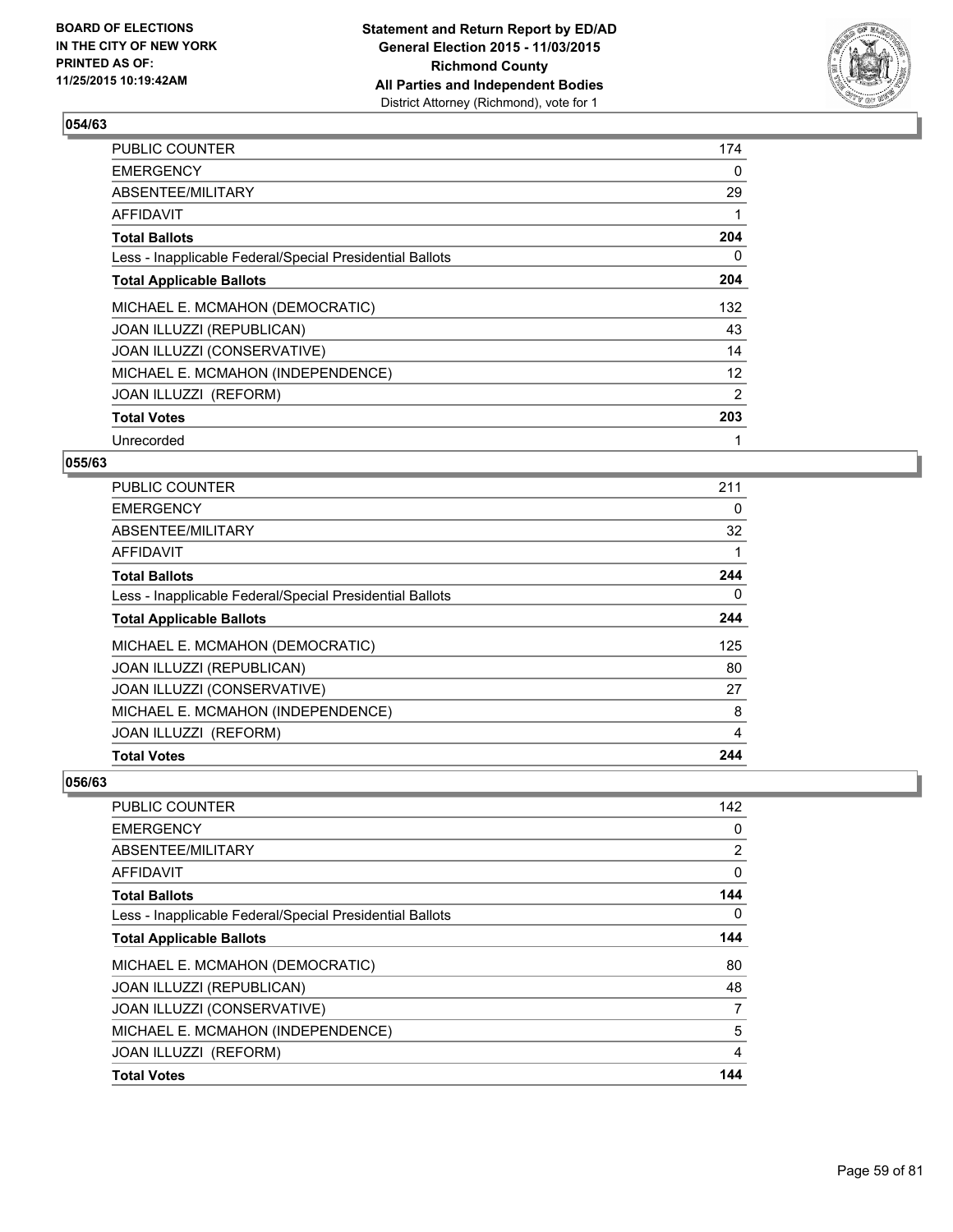## 054/63

| | |
|---|---|
| PUBLIC COUNTER | 174 |
| EMERGENCY | 0 |
| ABSENTEE/MILITARY | 29 |
| AFFIDAVIT | 1 |
| **Total Ballots** | **204** |
| Less - Inapplicable Federal/Special Presidential Ballots | 0 |
| **Total Applicable Ballots** | **204** |
| MICHAEL E. MCMAHON (DEMOCRATIC) | 132 |
| JOAN ILLUZZI (REPUBLICAN) | 43 |
| JOAN ILLUZZI (CONSERVATIVE) | 14 |
| MICHAEL E. MCMAHON (INDEPENDENCE) | 12 |
| JOAN ILLUZZI (REFORM) | 2 |
| **Total Votes** | **203** |
| Unrecorded | 1 |

## 055/63

| | |
|---|---|
| PUBLIC COUNTER | 211 |
| EMERGENCY | 0 |
| ABSENTEE/MILITARY | 32 |
| AFFIDAVIT | 1 |
| **Total Ballots** | **244** |
| Less - Inapplicable Federal/Special Presidential Ballots | 0 |
| **Total Applicable Ballots** | **244** |
| MICHAEL E. MCMAHON (DEMOCRATIC) | 125 |
| JOAN ILLUZZI (REPUBLICAN) | 80 |
| JOAN ILLUZZI (CONSERVATIVE) | 27 |
| MICHAEL E. MCMAHON (INDEPENDENCE) | 8 |
| JOAN ILLUZZI (REFORM) | 4 |
| **Total Votes** | **244** |

## 056/63

| | |
|---|---|
| PUBLIC COUNTER | 142 |
| EMERGENCY | 0 |
| ABSENTEE/MILITARY | 2 |
| AFFIDAVIT | 0 |
| **Total Ballots** | **144** |
| Less - Inapplicable Federal/Special Presidential Ballots | 0 |
| **Total Applicable Ballots** | **144** |
| MICHAEL E. MCMAHON (DEMOCRATIC) | 80 |
| JOAN ILLUZZI (REPUBLICAN) | 48 |
| JOAN ILLUZZI (CONSERVATIVE) | 7 |
| MICHAEL E. MCMAHON (INDEPENDENCE) | 5 |
| JOAN ILLUZZI (REFORM) | 4 |
| **Total Votes** | **144** |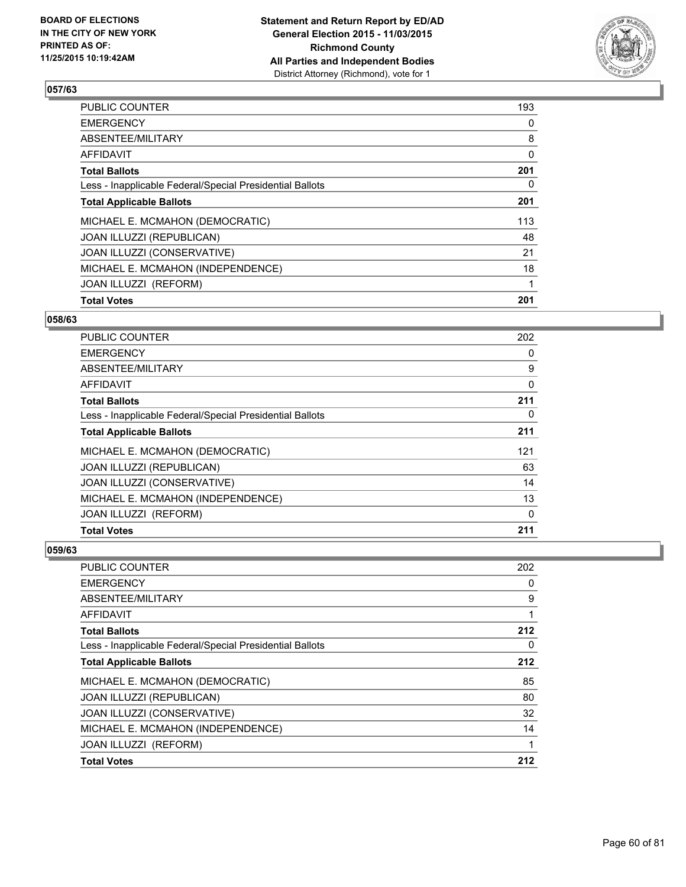**BOARD OF ELECTIONS IN THE CITY OF NEW YORK PRINTED AS OF: 11/25/2015 10:19:42AM**

**Statement and Return Report by ED/AD General Election 2015 - 11/03/2015 Richmond County All Parties and Independent Bodies**
District Attorney (Richmond), vote for 1

## 057/63

| | |
|---|---|
| PUBLIC COUNTER | 193 |
| EMERGENCY | 0 |
| ABSENTEE/MILITARY | 8 |
| AFFIDAVIT | 0 |
| **Total Ballots** | **201** |
| Less - Inapplicable Federal/Special Presidential Ballots | 0 |
| **Total Applicable Ballots** | **201** |
| MICHAEL E. MCMAHON (DEMOCRATIC) | 113 |
| JOAN ILLUZZI (REPUBLICAN) | 48 |
| JOAN ILLUZZI (CONSERVATIVE) | 21 |
| MICHAEL E. MCMAHON (INDEPENDENCE) | 18 |
| JOAN ILLUZZI (REFORM) | 1 |
| **Total Votes** | **201** |

## 058/63

| | |
|---|---|
| PUBLIC COUNTER | 202 |
| EMERGENCY | 0 |
| ABSENTEE/MILITARY | 9 |
| AFFIDAVIT | 0 |
| **Total Ballots** | **211** |
| Less - Inapplicable Federal/Special Presidential Ballots | 0 |
| **Total Applicable Ballots** | **211** |
| MICHAEL E. MCMAHON (DEMOCRATIC) | 121 |
| JOAN ILLUZZI (REPUBLICAN) | 63 |
| JOAN ILLUZZI (CONSERVATIVE) | 14 |
| MICHAEL E. MCMAHON (INDEPENDENCE) | 13 |
| JOAN ILLUZZI (REFORM) | 0 |
| **Total Votes** | **211** |

## 059/63

| | |
|---|---|
| PUBLIC COUNTER | 202 |
| EMERGENCY | 0 |
| ABSENTEE/MILITARY | 9 |
| AFFIDAVIT | 1 |
| **Total Ballots** | **212** |
| Less - Inapplicable Federal/Special Presidential Ballots | 0 |
| **Total Applicable Ballots** | **212** |
| MICHAEL E. MCMAHON (DEMOCRATIC) | 85 |
| JOAN ILLUZZI (REPUBLICAN) | 80 |
| JOAN ILLUZZI (CONSERVATIVE) | 32 |
| MICHAEL E. MCMAHON (INDEPENDENCE) | 14 |
| JOAN ILLUZZI (REFORM) | 1 |
| **Total Votes** | **212** |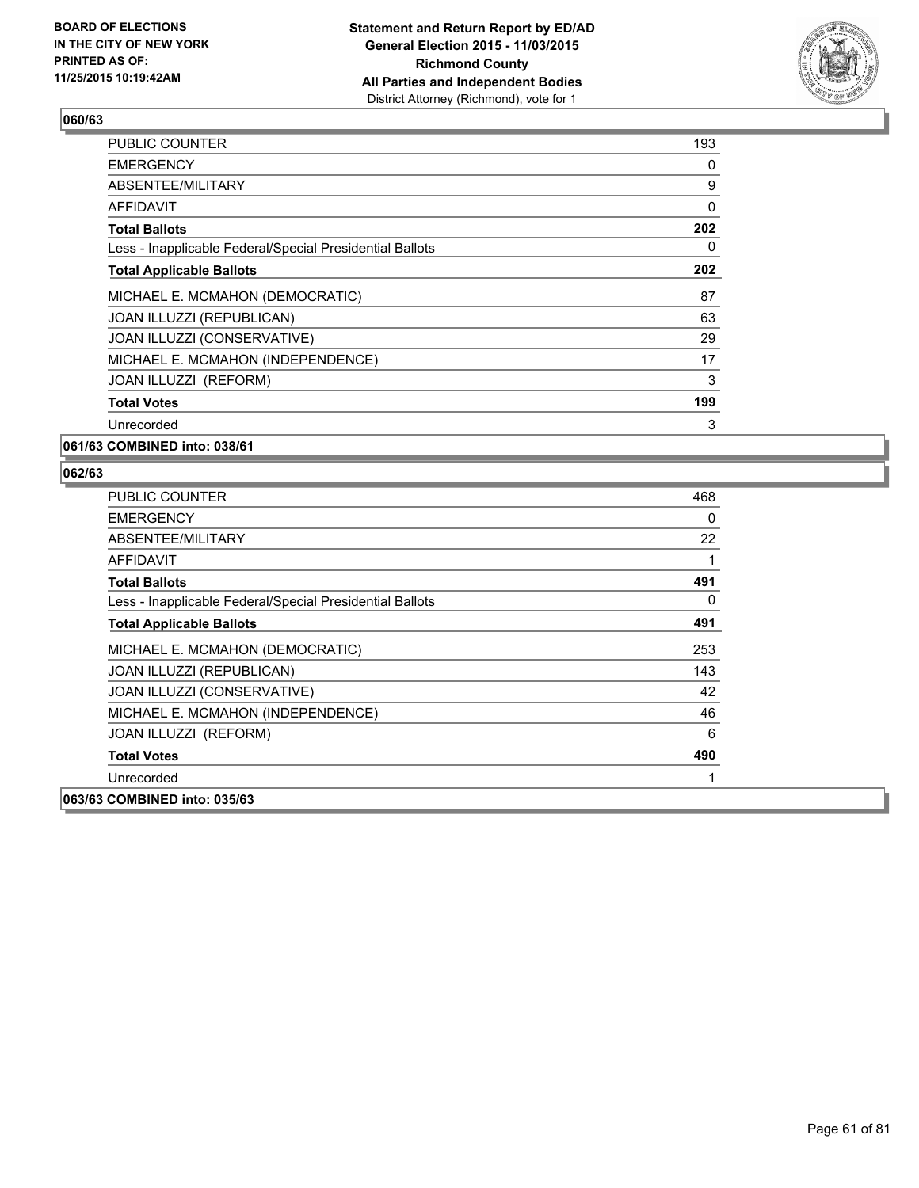**BOARD OF ELECTIONS IN THE CITY OF NEW YORK PRINTED AS OF: 11/25/2015 10:19:42AM**

**Statement and Return Report by ED/AD General Election 2015 - 11/03/2015 Richmond County All Parties and Independent Bodies**
District Attorney (Richmond), vote for 1

### 060/63

| | |
|---|---|
| PUBLIC COUNTER | 193 |
| EMERGENCY | 0 |
| ABSENTEE/MILITARY | 9 |
| AFFIDAVIT | 0 |
| **Total Ballots** | **202** |
| Less - Inapplicable Federal/Special Presidential Ballots | 0 |
| **Total Applicable Ballots** | **202** |
| MICHAEL E. MCMAHON (DEMOCRATIC) | 87 |
| JOAN ILLUZZI (REPUBLICAN) | 63 |
| JOAN ILLUZZI (CONSERVATIVE) | 29 |
| MICHAEL E. MCMAHON (INDEPENDENCE) | 17 |
| JOAN ILLUZZI (REFORM) | 3 |
| **Total Votes** | **199** |
| Unrecorded | 3 |

### 061/63 COMBINED into: 038/61

### 062/63

| | |
|---|---|
| PUBLIC COUNTER | 468 |
| EMERGENCY | 0 |
| ABSENTEE/MILITARY | 22 |
| AFFIDAVIT | 1 |
| **Total Ballots** | **491** |
| Less - Inapplicable Federal/Special Presidential Ballots | 0 |
| **Total Applicable Ballots** | **491** |
| MICHAEL E. MCMAHON (DEMOCRATIC) | 253 |
| JOAN ILLUZZI (REPUBLICAN) | 143 |
| JOAN ILLUZZI (CONSERVATIVE) | 42 |
| MICHAEL E. MCMAHON (INDEPENDENCE) | 46 |
| JOAN ILLUZZI (REFORM) | 6 |
| **Total Votes** | **490** |
| Unrecorded | 1 |

### 063/63 COMBINED into: 035/63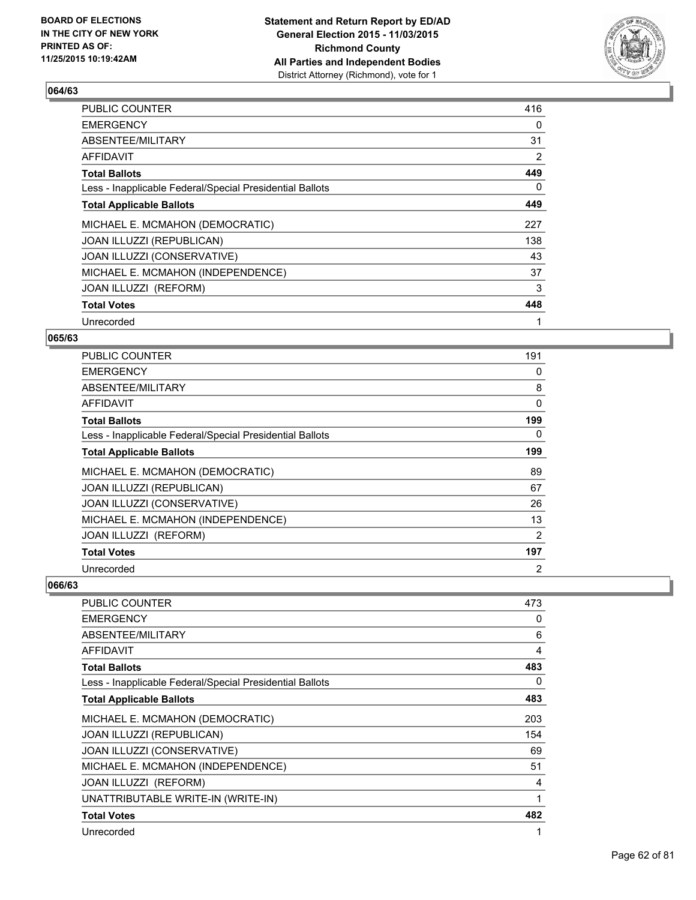**BOARD OF ELECTIONS IN THE CITY OF NEW YORK PRINTED AS OF: 11/25/2015 10:19:42AM**

**Statement and Return Report by ED/AD General Election 2015 - 11/03/2015 Richmond County All Parties and Independent Bodies**
District Attorney (Richmond), vote for 1

### 064/63

| | |
|---|---|
| PUBLIC COUNTER | 416 |
| EMERGENCY | 0 |
| ABSENTEE/MILITARY | 31 |
| AFFIDAVIT | 2 |
| **Total Ballots** | **449** |
| Less - Inapplicable Federal/Special Presidential Ballots | 0 |
| **Total Applicable Ballots** | **449** |
| MICHAEL E. MCMAHON (DEMOCRATIC) | 227 |
| JOAN ILLUZZI (REPUBLICAN) | 138 |
| JOAN ILLUZZI (CONSERVATIVE) | 43 |
| MICHAEL E. MCMAHON (INDEPENDENCE) | 37 |
| JOAN ILLUZZI (REFORM) | 3 |
| **Total Votes** | **448** |
| Unrecorded | 1 |

### 065/63

| | |
|---|---|
| PUBLIC COUNTER | 191 |
| EMERGENCY | 0 |
| ABSENTEE/MILITARY | 8 |
| AFFIDAVIT | 0 |
| **Total Ballots** | **199** |
| Less - Inapplicable Federal/Special Presidential Ballots | 0 |
| **Total Applicable Ballots** | **199** |
| MICHAEL E. MCMAHON (DEMOCRATIC) | 89 |
| JOAN ILLUZZI (REPUBLICAN) | 67 |
| JOAN ILLUZZI (CONSERVATIVE) | 26 |
| MICHAEL E. MCMAHON (INDEPENDENCE) | 13 |
| JOAN ILLUZZI (REFORM) | 2 |
| **Total Votes** | **197** |
| Unrecorded | 2 |

### 066/63

| | |
|---|---|
| PUBLIC COUNTER | 473 |
| EMERGENCY | 0 |
| ABSENTEE/MILITARY | 6 |
| AFFIDAVIT | 4 |
| **Total Ballots** | **483** |
| Less - Inapplicable Federal/Special Presidential Ballots | 0 |
| **Total Applicable Ballots** | **483** |
| MICHAEL E. MCMAHON (DEMOCRATIC) | 203 |
| JOAN ILLUZZI (REPUBLICAN) | 154 |
| JOAN ILLUZZI (CONSERVATIVE) | 69 |
| MICHAEL E. MCMAHON (INDEPENDENCE) | 51 |
| JOAN ILLUZZI (REFORM) | 4 |
| UNATTRIBUTABLE WRITE-IN (WRITE-IN) | 1 |
| **Total Votes** | **482** |
| Unrecorded | 1 |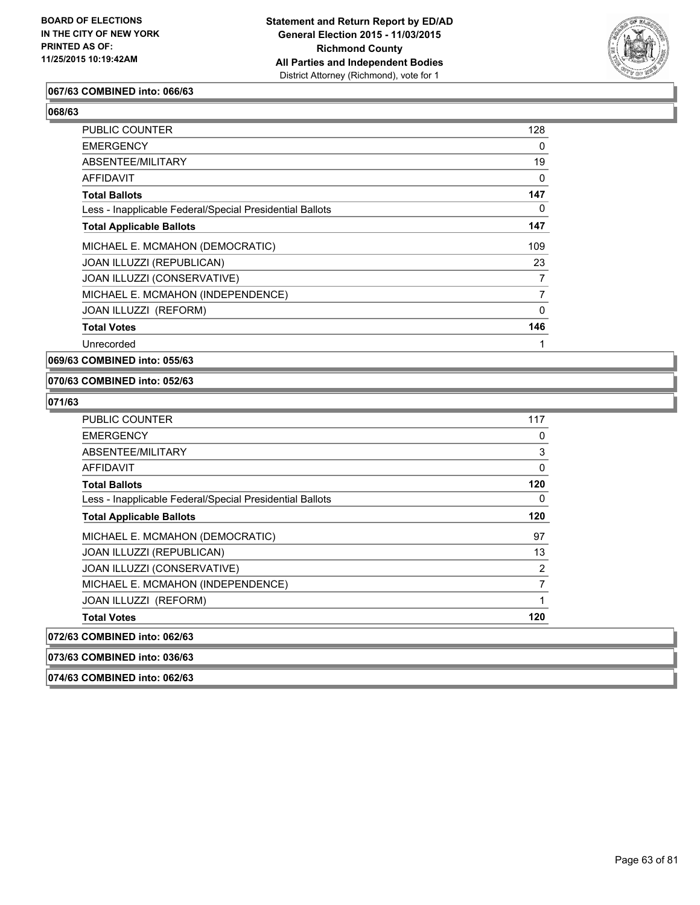**067/63 COMBINED into: 066/63**

**068/63**

| | |
|---|---|
| PUBLIC COUNTER | 128 |
| EMERGENCY | 0 |
| ABSENTEE/MILITARY | 19 |
| AFFIDAVIT | 0 |
| **Total Ballots** | **147** |
| Less - Inapplicable Federal/Special Presidential Ballots | 0 |
| **Total Applicable Ballots** | **147** |
| MICHAEL E. MCMAHON (DEMOCRATIC) | 109 |
| JOAN ILLUZZI (REPUBLICAN) | 23 |
| JOAN ILLUZZI (CONSERVATIVE) | 7 |
| MICHAEL E. MCMAHON (INDEPENDENCE) | 7 |
| JOAN ILLUZZI (REFORM) | 0 |
| **Total Votes** | **146** |
| Unrecorded | 1 |

**069/63 COMBINED into: 055/63**

**070/63 COMBINED into: 052/63**

**071/63**

| | |
|---|---|
| PUBLIC COUNTER | 117 |
| EMERGENCY | 0 |
| ABSENTEE/MILITARY | 3 |
| AFFIDAVIT | 0 |
| **Total Ballots** | **120** |
| Less - Inapplicable Federal/Special Presidential Ballots | 0 |
| **Total Applicable Ballots** | **120** |
| MICHAEL E. MCMAHON (DEMOCRATIC) | 97 |
| JOAN ILLUZZI (REPUBLICAN) | 13 |
| JOAN ILLUZZI (CONSERVATIVE) | 2 |
| MICHAEL E. MCMAHON (INDEPENDENCE) | 7 |
| JOAN ILLUZZI (REFORM) | 1 |
| **Total Votes** | **120** |

**072/63 COMBINED into: 062/63**

**073/63 COMBINED into: 036/63**

**074/63 COMBINED into: 062/63**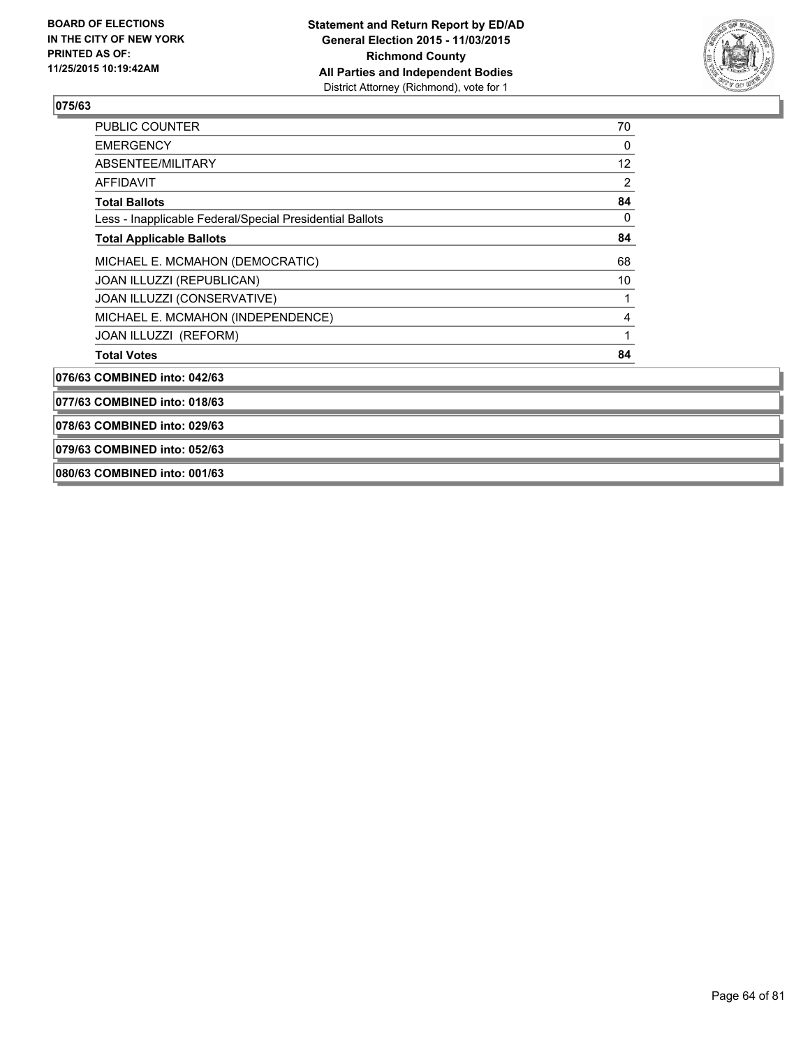**075/63**

| | |
|---|---|
| PUBLIC COUNTER | 70 |
| EMERGENCY | 0 |
| ABSENTEE/MILITARY | 12 |
| AFFIDAVIT | 2 |
| **Total Ballots** | **84** |
| Less - Inapplicable Federal/Special Presidential Ballots | 0 |
| **Total Applicable Ballots** | **84** |
| MICHAEL E. MCMAHON (DEMOCRATIC) | 68 |
| JOAN ILLUZZI (REPUBLICAN) | 10 |
| JOAN ILLUZZI (CONSERVATIVE) | 1 |
| MICHAEL E. MCMAHON (INDEPENDENCE) | 4 |
| JOAN ILLUZZI (REFORM) | 1 |
| **Total Votes** | **84** |

**076/63 COMBINED into: 042/63**

**077/63 COMBINED into: 018/63**

**078/63 COMBINED into: 029/63**

**079/63 COMBINED into: 052/63**

**080/63 COMBINED into: 001/63**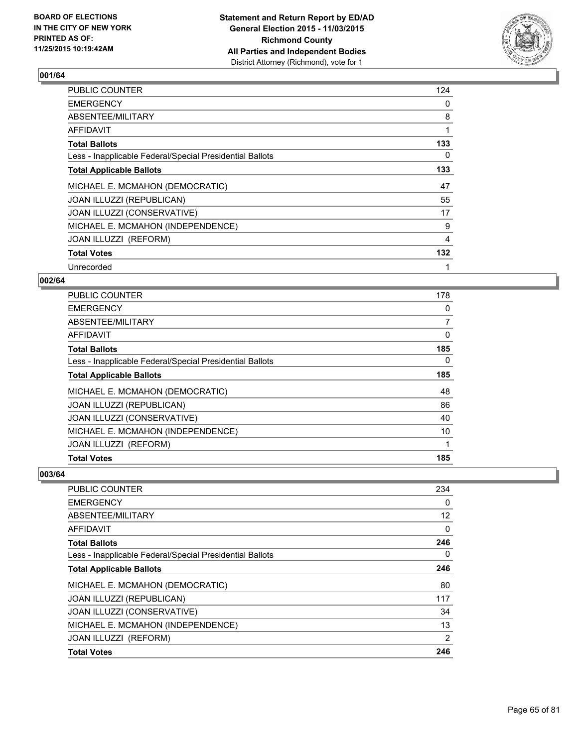**BOARD OF ELECTIONS IN THE CITY OF NEW YORK PRINTED AS OF: 11/25/2015 10:19:42AM**

**Statement and Return Report by ED/AD General Election 2015 - 11/03/2015 Richmond County All Parties and Independent Bodies**
District Attorney (Richmond), vote for 1

### 001/64

| | |
|---|---|
| PUBLIC COUNTER | 124 |
| EMERGENCY | 0 |
| ABSENTEE/MILITARY | 8 |
| AFFIDAVIT | 1 |
| **Total Ballots** | **133** |
| Less - Inapplicable Federal/Special Presidential Ballots | 0 |
| **Total Applicable Ballots** | **133** |
| MICHAEL E. MCMAHON (DEMOCRATIC) | 47 |
| JOAN ILLUZZI (REPUBLICAN) | 55 |
| JOAN ILLUZZI (CONSERVATIVE) | 17 |
| MICHAEL E. MCMAHON (INDEPENDENCE) | 9 |
| JOAN ILLUZZI (REFORM) | 4 |
| **Total Votes** | **132** |
| Unrecorded | 1 |

### 002/64

| | |
|---|---|
| PUBLIC COUNTER | 178 |
| EMERGENCY | 0 |
| ABSENTEE/MILITARY | 7 |
| AFFIDAVIT | 0 |
| **Total Ballots** | **185** |
| Less - Inapplicable Federal/Special Presidential Ballots | 0 |
| **Total Applicable Ballots** | **185** |
| MICHAEL E. MCMAHON (DEMOCRATIC) | 48 |
| JOAN ILLUZZI (REPUBLICAN) | 86 |
| JOAN ILLUZZI (CONSERVATIVE) | 40 |
| MICHAEL E. MCMAHON (INDEPENDENCE) | 10 |
| JOAN ILLUZZI (REFORM) | 1 |
| **Total Votes** | **185** |

### 003/64

| | |
|---|---|
| PUBLIC COUNTER | 234 |
| EMERGENCY | 0 |
| ABSENTEE/MILITARY | 12 |
| AFFIDAVIT | 0 |
| **Total Ballots** | **246** |
| Less - Inapplicable Federal/Special Presidential Ballots | 0 |
| **Total Applicable Ballots** | **246** |
| MICHAEL E. MCMAHON (DEMOCRATIC) | 80 |
| JOAN ILLUZZI (REPUBLICAN) | 117 |
| JOAN ILLUZZI (CONSERVATIVE) | 34 |
| MICHAEL E. MCMAHON (INDEPENDENCE) | 13 |
| JOAN ILLUZZI (REFORM) | 2 |
| **Total Votes** | **246** |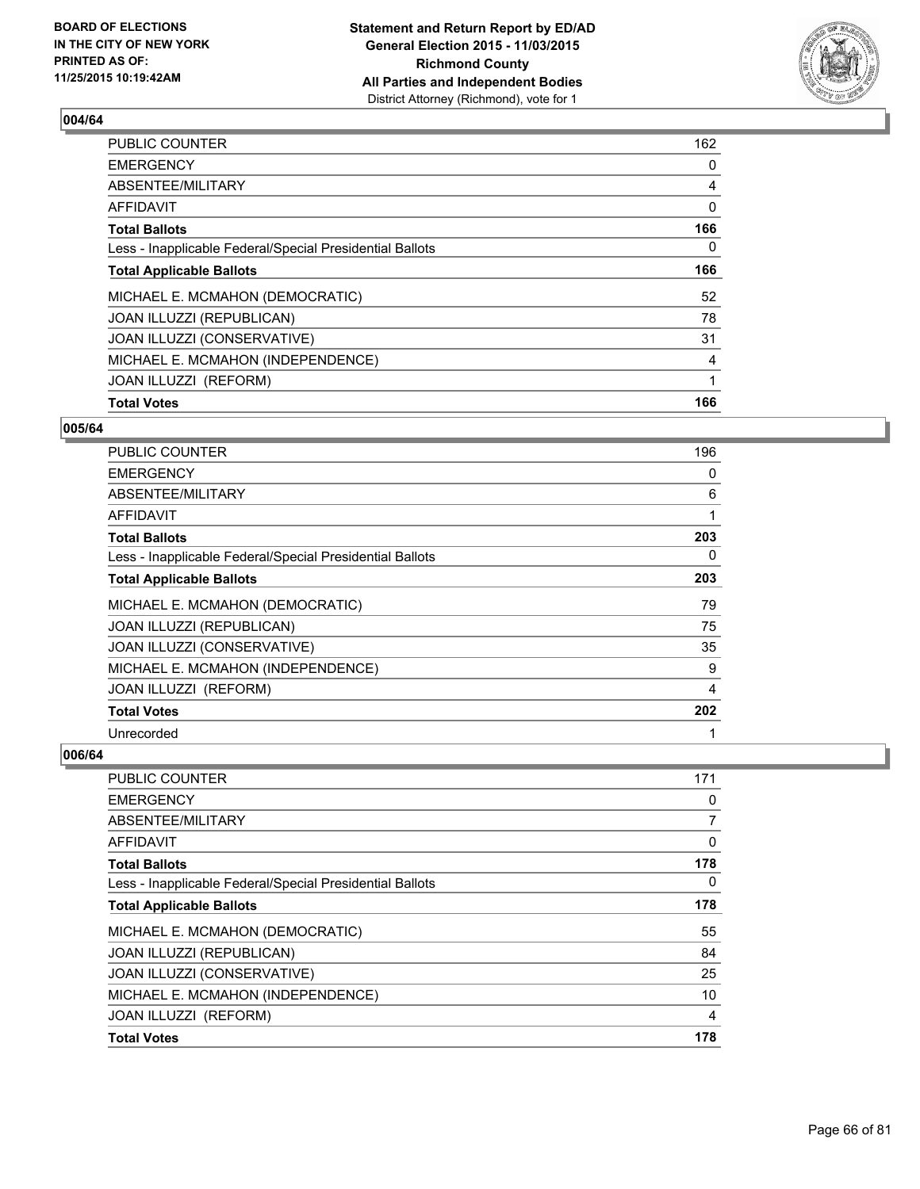**Statement and Return Report by ED/AD**
**General Election 2015 - 11/03/2015**
**Richmond County**
**All Parties and Independent Bodies**
District Attorney (Richmond), vote for 1

BOARD OF ELECTIONS
IN THE CITY OF NEW YORK
PRINTED AS OF:
11/25/2015 10:19:42AM

## 004/64

| | |
|---|---|
| PUBLIC COUNTER | 162 |
| EMERGENCY | 0 |
| ABSENTEE/MILITARY | 4 |
| AFFIDAVIT | 0 |
| **Total Ballots** | **166** |
| Less - Inapplicable Federal/Special Presidential Ballots | 0 |
| **Total Applicable Ballots** | **166** |
| MICHAEL E. MCMAHON (DEMOCRATIC) | 52 |
| JOAN ILLUZZI (REPUBLICAN) | 78 |
| JOAN ILLUZZI (CONSERVATIVE) | 31 |
| MICHAEL E. MCMAHON (INDEPENDENCE) | 4 |
| JOAN ILLUZZI (REFORM) | 1 |
| **Total Votes** | **166** |

## 005/64

| | |
|---|---|
| PUBLIC COUNTER | 196 |
| EMERGENCY | 0 |
| ABSENTEE/MILITARY | 6 |
| AFFIDAVIT | 1 |
| **Total Ballots** | **203** |
| Less - Inapplicable Federal/Special Presidential Ballots | 0 |
| **Total Applicable Ballots** | **203** |
| MICHAEL E. MCMAHON (DEMOCRATIC) | 79 |
| JOAN ILLUZZI (REPUBLICAN) | 75 |
| JOAN ILLUZZI (CONSERVATIVE) | 35 |
| MICHAEL E. MCMAHON (INDEPENDENCE) | 9 |
| JOAN ILLUZZI (REFORM) | 4 |
| **Total Votes** | **202** |
| Unrecorded | 1 |

## 006/64

| | |
|---|---|
| PUBLIC COUNTER | 171 |
| EMERGENCY | 0 |
| ABSENTEE/MILITARY | 7 |
| AFFIDAVIT | 0 |
| **Total Ballots** | **178** |
| Less - Inapplicable Federal/Special Presidential Ballots | 0 |
| **Total Applicable Ballots** | **178** |
| MICHAEL E. MCMAHON (DEMOCRATIC) | 55 |
| JOAN ILLUZZI (REPUBLICAN) | 84 |
| JOAN ILLUZZI (CONSERVATIVE) | 25 |
| MICHAEL E. MCMAHON (INDEPENDENCE) | 10 |
| JOAN ILLUZZI (REFORM) | 4 |
| **Total Votes** | **178** |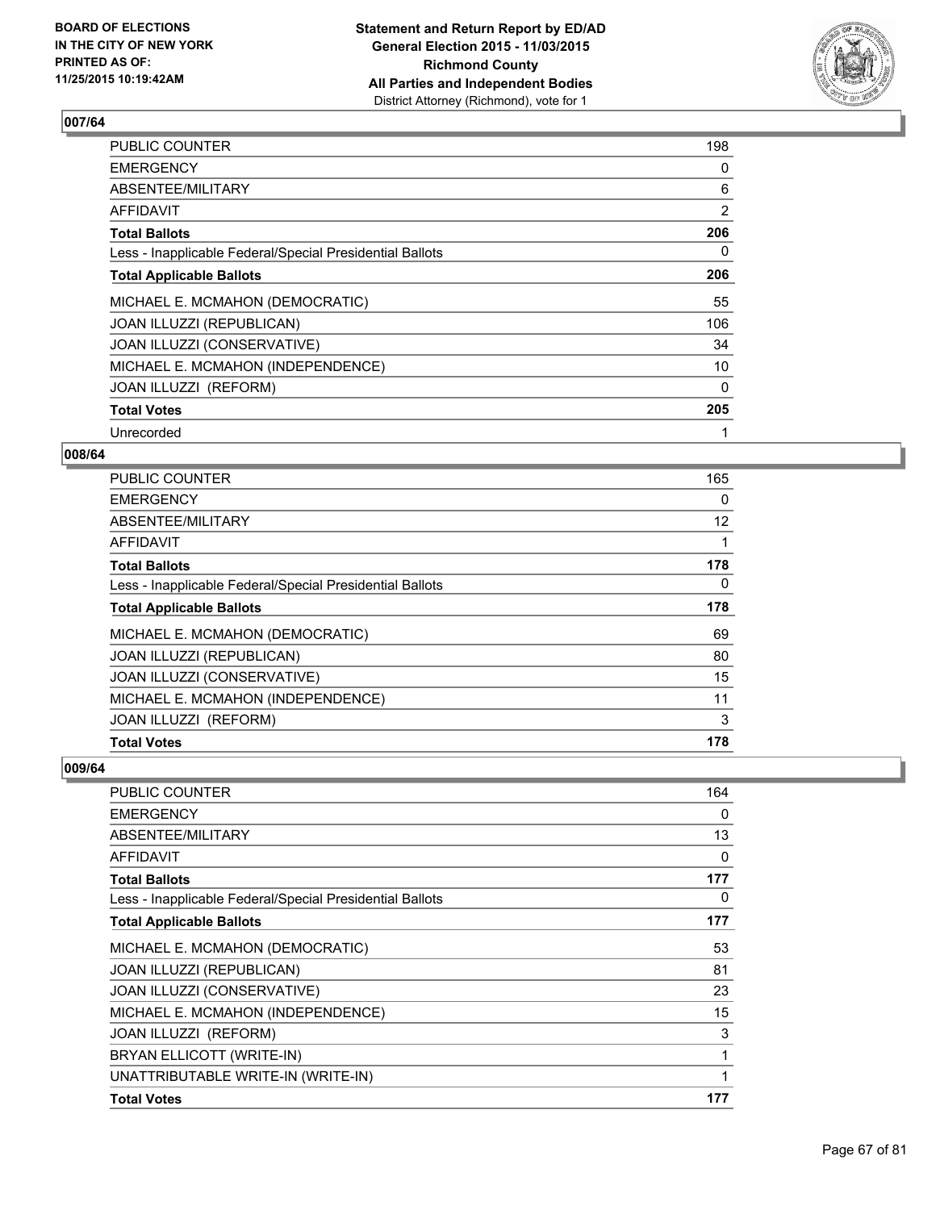**Statement and Return Report by ED/AD**
**General Election 2015 - 11/03/2015**
**Richmond County**
**All Parties and Independent Bodies**
District Attorney (Richmond), vote for 1

BOARD OF ELECTIONS
IN THE CITY OF NEW YORK
PRINTED AS OF:
11/25/2015 10:19:42AM

### 007/64

| | |
|---|---|
| PUBLIC COUNTER | 198 |
| EMERGENCY | 0 |
| ABSENTEE/MILITARY | 6 |
| AFFIDAVIT | 2 |
| **Total Ballots** | **206** |
| Less - Inapplicable Federal/Special Presidential Ballots | 0 |
| **Total Applicable Ballots** | **206** |
| MICHAEL E. MCMAHON (DEMOCRATIC) | 55 |
| JOAN ILLUZZI (REPUBLICAN) | 106 |
| JOAN ILLUZZI (CONSERVATIVE) | 34 |
| MICHAEL E. MCMAHON (INDEPENDENCE) | 10 |
| JOAN ILLUZZI (REFORM) | 0 |
| **Total Votes** | **205** |
| Unrecorded | 1 |

### 008/64

| | |
|---|---|
| PUBLIC COUNTER | 165 |
| EMERGENCY | 0 |
| ABSENTEE/MILITARY | 12 |
| AFFIDAVIT | 1 |
| **Total Ballots** | **178** |
| Less - Inapplicable Federal/Special Presidential Ballots | 0 |
| **Total Applicable Ballots** | **178** |
| MICHAEL E. MCMAHON (DEMOCRATIC) | 69 |
| JOAN ILLUZZI (REPUBLICAN) | 80 |
| JOAN ILLUZZI (CONSERVATIVE) | 15 |
| MICHAEL E. MCMAHON (INDEPENDENCE) | 11 |
| JOAN ILLUZZI (REFORM) | 3 |
| **Total Votes** | **178** |

### 009/64

| | |
|---|---|
| PUBLIC COUNTER | 164 |
| EMERGENCY | 0 |
| ABSENTEE/MILITARY | 13 |
| AFFIDAVIT | 0 |
| **Total Ballots** | **177** |
| Less - Inapplicable Federal/Special Presidential Ballots | 0 |
| **Total Applicable Ballots** | **177** |
| MICHAEL E. MCMAHON (DEMOCRATIC) | 53 |
| JOAN ILLUZZI (REPUBLICAN) | 81 |
| JOAN ILLUZZI (CONSERVATIVE) | 23 |
| MICHAEL E. MCMAHON (INDEPENDENCE) | 15 |
| JOAN ILLUZZI (REFORM) | 3 |
| BRYAN ELLICOTT (WRITE-IN) | 1 |
| UNATTRIBUTABLE WRITE-IN (WRITE-IN) | 1 |
| **Total Votes** | **177** |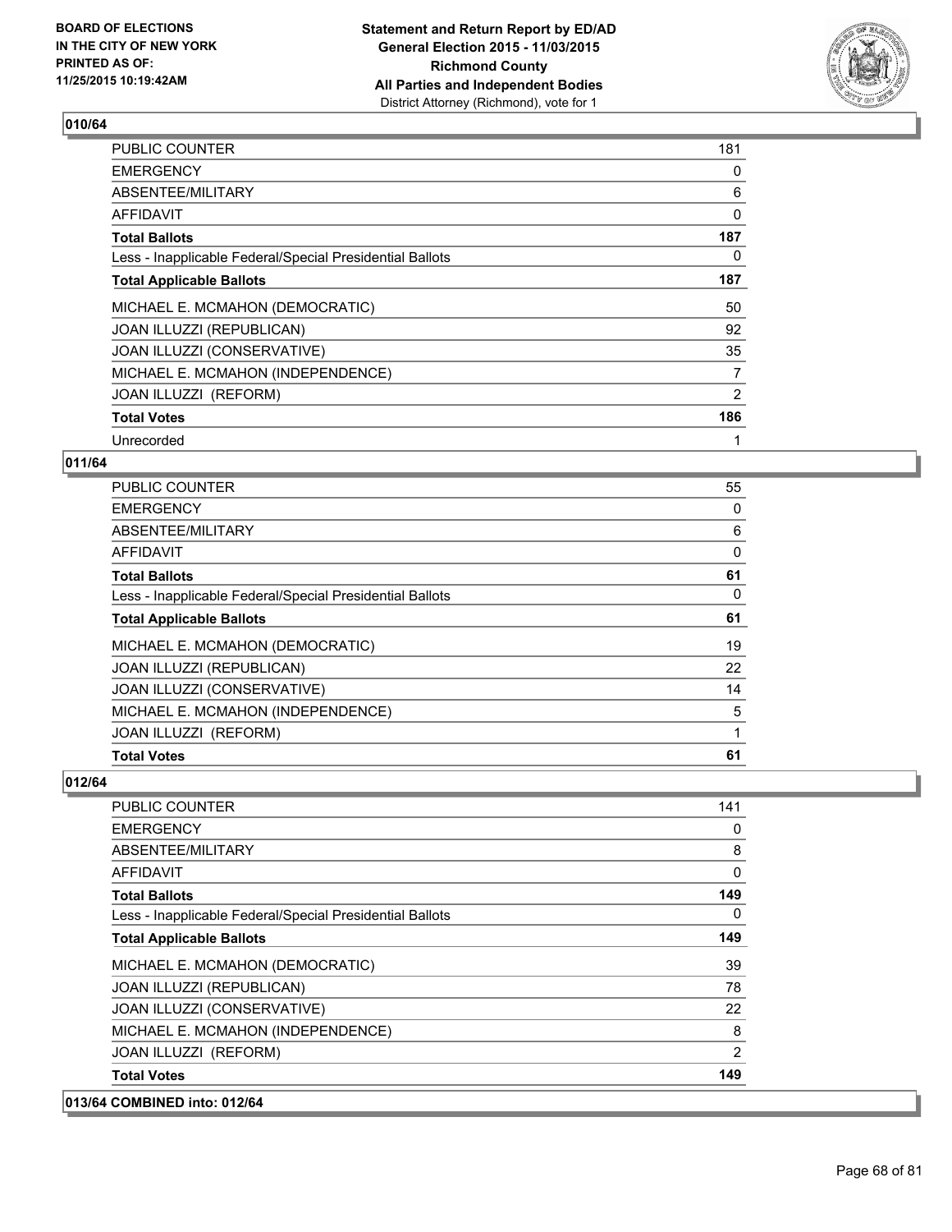**Statement and Return Report by ED/AD**
**General Election 2015 - 11/03/2015**
**Richmond County**
**All Parties and Independent Bodies**
District Attorney (Richmond), vote for 1

BOARD OF ELECTIONS IN THE CITY OF NEW YORK PRINTED AS OF: 11/25/2015 10:19:42AM

## 010/64

| | |
|---|---|
| PUBLIC COUNTER | 181 |
| EMERGENCY | 0 |
| ABSENTEE/MILITARY | 6 |
| AFFIDAVIT | 0 |
| **Total Ballots** | **187** |
| Less - Inapplicable Federal/Special Presidential Ballots | 0 |
| **Total Applicable Ballots** | **187** |
| MICHAEL E. MCMAHON (DEMOCRATIC) | 50 |
| JOAN ILLUZZI (REPUBLICAN) | 92 |
| JOAN ILLUZZI (CONSERVATIVE) | 35 |
| MICHAEL E. MCMAHON (INDEPENDENCE) | 7 |
| JOAN ILLUZZI (REFORM) | 2 |
| **Total Votes** | **186** |
| Unrecorded | 1 |

## 011/64

| | |
|---|---|
| PUBLIC COUNTER | 55 |
| EMERGENCY | 0 |
| ABSENTEE/MILITARY | 6 |
| AFFIDAVIT | 0 |
| **Total Ballots** | **61** |
| Less - Inapplicable Federal/Special Presidential Ballots | 0 |
| **Total Applicable Ballots** | **61** |
| MICHAEL E. MCMAHON (DEMOCRATIC) | 19 |
| JOAN ILLUZZI (REPUBLICAN) | 22 |
| JOAN ILLUZZI (CONSERVATIVE) | 14 |
| MICHAEL E. MCMAHON (INDEPENDENCE) | 5 |
| JOAN ILLUZZI (REFORM) | 1 |
| **Total Votes** | **61** |

## 012/64

| | |
|---|---|
| PUBLIC COUNTER | 141 |
| EMERGENCY | 0 |
| ABSENTEE/MILITARY | 8 |
| AFFIDAVIT | 0 |
| **Total Ballots** | **149** |
| Less - Inapplicable Federal/Special Presidential Ballots | 0 |
| **Total Applicable Ballots** | **149** |
| MICHAEL E. MCMAHON (DEMOCRATIC) | 39 |
| JOAN ILLUZZI (REPUBLICAN) | 78 |
| JOAN ILLUZZI (CONSERVATIVE) | 22 |
| MICHAEL E. MCMAHON (INDEPENDENCE) | 8 |
| JOAN ILLUZZI (REFORM) | 2 |
| **Total Votes** | **149** |

## 013/64 COMBINED into: 012/64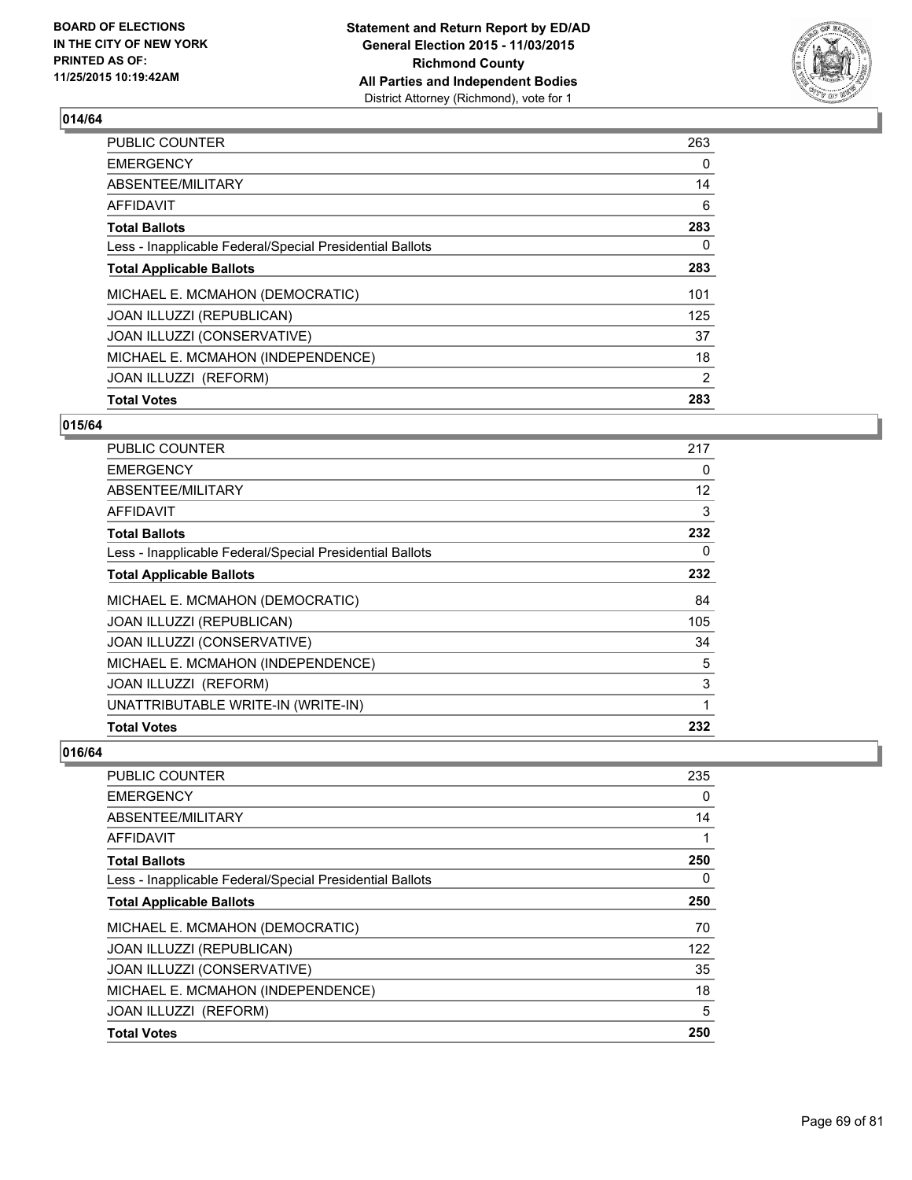**BOARD OF ELECTIONS IN THE CITY OF NEW YORK PRINTED AS OF: 11/25/2015 10:19:42AM**

**Statement and Return Report by ED/AD General Election 2015 - 11/03/2015 Richmond County All Parties and Independent Bodies**
District Attorney (Richmond), vote for 1

## 014/64

| | |
|---|---|
| PUBLIC COUNTER | 263 |
| EMERGENCY | 0 |
| ABSENTEE/MILITARY | 14 |
| AFFIDAVIT | 6 |
| **Total Ballots** | **283** |
| Less - Inapplicable Federal/Special Presidential Ballots | 0 |
| **Total Applicable Ballots** | **283** |
| MICHAEL E. MCMAHON (DEMOCRATIC) | 101 |
| JOAN ILLUZZI (REPUBLICAN) | 125 |
| JOAN ILLUZZI (CONSERVATIVE) | 37 |
| MICHAEL E. MCMAHON (INDEPENDENCE) | 18 |
| JOAN ILLUZZI (REFORM) | 2 |
| **Total Votes** | **283** |

## 015/64

| | |
|---|---|
| PUBLIC COUNTER | 217 |
| EMERGENCY | 0 |
| ABSENTEE/MILITARY | 12 |
| AFFIDAVIT | 3 |
| **Total Ballots** | **232** |
| Less - Inapplicable Federal/Special Presidential Ballots | 0 |
| **Total Applicable Ballots** | **232** |
| MICHAEL E. MCMAHON (DEMOCRATIC) | 84 |
| JOAN ILLUZZI (REPUBLICAN) | 105 |
| JOAN ILLUZZI (CONSERVATIVE) | 34 |
| MICHAEL E. MCMAHON (INDEPENDENCE) | 5 |
| JOAN ILLUZZI (REFORM) | 3 |
| UNATTRIBUTABLE WRITE-IN (WRITE-IN) | 1 |
| **Total Votes** | **232** |

## 016/64

| | |
|---|---|
| PUBLIC COUNTER | 235 |
| EMERGENCY | 0 |
| ABSENTEE/MILITARY | 14 |
| AFFIDAVIT | 1 |
| **Total Ballots** | **250** |
| Less - Inapplicable Federal/Special Presidential Ballots | 0 |
| **Total Applicable Ballots** | **250** |
| MICHAEL E. MCMAHON (DEMOCRATIC) | 70 |
| JOAN ILLUZZI (REPUBLICAN) | 122 |
| JOAN ILLUZZI (CONSERVATIVE) | 35 |
| MICHAEL E. MCMAHON (INDEPENDENCE) | 18 |
| JOAN ILLUZZI (REFORM) | 5 |
| **Total Votes** | **250** |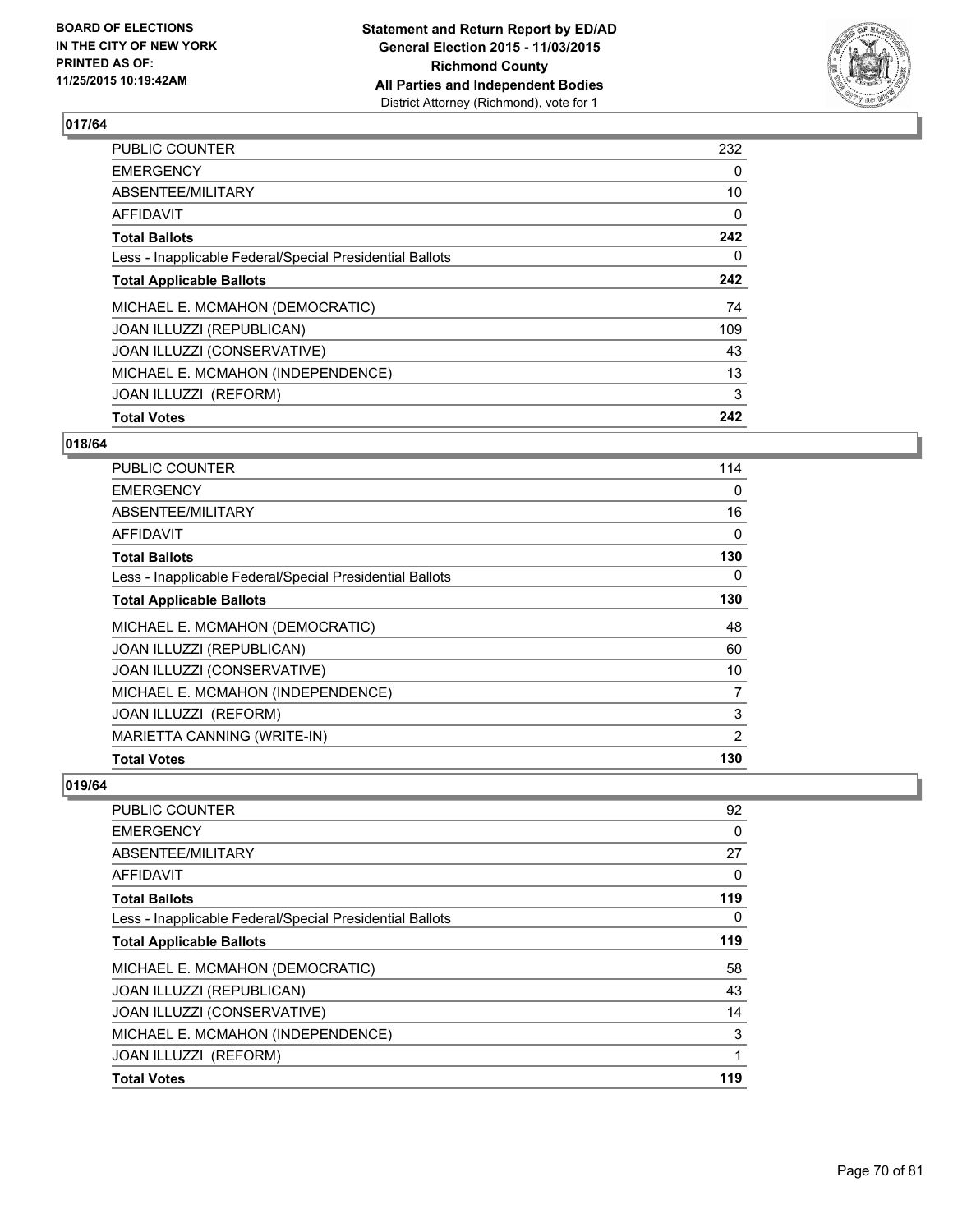**017/64**

| | |
|---|---|
| PUBLIC COUNTER | 232 |
| EMERGENCY | 0 |
| ABSENTEE/MILITARY | 10 |
| AFFIDAVIT | 0 |
| **Total Ballots** | **242** |
| Less - Inapplicable Federal/Special Presidential Ballots | 0 |
| **Total Applicable Ballots** | **242** |
| MICHAEL E. MCMAHON (DEMOCRATIC) | 74 |
| JOAN ILLUZZI (REPUBLICAN) | 109 |
| JOAN ILLUZZI (CONSERVATIVE) | 43 |
| MICHAEL E. MCMAHON (INDEPENDENCE) | 13 |
| JOAN ILLUZZI (REFORM) | 3 |
| **Total Votes** | **242** |

**018/64**

| | |
|---|---|
| PUBLIC COUNTER | 114 |
| EMERGENCY | 0 |
| ABSENTEE/MILITARY | 16 |
| AFFIDAVIT | 0 |
| **Total Ballots** | **130** |
| Less - Inapplicable Federal/Special Presidential Ballots | 0 |
| **Total Applicable Ballots** | **130** |
| MICHAEL E. MCMAHON (DEMOCRATIC) | 48 |
| JOAN ILLUZZI (REPUBLICAN) | 60 |
| JOAN ILLUZZI (CONSERVATIVE) | 10 |
| MICHAEL E. MCMAHON (INDEPENDENCE) | 7 |
| JOAN ILLUZZI (REFORM) | 3 |
| MARIETTA CANNING (WRITE-IN) | 2 |
| **Total Votes** | **130** |

**019/64**

| | |
|---|---|
| PUBLIC COUNTER | 92 |
| EMERGENCY | 0 |
| ABSENTEE/MILITARY | 27 |
| AFFIDAVIT | 0 |
| **Total Ballots** | **119** |
| Less - Inapplicable Federal/Special Presidential Ballots | 0 |
| **Total Applicable Ballots** | **119** |
| MICHAEL E. MCMAHON (DEMOCRATIC) | 58 |
| JOAN ILLUZZI (REPUBLICAN) | 43 |
| JOAN ILLUZZI (CONSERVATIVE) | 14 |
| MICHAEL E. MCMAHON (INDEPENDENCE) | 3 |
| JOAN ILLUZZI (REFORM) | 1 |
| **Total Votes** | **119** |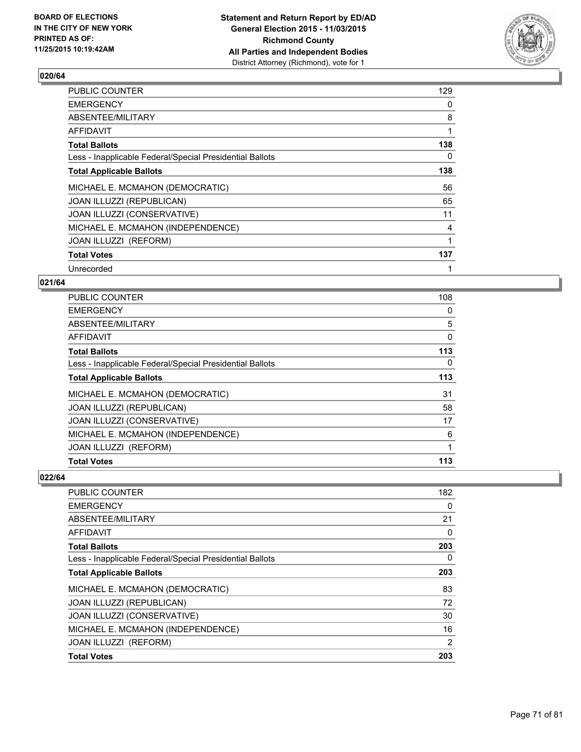**Statement and Return Report by ED/AD**
**General Election 2015 - 11/03/2015**
**Richmond County**
**All Parties and Independent Bodies**
District Attorney (Richmond), vote for 1

BOARD OF ELECTIONS IN THE CITY OF NEW YORK PRINTED AS OF: 11/25/2015 10:19:42AM

## 020/64

| | |
|---|---|
| PUBLIC COUNTER | 129 |
| EMERGENCY | 0 |
| ABSENTEE/MILITARY | 8 |
| AFFIDAVIT | 1 |
| **Total Ballots** | **138** |
| Less - Inapplicable Federal/Special Presidential Ballots | 0 |
| **Total Applicable Ballots** | **138** |
| MICHAEL E. MCMAHON (DEMOCRATIC) | 56 |
| JOAN ILLUZZI (REPUBLICAN) | 65 |
| JOAN ILLUZZI (CONSERVATIVE) | 11 |
| MICHAEL E. MCMAHON (INDEPENDENCE) | 4 |
| JOAN ILLUZZI (REFORM) | 1 |
| **Total Votes** | **137** |
| Unrecorded | 1 |

## 021/64

| | |
|---|---|
| PUBLIC COUNTER | 108 |
| EMERGENCY | 0 |
| ABSENTEE/MILITARY | 5 |
| AFFIDAVIT | 0 |
| **Total Ballots** | **113** |
| Less - Inapplicable Federal/Special Presidential Ballots | 0 |
| **Total Applicable Ballots** | **113** |
| MICHAEL E. MCMAHON (DEMOCRATIC) | 31 |
| JOAN ILLUZZI (REPUBLICAN) | 58 |
| JOAN ILLUZZI (CONSERVATIVE) | 17 |
| MICHAEL E. MCMAHON (INDEPENDENCE) | 6 |
| JOAN ILLUZZI (REFORM) | 1 |
| **Total Votes** | **113** |

## 022/64

| | |
|---|---|
| PUBLIC COUNTER | 182 |
| EMERGENCY | 0 |
| ABSENTEE/MILITARY | 21 |
| AFFIDAVIT | 0 |
| **Total Ballots** | **203** |
| Less - Inapplicable Federal/Special Presidential Ballots | 0 |
| **Total Applicable Ballots** | **203** |
| MICHAEL E. MCMAHON (DEMOCRATIC) | 83 |
| JOAN ILLUZZI (REPUBLICAN) | 72 |
| JOAN ILLUZZI (CONSERVATIVE) | 30 |
| MICHAEL E. MCMAHON (INDEPENDENCE) | 16 |
| JOAN ILLUZZI (REFORM) | 2 |
| **Total Votes** | **203** |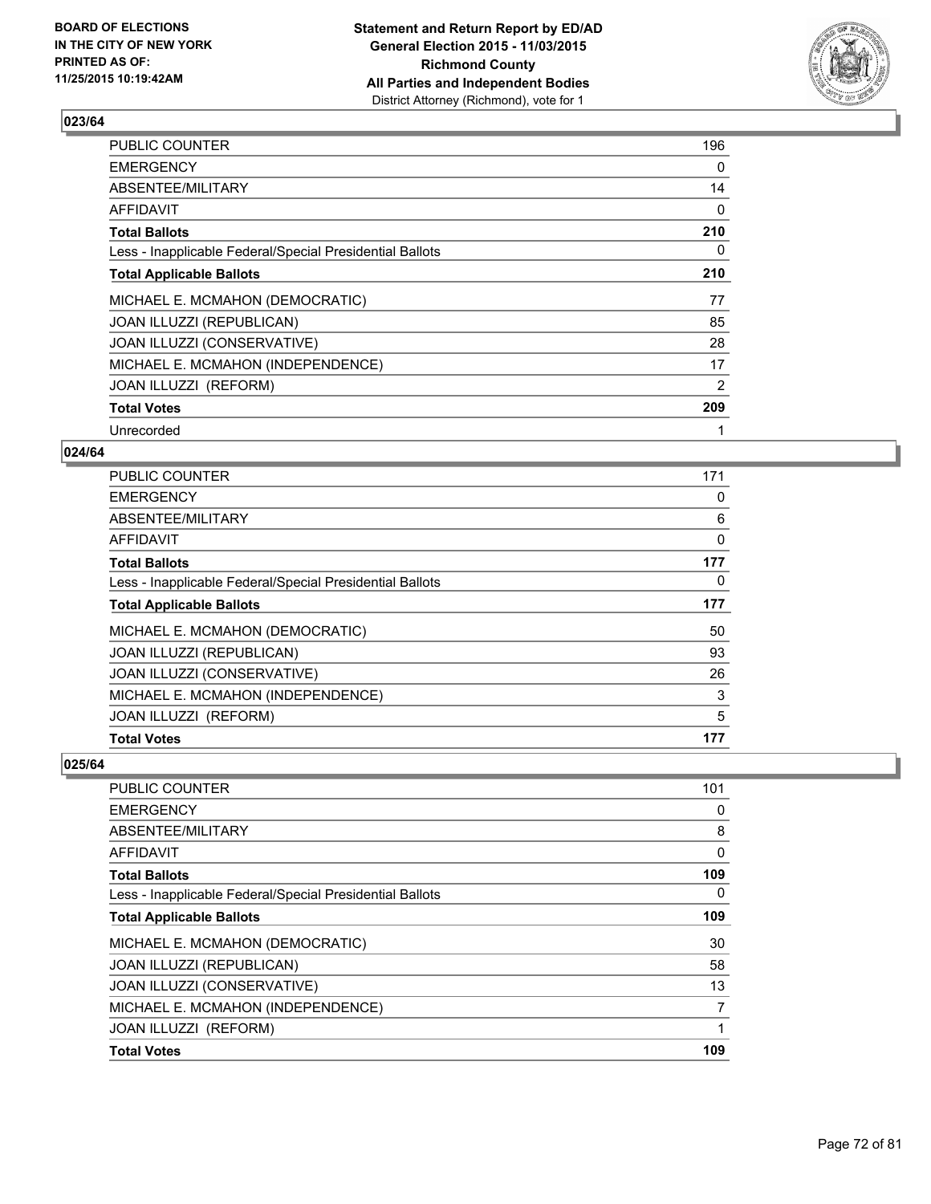**BOARD OF ELECTIONS IN THE CITY OF NEW YORK PRINTED AS OF: 11/25/2015 10:19:42AM**

**Statement and Return Report by ED/AD General Election 2015 - 11/03/2015 Richmond County All Parties and Independent Bodies**
District Attorney (Richmond), vote for 1

## 023/64

| | |
|---|---|
| PUBLIC COUNTER | 196 |
| EMERGENCY | 0 |
| ABSENTEE/MILITARY | 14 |
| AFFIDAVIT | 0 |
| **Total Ballots** | **210** |
| Less - Inapplicable Federal/Special Presidential Ballots | 0 |
| **Total Applicable Ballots** | **210** |
| MICHAEL E. MCMAHON (DEMOCRATIC) | 77 |
| JOAN ILLUZZI (REPUBLICAN) | 85 |
| JOAN ILLUZZI (CONSERVATIVE) | 28 |
| MICHAEL E. MCMAHON (INDEPENDENCE) | 17 |
| JOAN ILLUZZI (REFORM) | 2 |
| **Total Votes** | **209** |
| Unrecorded | 1 |

## 024/64

| | |
|---|---|
| PUBLIC COUNTER | 171 |
| EMERGENCY | 0 |
| ABSENTEE/MILITARY | 6 |
| AFFIDAVIT | 0 |
| **Total Ballots** | **177** |
| Less - Inapplicable Federal/Special Presidential Ballots | 0 |
| **Total Applicable Ballots** | **177** |
| MICHAEL E. MCMAHON (DEMOCRATIC) | 50 |
| JOAN ILLUZZI (REPUBLICAN) | 93 |
| JOAN ILLUZZI (CONSERVATIVE) | 26 |
| MICHAEL E. MCMAHON (INDEPENDENCE) | 3 |
| JOAN ILLUZZI (REFORM) | 5 |
| **Total Votes** | **177** |

## 025/64

| | |
|---|---|
| PUBLIC COUNTER | 101 |
| EMERGENCY | 0 |
| ABSENTEE/MILITARY | 8 |
| AFFIDAVIT | 0 |
| **Total Ballots** | **109** |
| Less - Inapplicable Federal/Special Presidential Ballots | 0 |
| **Total Applicable Ballots** | **109** |
| MICHAEL E. MCMAHON (DEMOCRATIC) | 30 |
| JOAN ILLUZZI (REPUBLICAN) | 58 |
| JOAN ILLUZZI (CONSERVATIVE) | 13 |
| MICHAEL E. MCMAHON (INDEPENDENCE) | 7 |
| JOAN ILLUZZI (REFORM) | 1 |
| **Total Votes** | **109** |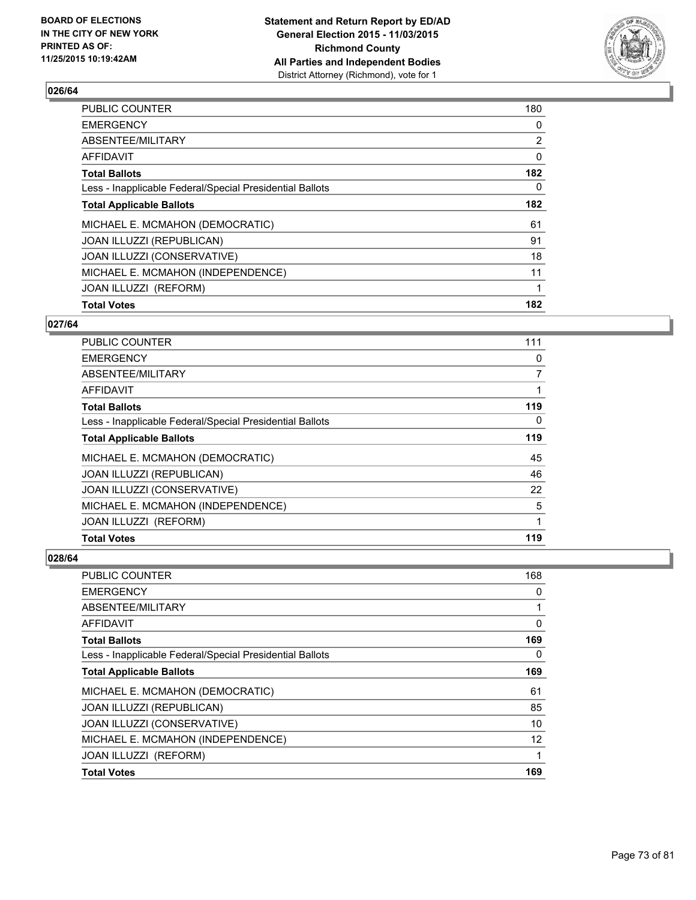**BOARD OF ELECTIONS IN THE CITY OF NEW YORK PRINTED AS OF: 11/25/2015 10:19:42AM**

**Statement and Return Report by ED/AD General Election 2015 - 11/03/2015 Richmond County All Parties and Independent Bodies**
District Attorney (Richmond), vote for 1

## 026/64

| | |
|---|---|
| PUBLIC COUNTER | 180 |
| EMERGENCY | 0 |
| ABSENTEE/MILITARY | 2 |
| AFFIDAVIT | 0 |
| **Total Ballots** | **182** |
| Less - Inapplicable Federal/Special Presidential Ballots | 0 |
| **Total Applicable Ballots** | **182** |
| MICHAEL E. MCMAHON (DEMOCRATIC) | 61 |
| JOAN ILLUZZI (REPUBLICAN) | 91 |
| JOAN ILLUZZI (CONSERVATIVE) | 18 |
| MICHAEL E. MCMAHON (INDEPENDENCE) | 11 |
| JOAN ILLUZZI (REFORM) | 1 |
| **Total Votes** | **182** |

## 027/64

| | |
|---|---|
| PUBLIC COUNTER | 111 |
| EMERGENCY | 0 |
| ABSENTEE/MILITARY | 7 |
| AFFIDAVIT | 1 |
| **Total Ballots** | **119** |
| Less - Inapplicable Federal/Special Presidential Ballots | 0 |
| **Total Applicable Ballots** | **119** |
| MICHAEL E. MCMAHON (DEMOCRATIC) | 45 |
| JOAN ILLUZZI (REPUBLICAN) | 46 |
| JOAN ILLUZZI (CONSERVATIVE) | 22 |
| MICHAEL E. MCMAHON (INDEPENDENCE) | 5 |
| JOAN ILLUZZI (REFORM) | 1 |
| **Total Votes** | **119** |

## 028/64

| | |
|---|---|
| PUBLIC COUNTER | 168 |
| EMERGENCY | 0 |
| ABSENTEE/MILITARY | 1 |
| AFFIDAVIT | 0 |
| **Total Ballots** | **169** |
| Less - Inapplicable Federal/Special Presidential Ballots | 0 |
| **Total Applicable Ballots** | **169** |
| MICHAEL E. MCMAHON (DEMOCRATIC) | 61 |
| JOAN ILLUZZI (REPUBLICAN) | 85 |
| JOAN ILLUZZI (CONSERVATIVE) | 10 |
| MICHAEL E. MCMAHON (INDEPENDENCE) | 12 |
| JOAN ILLUZZI (REFORM) | 1 |
| **Total Votes** | **169** |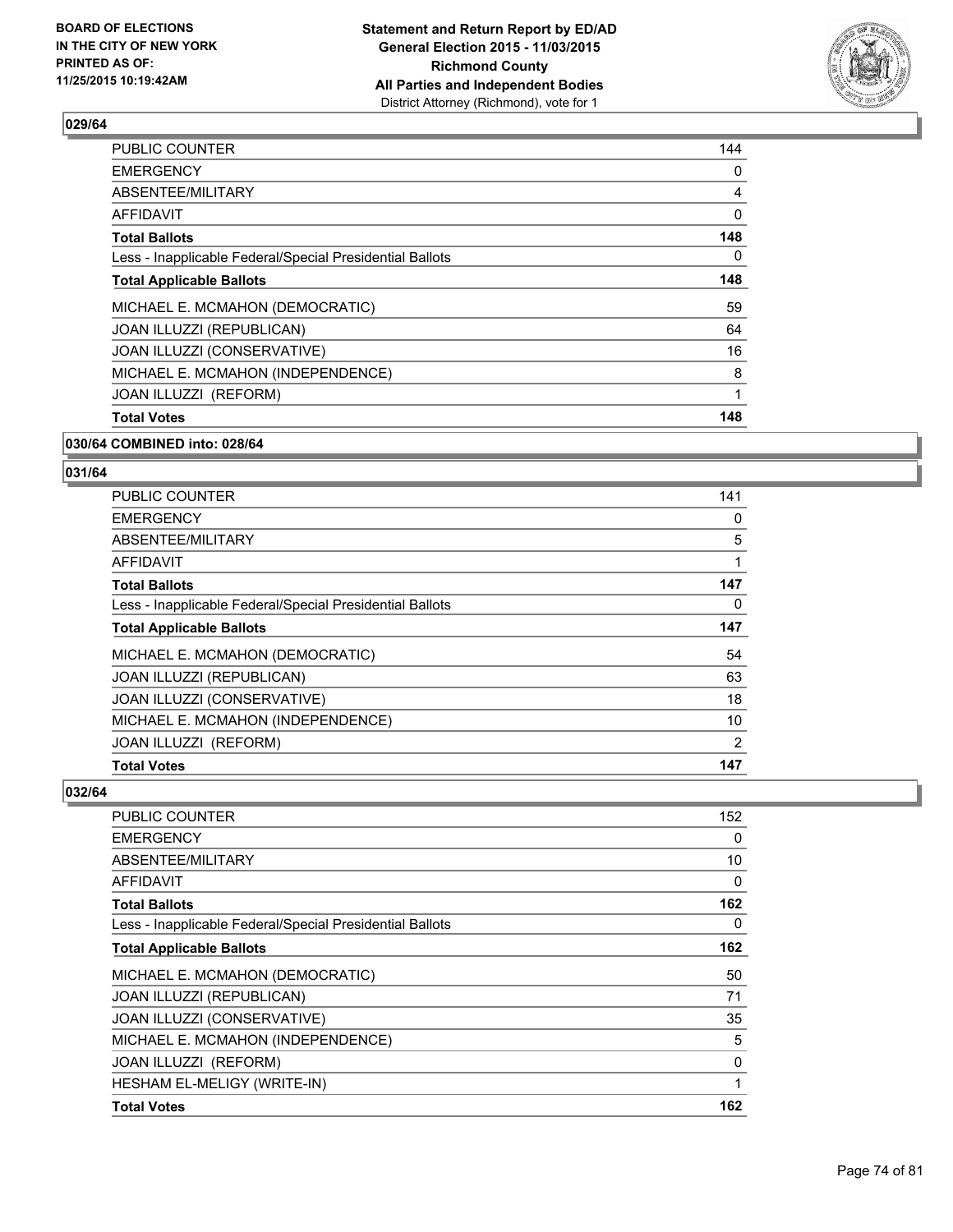### 029/64

| | |
|---|---|
| PUBLIC COUNTER | 144 |
| EMERGENCY | 0 |
| ABSENTEE/MILITARY | 4 |
| AFFIDAVIT | 0 |
| **Total Ballots** | **148** |
| Less - Inapplicable Federal/Special Presidential Ballots | 0 |
| **Total Applicable Ballots** | **148** |
| MICHAEL E. MCMAHON (DEMOCRATIC) | 59 |
| JOAN ILLUZZI (REPUBLICAN) | 64 |
| JOAN ILLUZZI (CONSERVATIVE) | 16 |
| MICHAEL E. MCMAHON (INDEPENDENCE) | 8 |
| JOAN ILLUZZI (REFORM) | 1 |
| **Total Votes** | **148** |

### 030/64 COMBINED into: 028/64

### 031/64

| | |
|---|---|
| PUBLIC COUNTER | 141 |
| EMERGENCY | 0 |
| ABSENTEE/MILITARY | 5 |
| AFFIDAVIT | 1 |
| **Total Ballots** | **147** |
| Less - Inapplicable Federal/Special Presidential Ballots | 0 |
| **Total Applicable Ballots** | **147** |
| MICHAEL E. MCMAHON (DEMOCRATIC) | 54 |
| JOAN ILLUZZI (REPUBLICAN) | 63 |
| JOAN ILLUZZI (CONSERVATIVE) | 18 |
| MICHAEL E. MCMAHON (INDEPENDENCE) | 10 |
| JOAN ILLUZZI (REFORM) | 2 |
| **Total Votes** | **147** |

### 032/64

| | |
|---|---|
| PUBLIC COUNTER | 152 |
| EMERGENCY | 0 |
| ABSENTEE/MILITARY | 10 |
| AFFIDAVIT | 0 |
| **Total Ballots** | **162** |
| Less - Inapplicable Federal/Special Presidential Ballots | 0 |
| **Total Applicable Ballots** | **162** |
| MICHAEL E. MCMAHON (DEMOCRATIC) | 50 |
| JOAN ILLUZZI (REPUBLICAN) | 71 |
| JOAN ILLUZZI (CONSERVATIVE) | 35 |
| MICHAEL E. MCMAHON (INDEPENDENCE) | 5 |
| JOAN ILLUZZI (REFORM) | 0 |
| HESHAM EL-MELIGY (WRITE-IN) | 1 |
| **Total Votes** | **162** |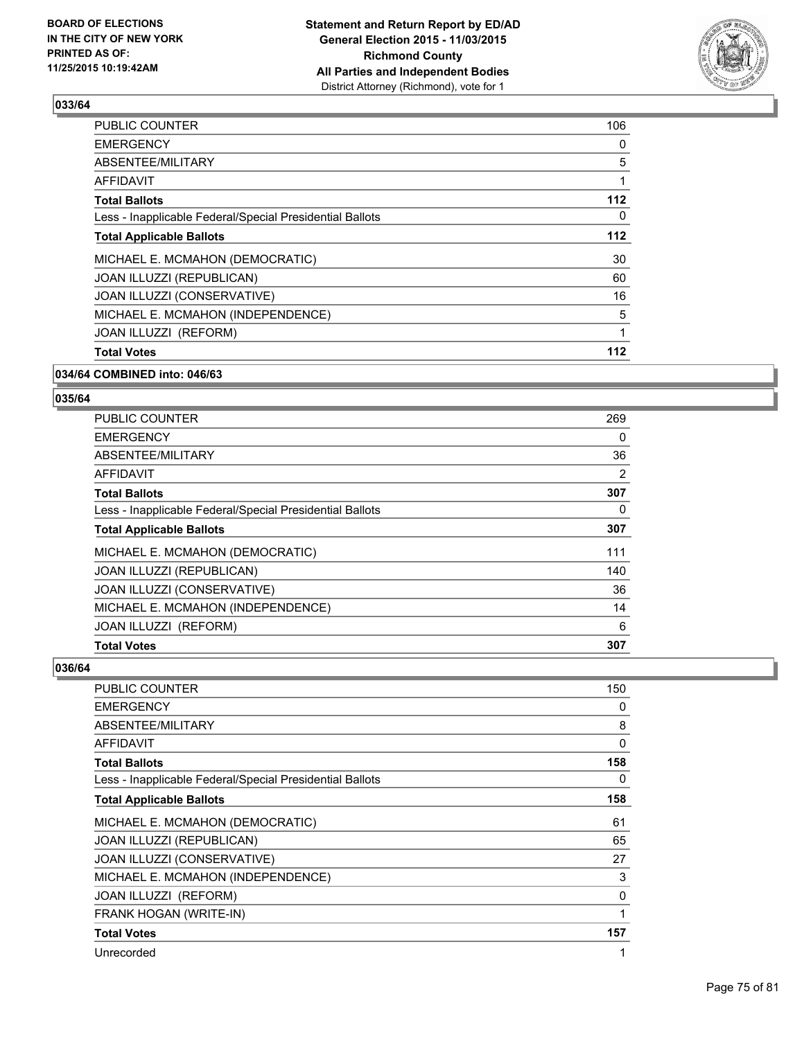## 033/64

| | |
|---|---|
| PUBLIC COUNTER | 106 |
| EMERGENCY | 0 |
| ABSENTEE/MILITARY | 5 |
| AFFIDAVIT | 1 |
| **Total Ballots** | **112** |
| Less - Inapplicable Federal/Special Presidential Ballots | 0 |
| **Total Applicable Ballots** | **112** |
| MICHAEL E. MCMAHON (DEMOCRATIC) | 30 |
| JOAN ILLUZZI (REPUBLICAN) | 60 |
| JOAN ILLUZZI (CONSERVATIVE) | 16 |
| MICHAEL E. MCMAHON (INDEPENDENCE) | 5 |
| JOAN ILLUZZI (REFORM) | 1 |
| **Total Votes** | **112** |

## 034/64 COMBINED into: 046/63

## 035/64

| | |
|---|---|
| PUBLIC COUNTER | 269 |
| EMERGENCY | 0 |
| ABSENTEE/MILITARY | 36 |
| AFFIDAVIT | 2 |
| **Total Ballots** | **307** |
| Less - Inapplicable Federal/Special Presidential Ballots | 0 |
| **Total Applicable Ballots** | **307** |
| MICHAEL E. MCMAHON (DEMOCRATIC) | 111 |
| JOAN ILLUZZI (REPUBLICAN) | 140 |
| JOAN ILLUZZI (CONSERVATIVE) | 36 |
| MICHAEL E. MCMAHON (INDEPENDENCE) | 14 |
| JOAN ILLUZZI (REFORM) | 6 |
| **Total Votes** | **307** |

## 036/64

| | |
|---|---|
| PUBLIC COUNTER | 150 |
| EMERGENCY | 0 |
| ABSENTEE/MILITARY | 8 |
| AFFIDAVIT | 0 |
| **Total Ballots** | **158** |
| Less - Inapplicable Federal/Special Presidential Ballots | 0 |
| **Total Applicable Ballots** | **158** |
| MICHAEL E. MCMAHON (DEMOCRATIC) | 61 |
| JOAN ILLUZZI (REPUBLICAN) | 65 |
| JOAN ILLUZZI (CONSERVATIVE) | 27 |
| MICHAEL E. MCMAHON (INDEPENDENCE) | 3 |
| JOAN ILLUZZI (REFORM) | 0 |
| FRANK HOGAN (WRITE-IN) | 1 |
| **Total Votes** | **157** |
| Unrecorded | 1 |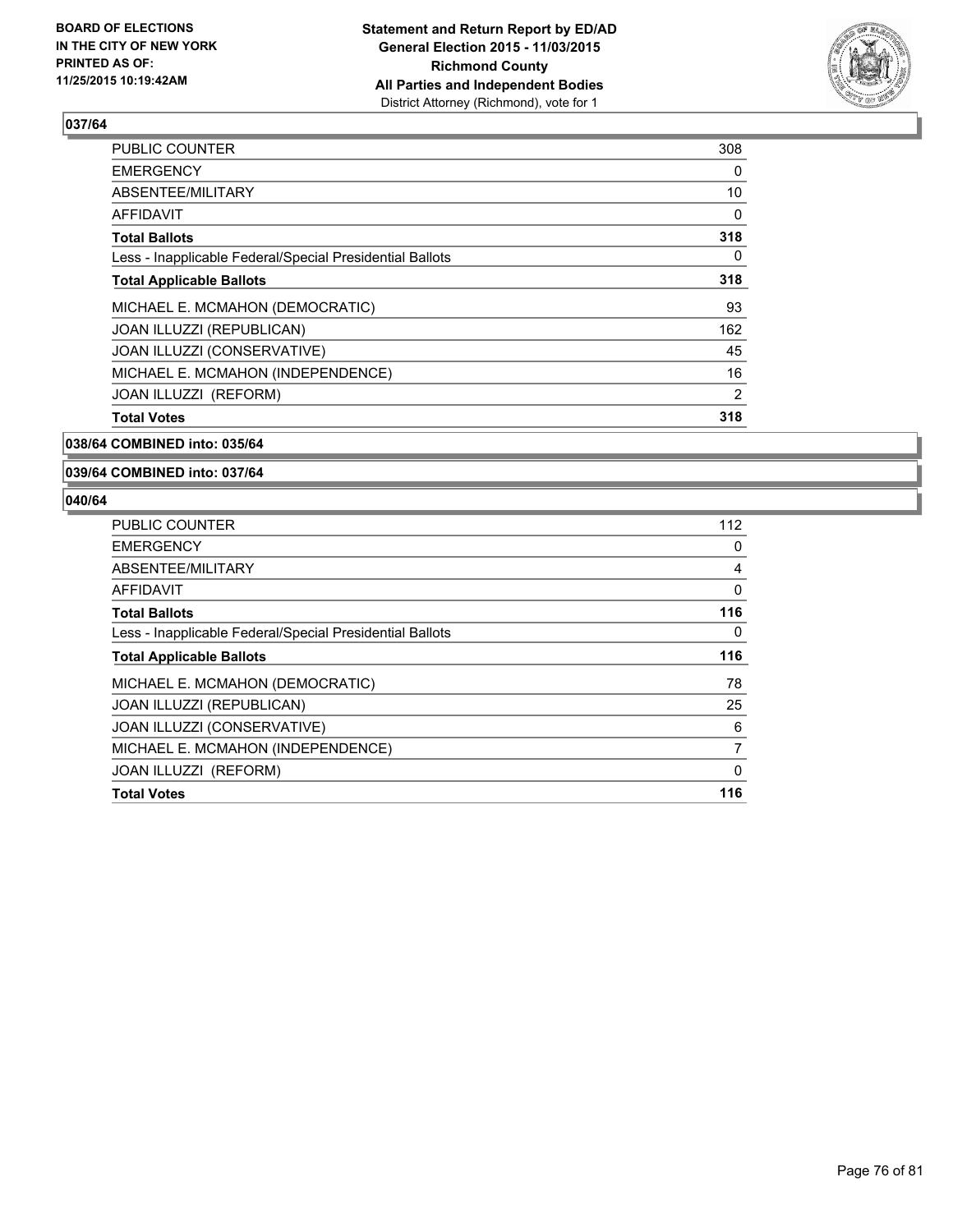**BOARD OF ELECTIONS IN THE CITY OF NEW YORK PRINTED AS OF: 11/25/2015 10:19:42AM**

**Statement and Return Report by ED/AD General Election 2015 - 11/03/2015 Richmond County All Parties and Independent Bodies**
District Attorney (Richmond), vote for 1

### 037/64

| | |
|---|---|
| PUBLIC COUNTER | 308 |
| EMERGENCY | 0 |
| ABSENTEE/MILITARY | 10 |
| AFFIDAVIT | 0 |
| **Total Ballots** | **318** |
| Less - Inapplicable Federal/Special Presidential Ballots | 0 |
| **Total Applicable Ballots** | **318** |
| MICHAEL E. MCMAHON (DEMOCRATIC) | 93 |
| JOAN ILLUZZI (REPUBLICAN) | 162 |
| JOAN ILLUZZI (CONSERVATIVE) | 45 |
| MICHAEL E. MCMAHON (INDEPENDENCE) | 16 |
| JOAN ILLUZZI (REFORM) | 2 |
| **Total Votes** | **318** |

### 038/64 COMBINED into: 035/64

### 039/64 COMBINED into: 037/64

### 040/64

| | |
|---|---|
| PUBLIC COUNTER | 112 |
| EMERGENCY | 0 |
| ABSENTEE/MILITARY | 4 |
| AFFIDAVIT | 0 |
| **Total Ballots** | **116** |
| Less - Inapplicable Federal/Special Presidential Ballots | 0 |
| **Total Applicable Ballots** | **116** |
| MICHAEL E. MCMAHON (DEMOCRATIC) | 78 |
| JOAN ILLUZZI (REPUBLICAN) | 25 |
| JOAN ILLUZZI (CONSERVATIVE) | 6 |
| MICHAEL E. MCMAHON (INDEPENDENCE) | 7 |
| JOAN ILLUZZI (REFORM) | 0 |
| **Total Votes** | **116** |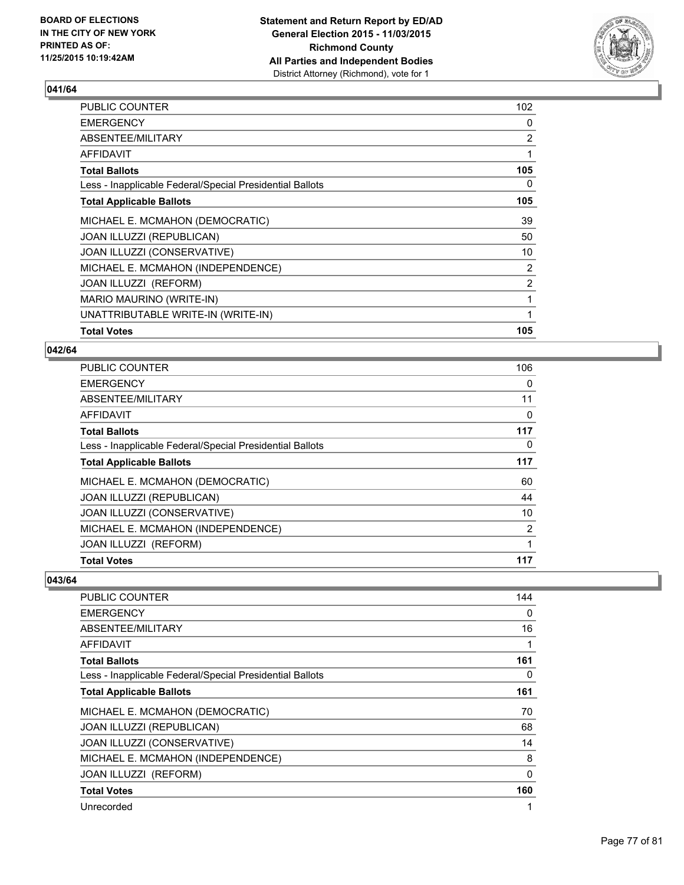**Statement and Return Report by ED/AD**
**General Election 2015 - 11/03/2015**
**Richmond County**
**All Parties and Independent Bodies**
District Attorney (Richmond), vote for 1

BOARD OF ELECTIONS
IN THE CITY OF NEW YORK
PRINTED AS OF:
11/25/2015 10:19:42AM

### 041/64

| | |
|---|---|
| PUBLIC COUNTER | 102 |
| EMERGENCY | 0 |
| ABSENTEE/MILITARY | 2 |
| AFFIDAVIT | 1 |
| **Total Ballots** | **105** |
| Less - Inapplicable Federal/Special Presidential Ballots | 0 |
| **Total Applicable Ballots** | **105** |
| MICHAEL E. MCMAHON (DEMOCRATIC) | 39 |
| JOAN ILLUZZI (REPUBLICAN) | 50 |
| JOAN ILLUZZI (CONSERVATIVE) | 10 |
| MICHAEL E. MCMAHON (INDEPENDENCE) | 2 |
| JOAN ILLUZZI (REFORM) | 2 |
| MARIO MAURINO (WRITE-IN) | 1 |
| UNATTRIBUTABLE WRITE-IN (WRITE-IN) | 1 |
| **Total Votes** | **105** |

### 042/64

| | |
|---|---|
| PUBLIC COUNTER | 106 |
| EMERGENCY | 0 |
| ABSENTEE/MILITARY | 11 |
| AFFIDAVIT | 0 |
| **Total Ballots** | **117** |
| Less - Inapplicable Federal/Special Presidential Ballots | 0 |
| **Total Applicable Ballots** | **117** |
| MICHAEL E. MCMAHON (DEMOCRATIC) | 60 |
| JOAN ILLUZZI (REPUBLICAN) | 44 |
| JOAN ILLUZZI (CONSERVATIVE) | 10 |
| MICHAEL E. MCMAHON (INDEPENDENCE) | 2 |
| JOAN ILLUZZI (REFORM) | 1 |
| **Total Votes** | **117** |

### 043/64

| | |
|---|---|
| PUBLIC COUNTER | 144 |
| EMERGENCY | 0 |
| ABSENTEE/MILITARY | 16 |
| AFFIDAVIT | 1 |
| **Total Ballots** | **161** |
| Less - Inapplicable Federal/Special Presidential Ballots | 0 |
| **Total Applicable Ballots** | **161** |
| MICHAEL E. MCMAHON (DEMOCRATIC) | 70 |
| JOAN ILLUZZI (REPUBLICAN) | 68 |
| JOAN ILLUZZI (CONSERVATIVE) | 14 |
| MICHAEL E. MCMAHON (INDEPENDENCE) | 8 |
| JOAN ILLUZZI (REFORM) | 0 |
| **Total Votes** | **160** |
| Unrecorded | 1 |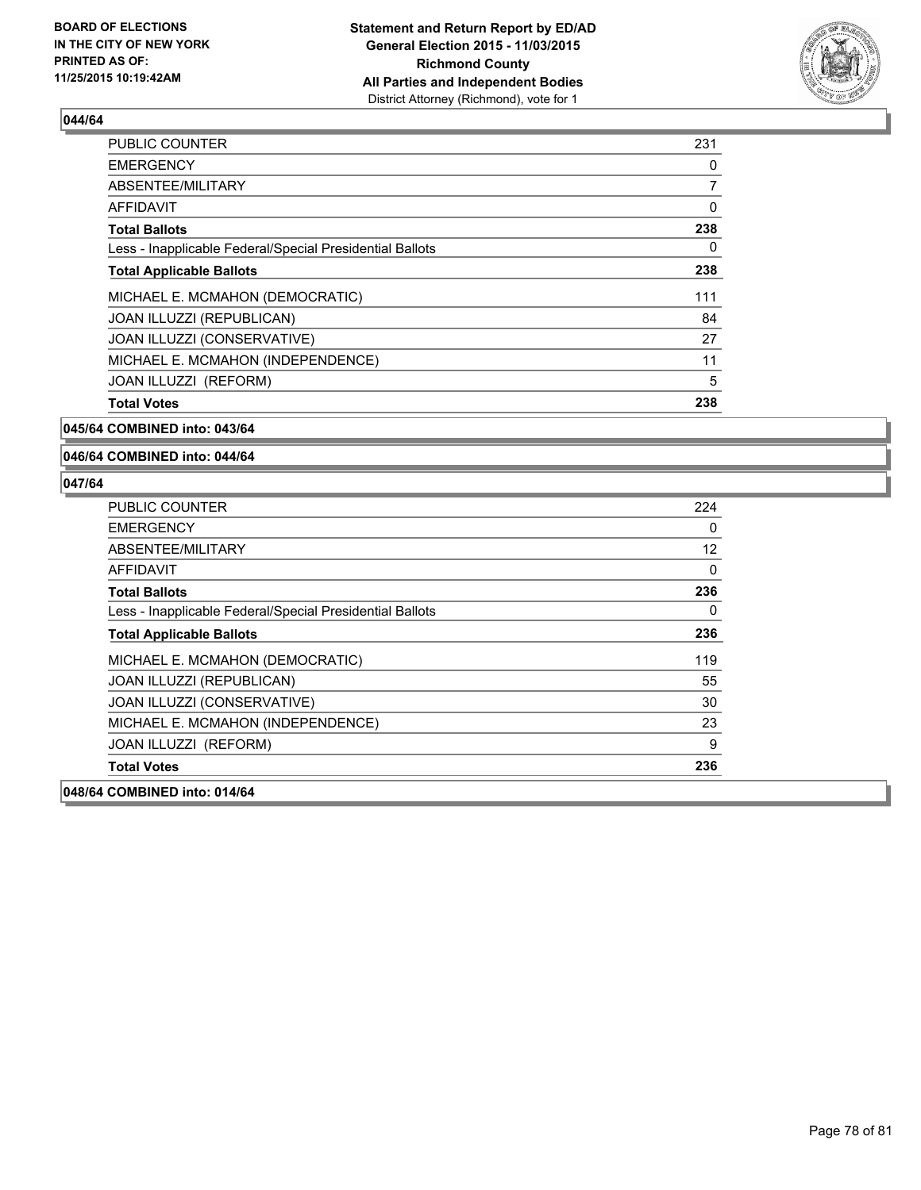### 044/64

| | |
|---|---|
| PUBLIC COUNTER | 231 |
| EMERGENCY | 0 |
| ABSENTEE/MILITARY | 7 |
| AFFIDAVIT | 0 |
| **Total Ballots** | **238** |
| Less - Inapplicable Federal/Special Presidential Ballots | 0 |
| **Total Applicable Ballots** | **238** |
| MICHAEL E. MCMAHON (DEMOCRATIC) | 111 |
| JOAN ILLUZZI (REPUBLICAN) | 84 |
| JOAN ILLUZZI (CONSERVATIVE) | 27 |
| MICHAEL E. MCMAHON (INDEPENDENCE) | 11 |
| JOAN ILLUZZI (REFORM) | 5 |
| **Total Votes** | **238** |

### 045/64 COMBINED into: 043/64

### 046/64 COMBINED into: 044/64

### 047/64

| | |
|---|---|
| PUBLIC COUNTER | 224 |
| EMERGENCY | 0 |
| ABSENTEE/MILITARY | 12 |
| AFFIDAVIT | 0 |
| **Total Ballots** | **236** |
| Less - Inapplicable Federal/Special Presidential Ballots | 0 |
| **Total Applicable Ballots** | **236** |
| MICHAEL E. MCMAHON (DEMOCRATIC) | 119 |
| JOAN ILLUZZI (REPUBLICAN) | 55 |
| JOAN ILLUZZI (CONSERVATIVE) | 30 |
| MICHAEL E. MCMAHON (INDEPENDENCE) | 23 |
| JOAN ILLUZZI (REFORM) | 9 |
| **Total Votes** | **236** |

### 048/64 COMBINED into: 014/64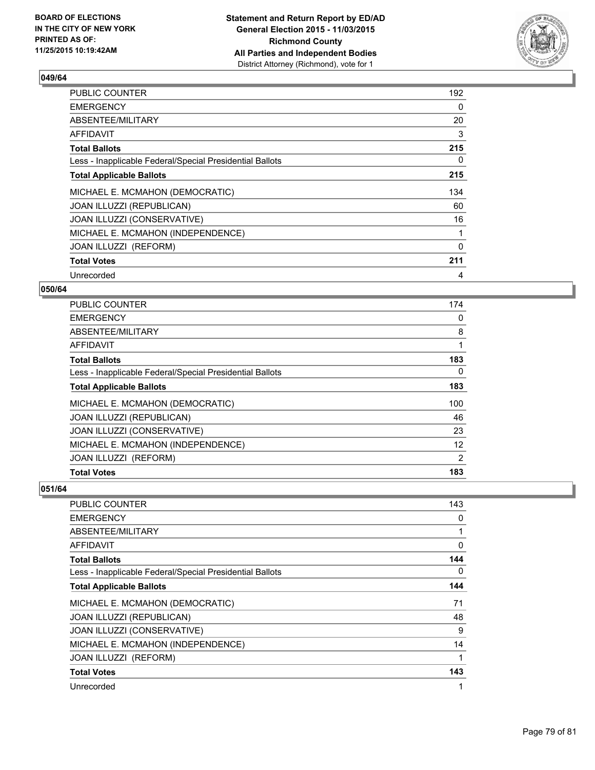### 049/64

| | |
|---|---|
| PUBLIC COUNTER | 192 |
| EMERGENCY | 0 |
| ABSENTEE/MILITARY | 20 |
| AFFIDAVIT | 3 |
| **Total Ballots** | **215** |
| Less - Inapplicable Federal/Special Presidential Ballots | 0 |
| **Total Applicable Ballots** | **215** |
| MICHAEL E. MCMAHON (DEMOCRATIC) | 134 |
| JOAN ILLUZZI (REPUBLICAN) | 60 |
| JOAN ILLUZZI (CONSERVATIVE) | 16 |
| MICHAEL E. MCMAHON (INDEPENDENCE) | 1 |
| JOAN ILLUZZI (REFORM) | 0 |
| **Total Votes** | **211** |
| Unrecorded | 4 |

### 050/64

| | |
|---|---|
| PUBLIC COUNTER | 174 |
| EMERGENCY | 0 |
| ABSENTEE/MILITARY | 8 |
| AFFIDAVIT | 1 |
| **Total Ballots** | **183** |
| Less - Inapplicable Federal/Special Presidential Ballots | 0 |
| **Total Applicable Ballots** | **183** |
| MICHAEL E. MCMAHON (DEMOCRATIC) | 100 |
| JOAN ILLUZZI (REPUBLICAN) | 46 |
| JOAN ILLUZZI (CONSERVATIVE) | 23 |
| MICHAEL E. MCMAHON (INDEPENDENCE) | 12 |
| JOAN ILLUZZI (REFORM) | 2 |
| **Total Votes** | **183** |

### 051/64

| | |
|---|---|
| PUBLIC COUNTER | 143 |
| EMERGENCY | 0 |
| ABSENTEE/MILITARY | 1 |
| AFFIDAVIT | 0 |
| **Total Ballots** | **144** |
| Less - Inapplicable Federal/Special Presidential Ballots | 0 |
| **Total Applicable Ballots** | **144** |
| MICHAEL E. MCMAHON (DEMOCRATIC) | 71 |
| JOAN ILLUZZI (REPUBLICAN) | 48 |
| JOAN ILLUZZI (CONSERVATIVE) | 9 |
| MICHAEL E. MCMAHON (INDEPENDENCE) | 14 |
| JOAN ILLUZZI (REFORM) | 1 |
| **Total Votes** | **143** |
| Unrecorded | 1 |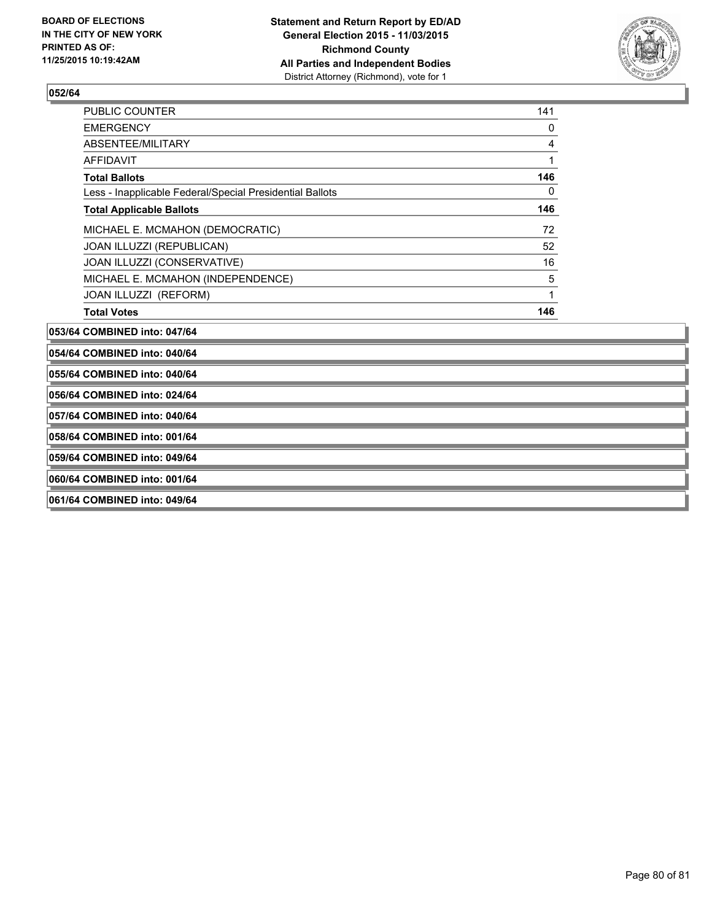**BOARD OF ELECTIONS IN THE CITY OF NEW YORK PRINTED AS OF: 11/25/2015 10:19:42AM**

**Statement and Return Report by ED/AD General Election 2015 - 11/03/2015 Richmond County All Parties and Independent Bodies**
District Attorney (Richmond), vote for 1

**052/64**

| | |
|---|---|
| PUBLIC COUNTER | 141 |
| EMERGENCY | 0 |
| ABSENTEE/MILITARY | 4 |
| AFFIDAVIT | 1 |
| **Total Ballots** | **146** |
| Less - Inapplicable Federal/Special Presidential Ballots | 0 |
| **Total Applicable Ballots** | **146** |
| MICHAEL E. MCMAHON (DEMOCRATIC) | 72 |
| JOAN ILLUZZI (REPUBLICAN) | 52 |
| JOAN ILLUZZI (CONSERVATIVE) | 16 |
| MICHAEL E. MCMAHON (INDEPENDENCE) | 5 |
| JOAN ILLUZZI (REFORM) | 1 |
| **Total Votes** | **146** |

**053/64 COMBINED into: 047/64**

**054/64 COMBINED into: 040/64**

**055/64 COMBINED into: 040/64**

**056/64 COMBINED into: 024/64**

**057/64 COMBINED into: 040/64**

**058/64 COMBINED into: 001/64**

**059/64 COMBINED into: 049/64**

**060/64 COMBINED into: 001/64**

**061/64 COMBINED into: 049/64**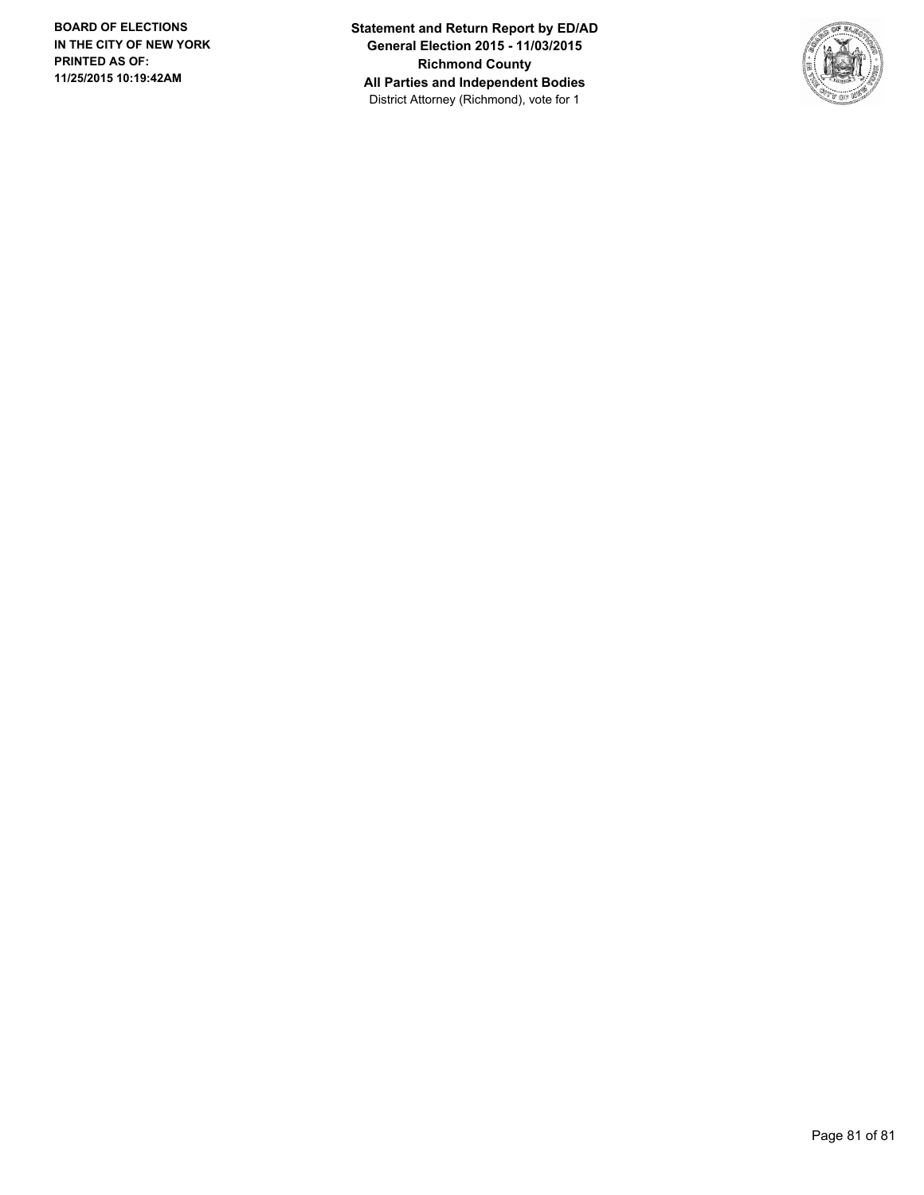**BOARD OF ELECTIONS IN THE CITY OF NEW YORK PRINTED AS OF: 11/25/2015 10:19:42AM**

**Statement and Return Report by ED/AD**
**General Election 2015 - 11/03/2015**
**Richmond County**
**All Parties and Independent Bodies**
District Attorney (Richmond), vote for 1